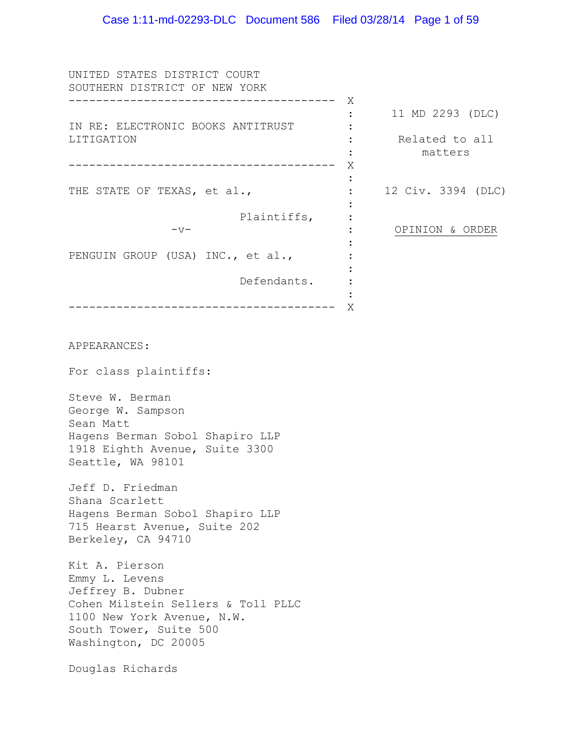UNITED STATES DISTRICT COURT
SOUTHERN DISTRICT OF NEW YORK

| | |
|---|---|
| IN RE: ELECTRONIC BOOKS ANTITRUST LITIGATION | 11 MD 2293 (DLC) Related to all matters |
| THE STATE OF TEXAS, et al., Plaintiffs, -v- PENGUIN GROUP (USA) INC., et al., Defendants. | 12 Civ. 3394 (DLC) OPINION & ORDER |

APPEARANCES:

For class plaintiffs:

Steve W. Berman
George W. Sampson
Sean Matt
Hagens Berman Sobol Shapiro LLP
1918 Eighth Avenue, Suite 3300
Seattle, WA 98101

Jeff D. Friedman
Shana Scarlett
Hagens Berman Sobol Shapiro LLP
715 Hearst Avenue, Suite 202
Berkeley, CA 94710

Kit A. Pierson
Emmy L. Levens
Jeffrey B. Dubner
Cohen Milstein Sellers & Toll PLLC
1100 New York Avenue, N.W.
South Tower, Suite 500
Washington, DC 20005

Douglas Richards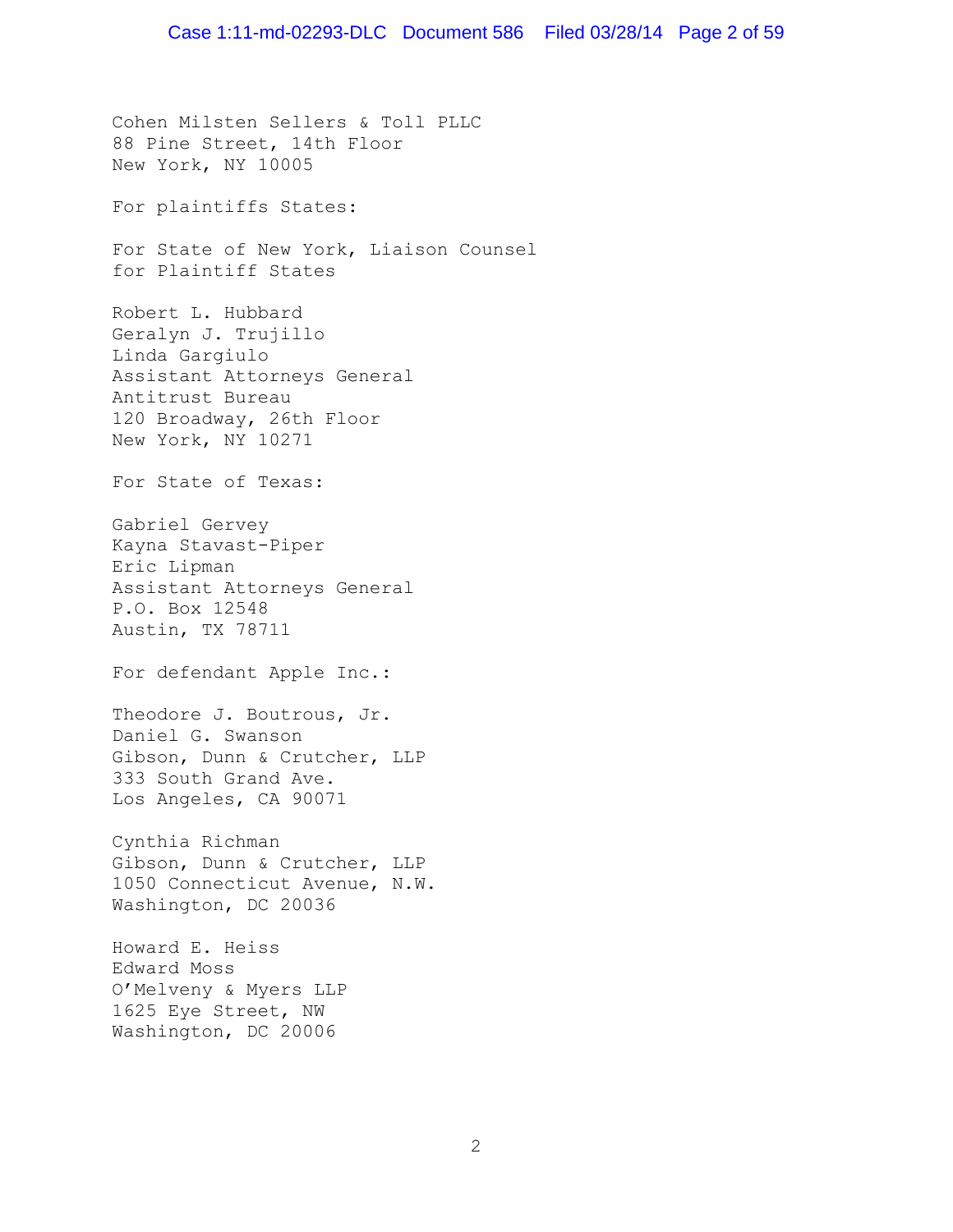Cohen Milsten Sellers & Toll PLLC
88 Pine Street, 14th Floor
New York, NY 10005

For plaintiffs States:

For State of New York, Liaison Counsel
for Plaintiff States

Robert L. Hubbard
Geralyn J. Trujillo
Linda Gargiulo
Assistant Attorneys General
Antitrust Bureau
120 Broadway, 26th Floor
New York, NY 10271

For State of Texas:

Gabriel Gervey
Kayna Stavast-Piper
Eric Lipman
Assistant Attorneys General
P.O. Box 12548
Austin, TX 78711

For defendant Apple Inc.:

Theodore J. Boutrous, Jr.
Daniel G. Swanson
Gibson, Dunn & Crutcher, LLP
333 South Grand Ave.
Los Angeles, CA 90071

Cynthia Richman
Gibson, Dunn & Crutcher, LLP
1050 Connecticut Avenue, N.W.
Washington, DC 20036

Howard E. Heiss
Edward Moss
O'Melveny & Myers LLP
1625 Eye Street, NW
Washington, DC 20006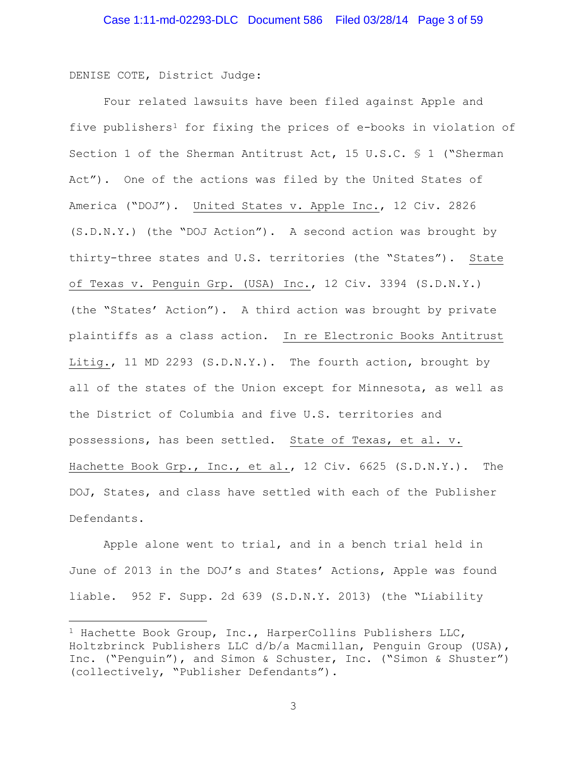DENISE COTE, District Judge:

Four related lawsuits have been filed against Apple and five publishers[1] for fixing the prices of e-books in violation of Section 1 of the Sherman Antitrust Act, 15 U.S.C. § 1 ("Sherman Act"). One of the actions was filed by the United States of America ("DOJ"). United States v. Apple Inc., 12 Civ. 2826 (S.D.N.Y.) (the "DOJ Action"). A second action was brought by thirty-three states and U.S. territories (the "States"). State of Texas v. Penguin Grp. (USA) Inc., 12 Civ. 3394 (S.D.N.Y.) (the "States' Action"). A third action was brought by private plaintiffs as a class action. In re Electronic Books Antitrust Litig., 11 MD 2293 (S.D.N.Y.). The fourth action, brought by all of the states of the Union except for Minnesota, as well as the District of Columbia and five U.S. territories and possessions, has been settled. State of Texas, et al. v. Hachette Book Grp., Inc., et al., 12 Civ. 6625 (S.D.N.Y.). The DOJ, States, and class have settled with each of the Publisher Defendants.

Apple alone went to trial, and in a bench trial held in June of 2013 in the DOJ's and States' Actions, Apple was found liable. 952 F. Supp. 2d 639 (S.D.N.Y. 2013) (the "Liability

[1] Hachette Book Group, Inc., HarperCollins Publishers LLC, Holtzbrinck Publishers LLC d/b/a Macmillan, Penguin Group (USA), Inc. ("Penguin"), and Simon & Schuster, Inc. ("Simon & Shuster") (collectively, "Publisher Defendants").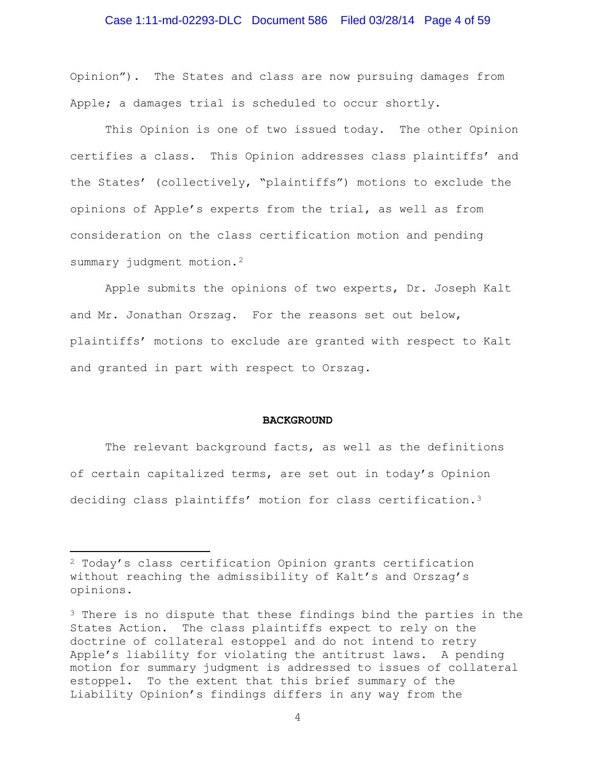Opinion"). The States and class are now pursuing damages from Apple; a damages trial is scheduled to occur shortly.

This Opinion is one of two issued today. The other Opinion certifies a class. This Opinion addresses class plaintiffs' and the States' (collectively, "plaintiffs") motions to exclude the opinions of Apple's experts from the trial, as well as from consideration on the class certification motion and pending summary judgment motion.[2]

Apple submits the opinions of two experts, Dr. Joseph Kalt and Mr. Jonathan Orszag. For the reasons set out below, plaintiffs' motions to exclude are granted with respect to Kalt and granted in part with respect to Orszag.

**BACKGROUND**

The relevant background facts, as well as the definitions of certain capitalized terms, are set out in today's Opinion deciding class plaintiffs' motion for class certification.[3]

---

[2] Today's class certification Opinion grants certification without reaching the admissibility of Kalt's and Orszag's opinions.

[3] There is no dispute that these findings bind the parties in the States Action. The class plaintiffs expect to rely on the doctrine of collateral estoppel and do not intend to retry Apple's liability for violating the antitrust laws. A pending motion for summary judgment is addressed to issues of collateral estoppel. To the extent that this brief summary of the Liability Opinion's findings differs in any way from the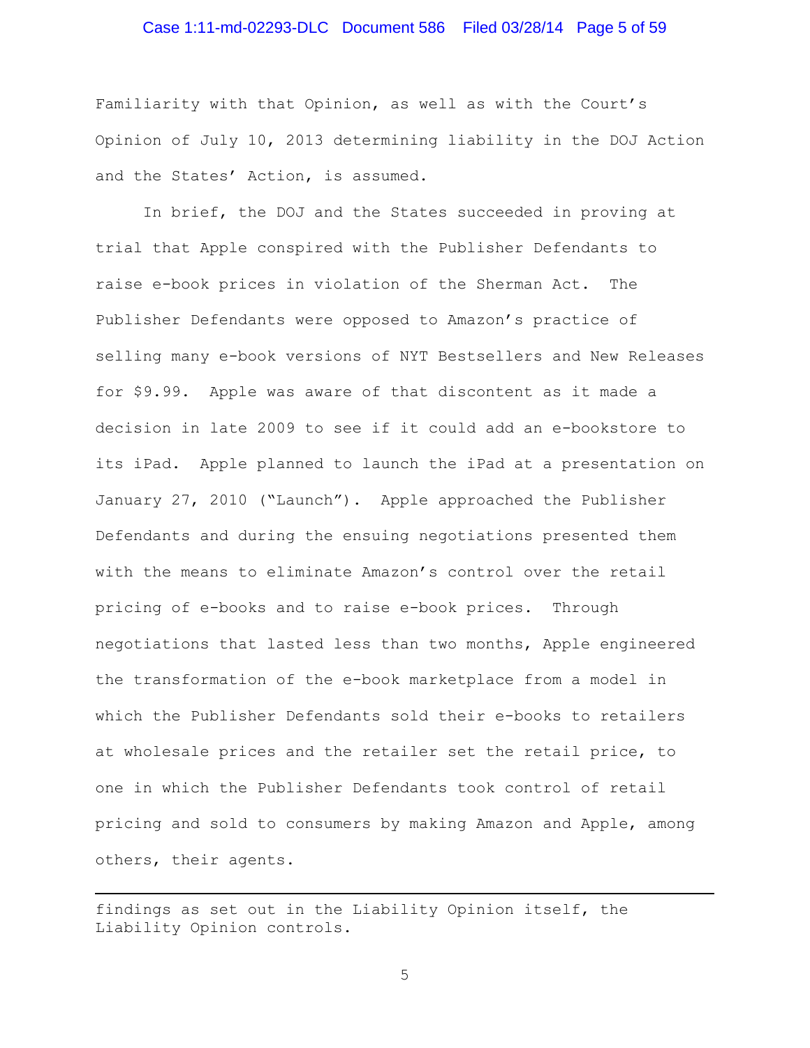Familiarity with that Opinion, as well as with the Court's Opinion of July 10, 2013 determining liability in the DOJ Action and the States' Action, is assumed.

In brief, the DOJ and the States succeeded in proving at trial that Apple conspired with the Publisher Defendants to raise e-book prices in violation of the Sherman Act. The Publisher Defendants were opposed to Amazon's practice of selling many e-book versions of NYT Bestsellers and New Releases for $9.99. Apple was aware of that discontent as it made a decision in late 2009 to see if it could add an e-bookstore to its iPad. Apple planned to launch the iPad at a presentation on January 27, 2010 ("Launch"). Apple approached the Publisher Defendants and during the ensuing negotiations presented them with the means to eliminate Amazon's control over the retail pricing of e-books and to raise e-book prices. Through negotiations that lasted less than two months, Apple engineered the transformation of the e-book marketplace from a model in which the Publisher Defendants sold their e-books to retailers at wholesale prices and the retailer set the retail price, to one in which the Publisher Defendants took control of retail pricing and sold to consumers by making Amazon and Apple, among others, their agents.

---

findings as set out in the Liability Opinion itself, the Liability Opinion controls.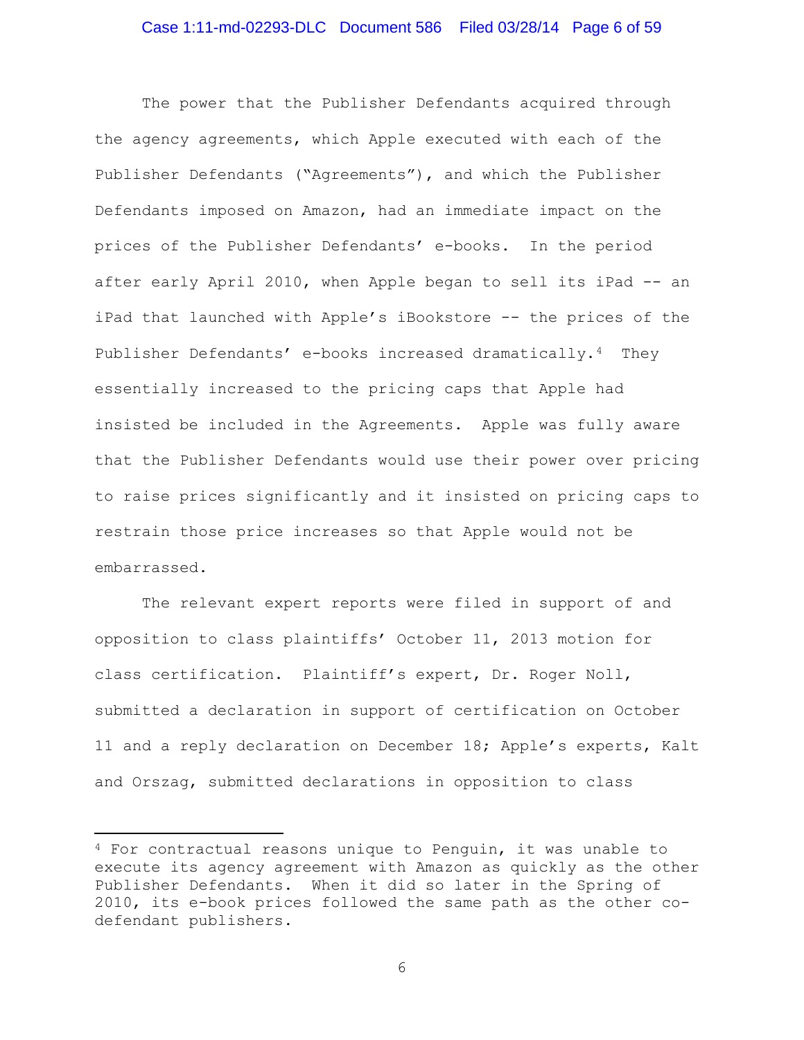The power that the Publisher Defendants acquired through the agency agreements, which Apple executed with each of the Publisher Defendants ("Agreements"), and which the Publisher Defendants imposed on Amazon, had an immediate impact on the prices of the Publisher Defendants' e-books. In the period after early April 2010, when Apple began to sell its iPad -- an iPad that launched with Apple's iBookstore -- the prices of the Publisher Defendants' e-books increased dramatically.[4] They essentially increased to the pricing caps that Apple had insisted be included in the Agreements. Apple was fully aware that the Publisher Defendants would use their power over pricing to raise prices significantly and it insisted on pricing caps to restrain those price increases so that Apple would not be embarrassed.

The relevant expert reports were filed in support of and opposition to class plaintiffs' October 11, 2013 motion for class certification. Plaintiff's expert, Dr. Roger Noll, submitted a declaration in support of certification on October 11 and a reply declaration on December 18; Apple's experts, Kalt and Orszag, submitted declarations in opposition to class

[4] For contractual reasons unique to Penguin, it was unable to execute its agency agreement with Amazon as quickly as the other Publisher Defendants. When it did so later in the Spring of 2010, its e-book prices followed the same path as the other co-defendant publishers.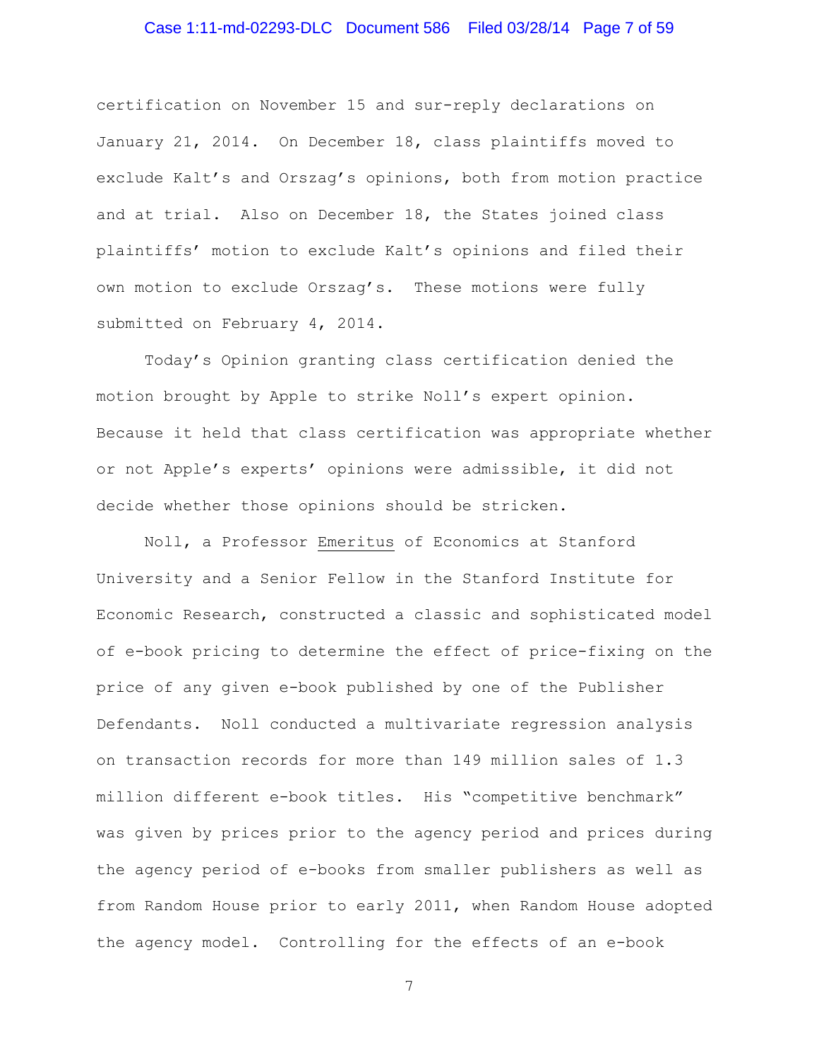certification on November 15 and sur-reply declarations on January 21, 2014. On December 18, class plaintiffs moved to exclude Kalt's and Orszag's opinions, both from motion practice and at trial. Also on December 18, the States joined class plaintiffs' motion to exclude Kalt's opinions and filed their own motion to exclude Orszag's. These motions were fully submitted on February 4, 2014.

Today's Opinion granting class certification denied the motion brought by Apple to strike Noll's expert opinion. Because it held that class certification was appropriate whether or not Apple's experts' opinions were admissible, it did not decide whether those opinions should be stricken.

Noll, a Professor Emeritus of Economics at Stanford University and a Senior Fellow in the Stanford Institute for Economic Research, constructed a classic and sophisticated model of e-book pricing to determine the effect of price-fixing on the price of any given e-book published by one of the Publisher Defendants. Noll conducted a multivariate regression analysis on transaction records for more than 149 million sales of 1.3 million different e-book titles. His "competitive benchmark" was given by prices prior to the agency period and prices during the agency period of e-books from smaller publishers as well as from Random House prior to early 2011, when Random House adopted the agency model. Controlling for the effects of an e-book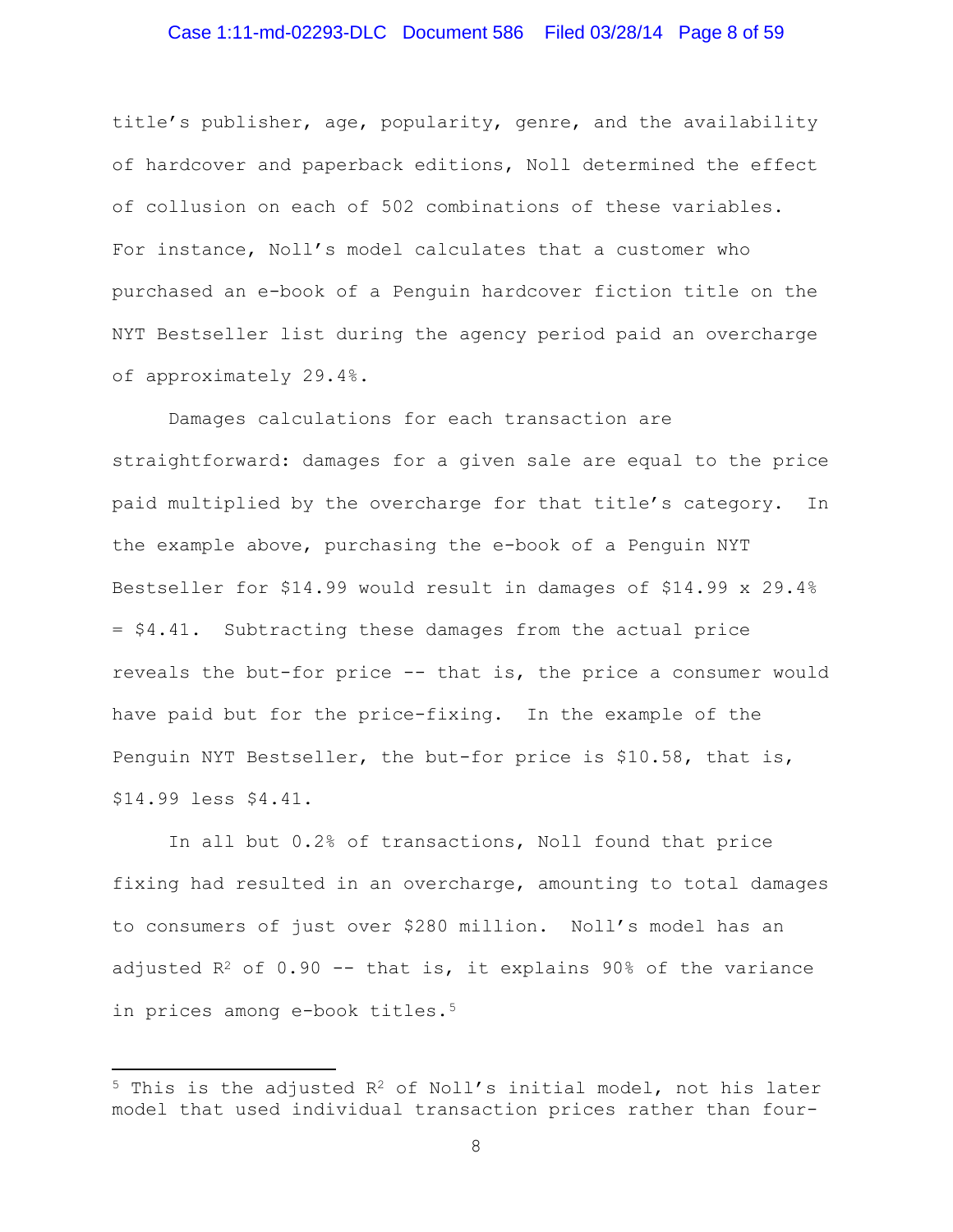title's publisher, age, popularity, genre, and the availability of hardcover and paperback editions, Noll determined the effect of collusion on each of 502 combinations of these variables. For instance, Noll's model calculates that a customer who purchased an e-book of a Penguin hardcover fiction title on the NYT Bestseller list during the agency period paid an overcharge of approximately 29.4%.

Damages calculations for each transaction are straightforward: damages for a given sale are equal to the price paid multiplied by the overcharge for that title's category. In the example above, purchasing the e-book of a Penguin NYT Bestseller for $14.99 would result in damages of $14.99 x 29.4% = $4.41. Subtracting these damages from the actual price reveals the but-for price -- that is, the price a consumer would have paid but for the price-fixing. In the example of the Penguin NYT Bestseller, the but-for price is $10.58, that is, $14.99 less $4.41.

In all but 0.2% of transactions, Noll found that price fixing had resulted in an overcharge, amounting to total damages to consumers of just over $280 million. Noll's model has an adjusted $R^2$ of 0.90 -- that is, it explains 90% of the variance in prices among e-book titles.[5]

---

[5] This is the adjusted $R^2$ of Noll's initial model, not his later model that used individual transaction prices rather than four-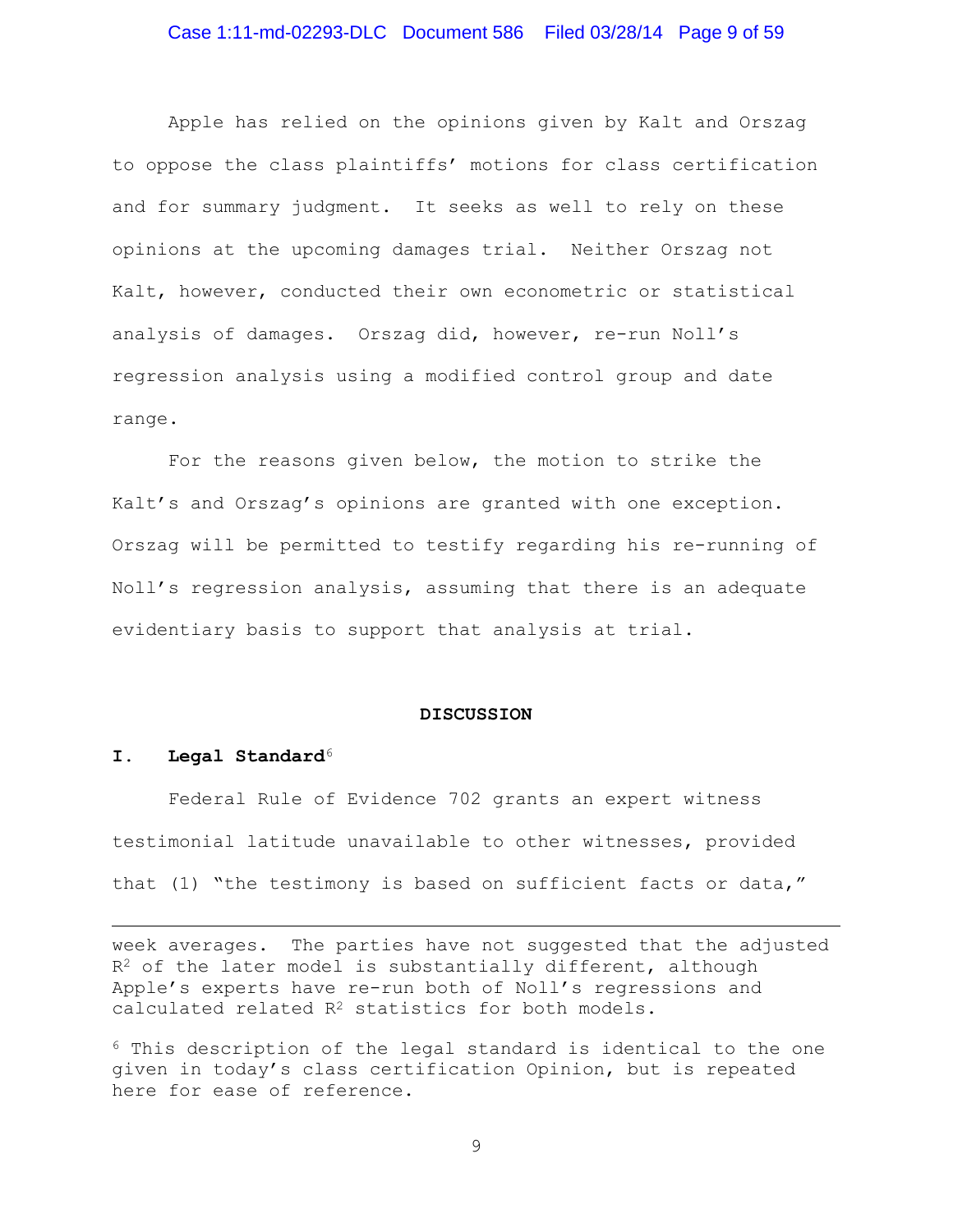Apple has relied on the opinions given by Kalt and Orszag to oppose the class plaintiffs' motions for class certification and for summary judgment. It seeks as well to rely on these opinions at the upcoming damages trial. Neither Orszag not Kalt, however, conducted their own econometric or statistical analysis of damages. Orszag did, however, re-run Noll's regression analysis using a modified control group and date range.

For the reasons given below, the motion to strike the Kalt's and Orszag's opinions are granted with one exception. Orszag will be permitted to testify regarding his re-running of Noll's regression analysis, assuming that there is an adequate evidentiary basis to support that analysis at trial.

## DISCUSSION

### I. Legal Standard[6]

Federal Rule of Evidence 702 grants an expert witness testimonial latitude unavailable to other witnesses, provided that (1) "the testimony is based on sufficient facts or data,"

---

week averages. The parties have not suggested that the adjusted $R^2$ of the later model is substantially different, although Apple's experts have re-run both of Noll's regressions and calculated related $R^2$ statistics for both models.

[6] This description of the legal standard is identical to the one given in today's class certification Opinion, but is repeated here for ease of reference.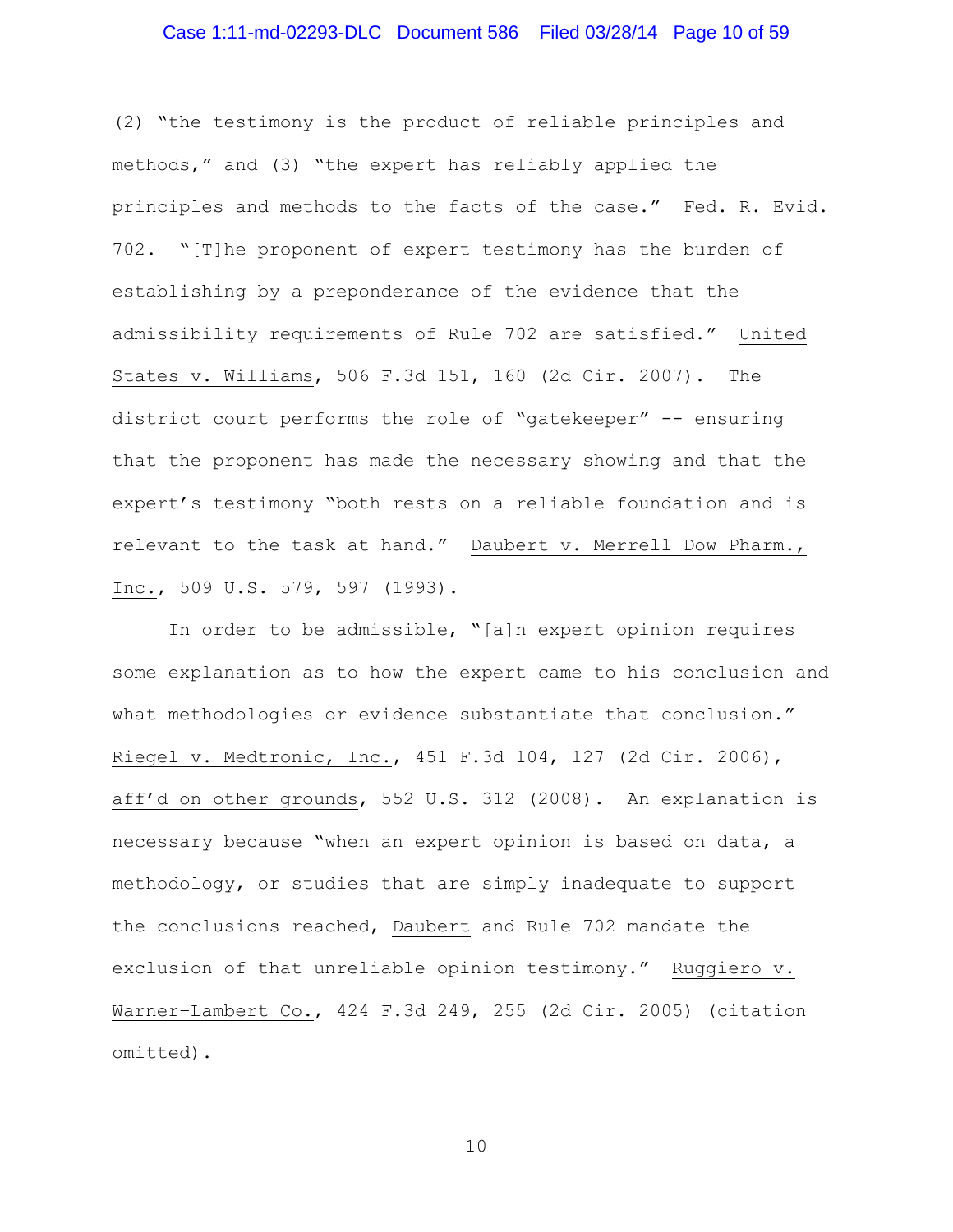(2) "the testimony is the product of reliable principles and methods," and (3) "the expert has reliably applied the principles and methods to the facts of the case." Fed. R. Evid. 702. "[T]he proponent of expert testimony has the burden of establishing by a preponderance of the evidence that the admissibility requirements of Rule 702 are satisfied." United States v. Williams, 506 F.3d 151, 160 (2d Cir. 2007). The district court performs the role of "gatekeeper" -- ensuring that the proponent has made the necessary showing and that the expert's testimony "both rests on a reliable foundation and is relevant to the task at hand." Daubert v. Merrell Dow Pharm., Inc., 509 U.S. 579, 597 (1993).

In order to be admissible, "[a]n expert opinion requires some explanation as to how the expert came to his conclusion and what methodologies or evidence substantiate that conclusion." Riegel v. Medtronic, Inc., 451 F.3d 104, 127 (2d Cir. 2006), aff'd on other grounds, 552 U.S. 312 (2008). An explanation is necessary because "when an expert opinion is based on data, a methodology, or studies that are simply inadequate to support the conclusions reached, Daubert and Rule 702 mandate the exclusion of that unreliable opinion testimony." Ruggiero v. Warner-Lambert Co., 424 F.3d 249, 255 (2d Cir. 2005) (citation omitted).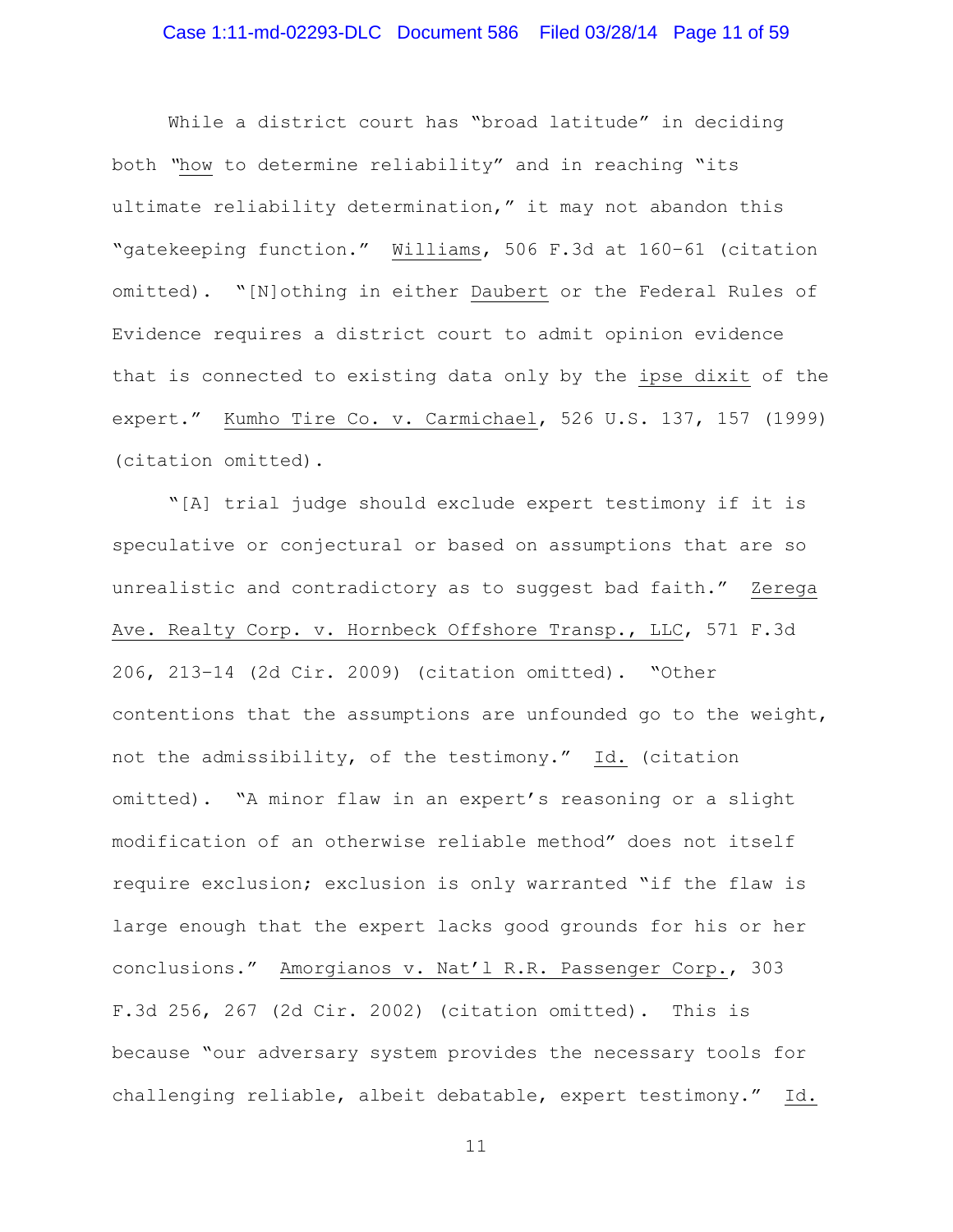While a district court has "broad latitude" in deciding both "how to determine reliability" and in reaching "its ultimate reliability determination," it may not abandon this "gatekeeping function." Williams, 506 F.3d at 160–61 (citation omitted). "[N]othing in either Daubert or the Federal Rules of Evidence requires a district court to admit opinion evidence that is connected to existing data only by the ipse dixit of the expert." Kumho Tire Co. v. Carmichael, 526 U.S. 137, 157 (1999) (citation omitted).

"[A] trial judge should exclude expert testimony if it is speculative or conjectural or based on assumptions that are so unrealistic and contradictory as to suggest bad faith." Zerega Ave. Realty Corp. v. Hornbeck Offshore Transp., LLC, 571 F.3d 206, 213–14 (2d Cir. 2009) (citation omitted). "Other contentions that the assumptions are unfounded go to the weight, not the admissibility, of the testimony." Id. (citation omitted). "A minor flaw in an expert's reasoning or a slight modification of an otherwise reliable method" does not itself require exclusion; exclusion is only warranted "if the flaw is large enough that the expert lacks good grounds for his or her conclusions." Amorgianos v. Nat'l R.R. Passenger Corp., 303 F.3d 256, 267 (2d Cir. 2002) (citation omitted). This is because "our adversary system provides the necessary tools for challenging reliable, albeit debatable, expert testimony." Id.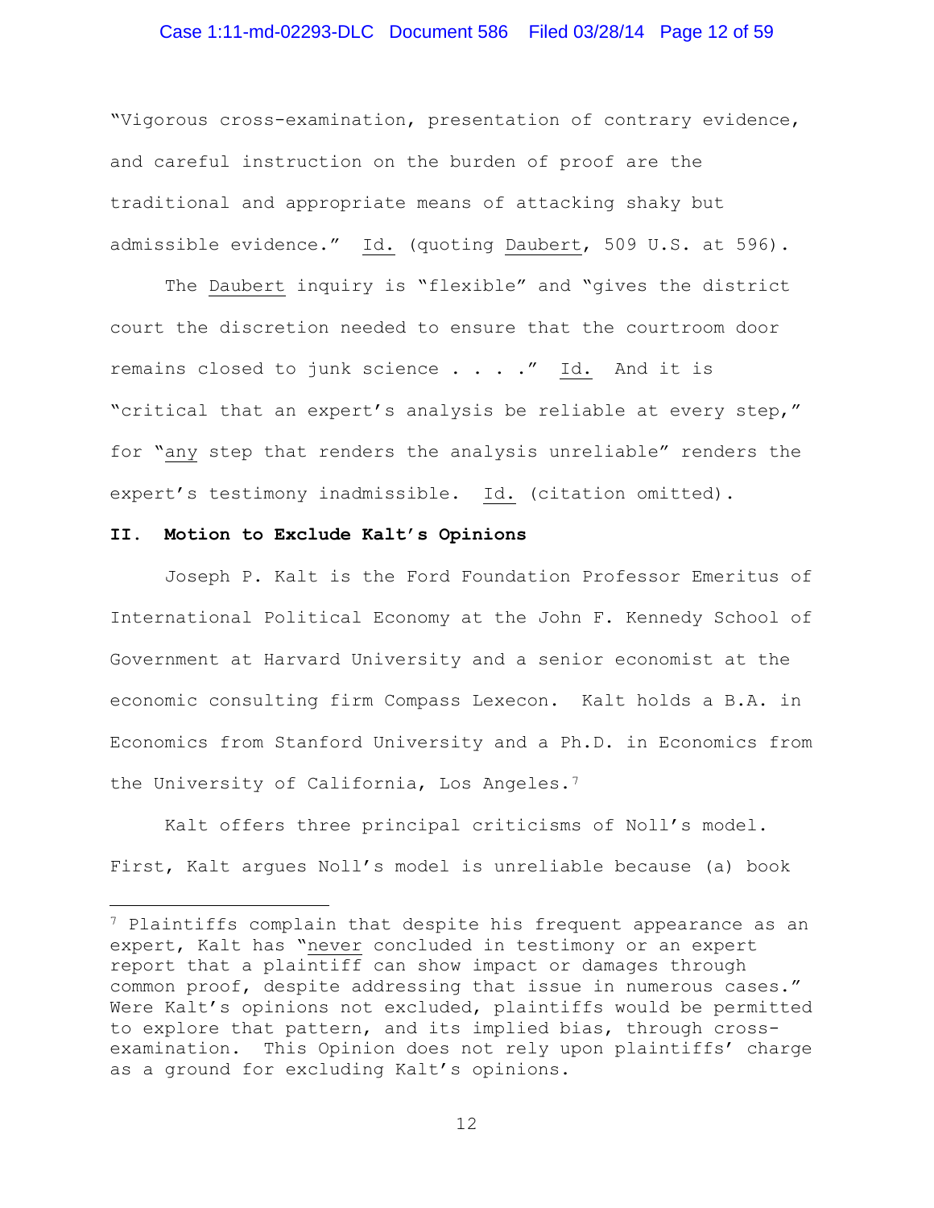"Vigorous cross-examination, presentation of contrary evidence, and careful instruction on the burden of proof are the traditional and appropriate means of attacking shaky but admissible evidence." Id. (quoting Daubert, 509 U.S. at 596).

The Daubert inquiry is "flexible" and "gives the district court the discretion needed to ensure that the courtroom door remains closed to junk science . . . ." Id. And it is "critical that an expert's analysis be reliable at every step," for "any step that renders the analysis unreliable" renders the expert's testimony inadmissible. Id. (citation omitted).

## II. Motion to Exclude Kalt's Opinions

Joseph P. Kalt is the Ford Foundation Professor Emeritus of International Political Economy at the John F. Kennedy School of Government at Harvard University and a senior economist at the economic consulting firm Compass Lexecon. Kalt holds a B.A. in Economics from Stanford University and a Ph.D. in Economics from the University of California, Los Angeles.[7]

Kalt offers three principal criticisms of Noll's model. First, Kalt argues Noll's model is unreliable because (a) book

---

[7] Plaintiffs complain that despite his frequent appearance as an expert, Kalt has "never concluded in testimony or an expert report that a plaintiff can show impact or damages through common proof, despite addressing that issue in numerous cases." Were Kalt's opinions not excluded, plaintiffs would be permitted to explore that pattern, and its implied bias, through cross-examination. This Opinion does not rely upon plaintiffs' charge as a ground for excluding Kalt's opinions.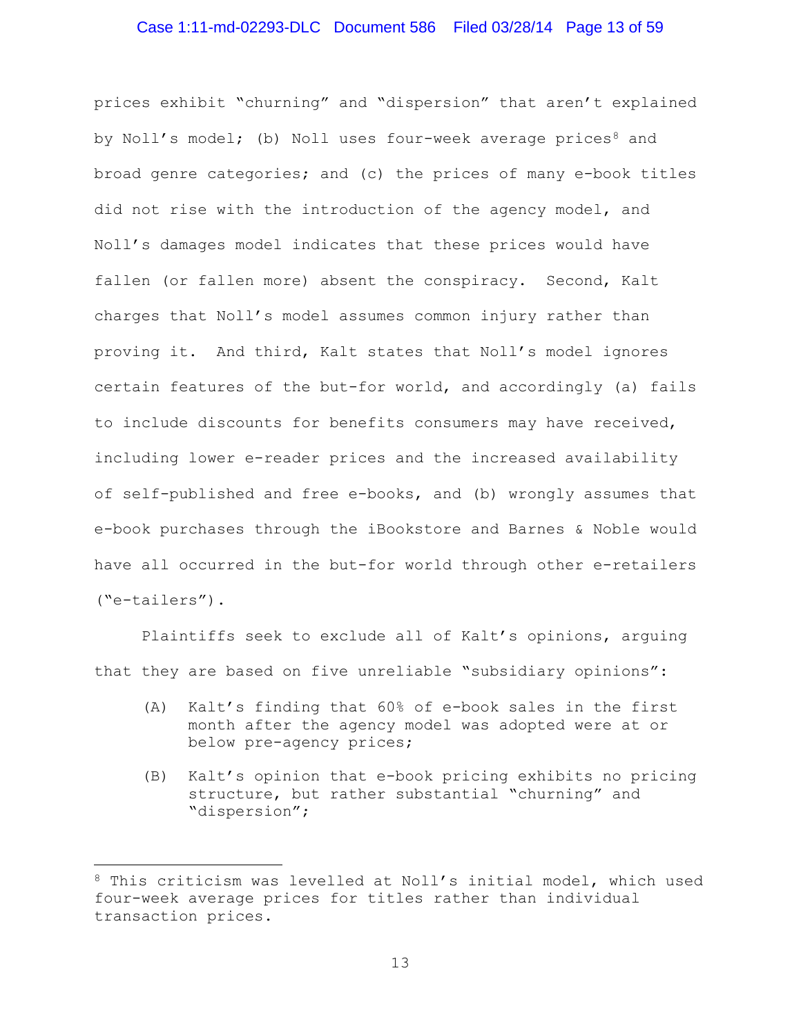prices exhibit "churning" and "dispersion" that aren't explained by Noll's model; (b) Noll uses four-week average prices[8] and broad genre categories; and (c) the prices of many e-book titles did not rise with the introduction of the agency model, and Noll's damages model indicates that these prices would have fallen (or fallen more) absent the conspiracy. Second, Kalt charges that Noll's model assumes common injury rather than proving it. And third, Kalt states that Noll's model ignores certain features of the but-for world, and accordingly (a) fails to include discounts for benefits consumers may have received, including lower e-reader prices and the increased availability of self-published and free e-books, and (b) wrongly assumes that e-book purchases through the iBookstore and Barnes & Noble would have all occurred in the but-for world through other e-retailers ("e-tailers").

Plaintiffs seek to exclude all of Kalt's opinions, arguing that they are based on five unreliable "subsidiary opinions":

(A) Kalt's finding that 60% of e-book sales in the first month after the agency model was adopted were at or below pre-agency prices;

(B) Kalt's opinion that e-book pricing exhibits no pricing structure, but rather substantial "churning" and "dispersion";

---

[8] This criticism was levelled at Noll's initial model, which used four-week average prices for titles rather than individual transaction prices.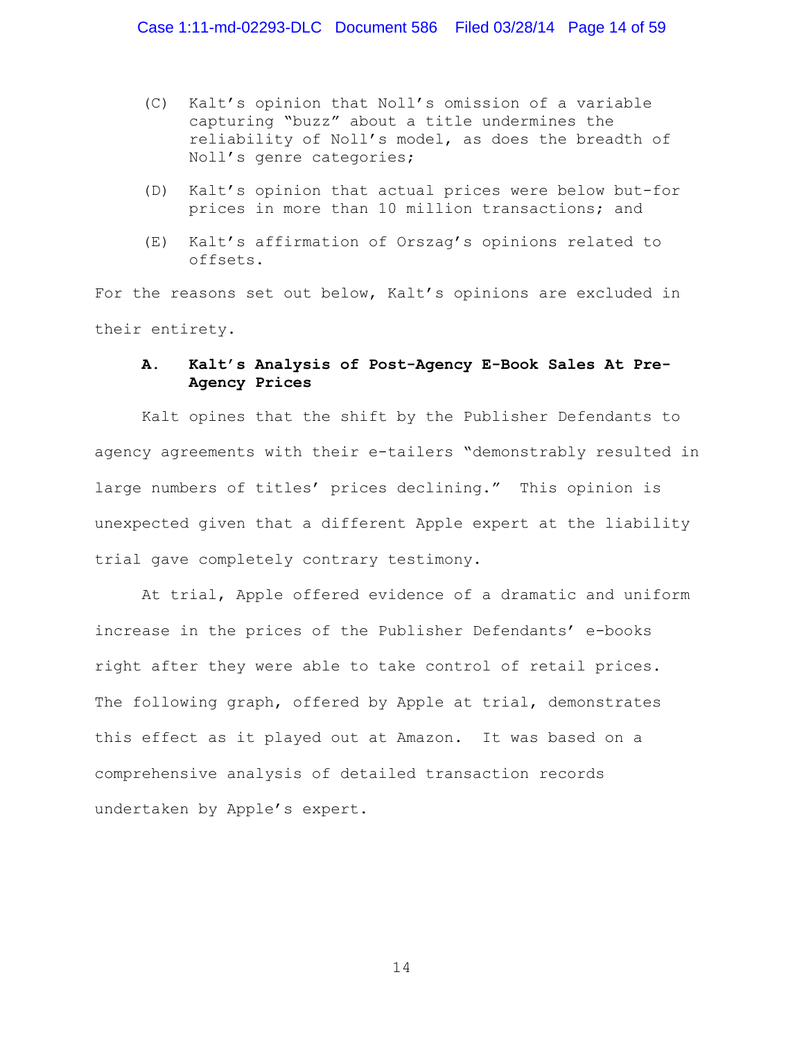(C) Kalt's opinion that Noll's omission of a variable capturing "buzz" about a title undermines the reliability of Noll's model, as does the breadth of Noll's genre categories;

(D) Kalt's opinion that actual prices were below but-for prices in more than 10 million transactions; and

(E) Kalt's affirmation of Orszag's opinions related to offsets.

For the reasons set out below, Kalt's opinions are excluded in their entirety.

### A. Kalt's Analysis of Post-Agency E-Book Sales At Pre-Agency Prices

Kalt opines that the shift by the Publisher Defendants to agency agreements with their e-tailers "demonstrably resulted in large numbers of titles' prices declining." This opinion is unexpected given that a different Apple expert at the liability trial gave completely contrary testimony.

At trial, Apple offered evidence of a dramatic and uniform increase in the prices of the Publisher Defendants' e-books right after they were able to take control of retail prices. The following graph, offered by Apple at trial, demonstrates this effect as it played out at Amazon. It was based on a comprehensive analysis of detailed transaction records undertaken by Apple's expert.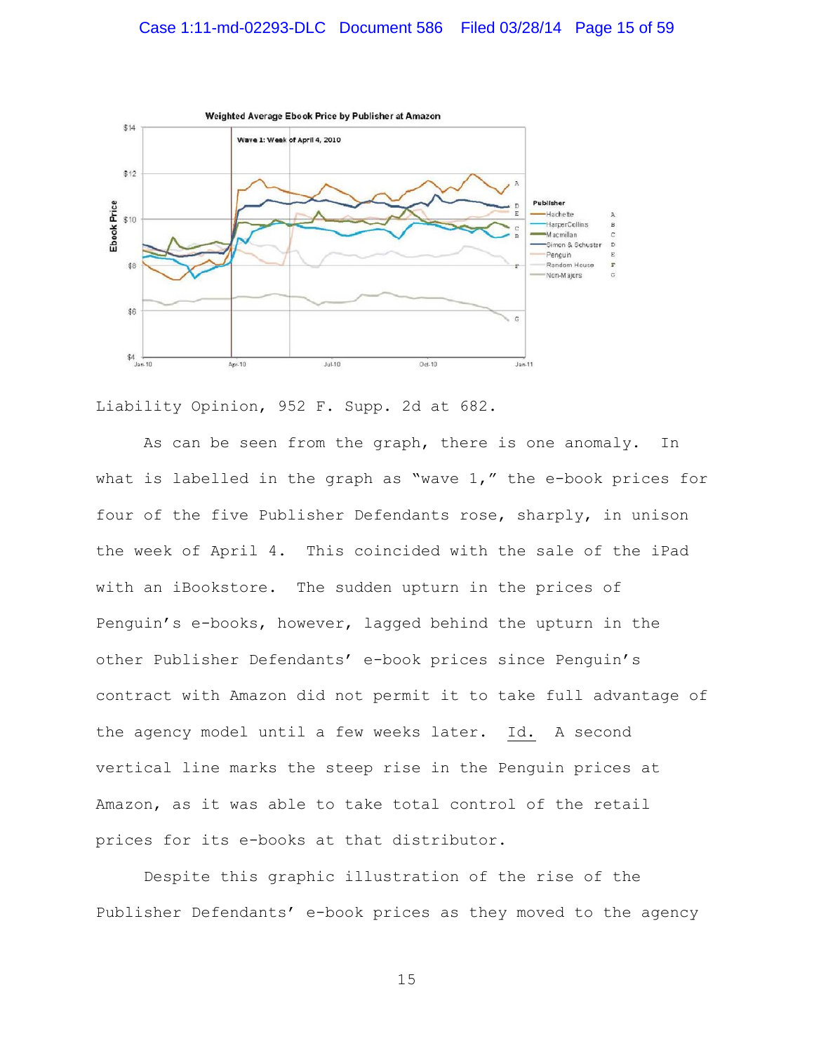Liability Opinion, 952 F. Supp. 2d at 682.

As can be seen from the graph, there is one anomaly. In what is labelled in the graph as "wave 1," the e-book prices for four of the five Publisher Defendants rose, sharply, in unison the week of April 4. This coincided with the sale of the iPad with an iBookstore. The sudden upturn in the prices of Penguin's e-books, however, lagged behind the upturn in the other Publisher Defendants' e-book prices since Penguin's contract with Amazon did not permit it to take full advantage of the agency model until a few weeks later. Id. A second vertical line marks the steep rise in the Penguin prices at Amazon, as it was able to take total control of the retail prices for its e-books at that distributor.

Despite this graphic illustration of the rise of the Publisher Defendants' e-book prices as they moved to the agency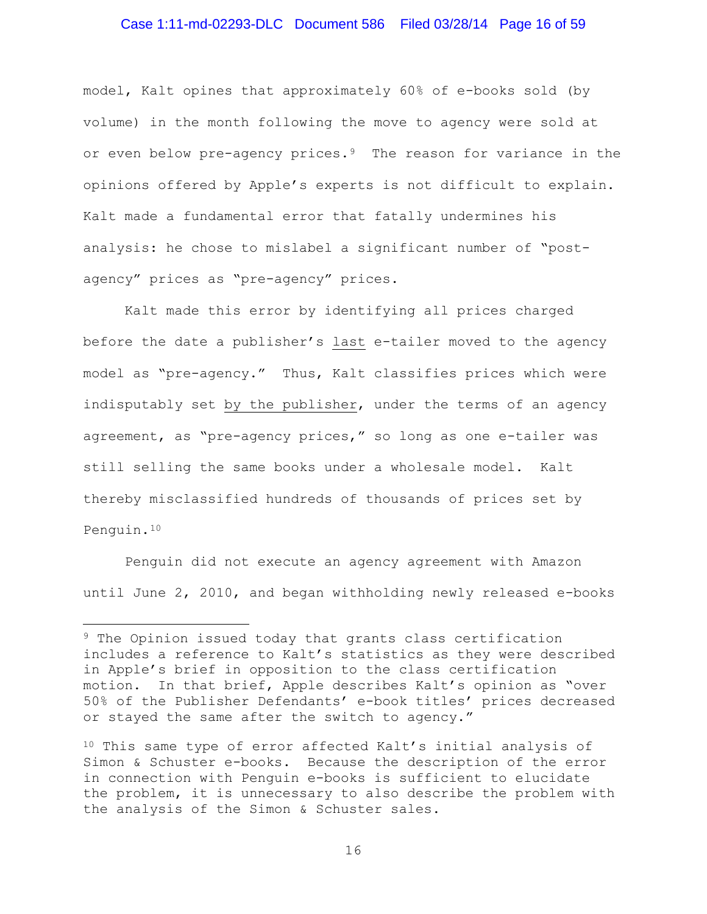model, Kalt opines that approximately 60% of e-books sold (by volume) in the month following the move to agency were sold at or even below pre-agency prices.[9] The reason for variance in the opinions offered by Apple's experts is not difficult to explain. Kalt made a fundamental error that fatally undermines his analysis: he chose to mislabel a significant number of "post-agency" prices as "pre-agency" prices.

Kalt made this error by identifying all prices charged before the date a publisher's <u>last</u> e-tailer moved to the agency model as "pre-agency." Thus, Kalt classifies prices which were indisputably set <u>by the publisher</u>, under the terms of an agency agreement, as "pre-agency prices," so long as one e-tailer was still selling the same books under a wholesale model. Kalt thereby misclassified hundreds of thousands of prices set by Penguin.[10]

Penguin did not execute an agency agreement with Amazon until June 2, 2010, and began withholding newly released e-books

---

[9] The Opinion issued today that grants class certification includes a reference to Kalt's statistics as they were described in Apple's brief in opposition to the class certification motion. In that brief, Apple describes Kalt's opinion as "over 50% of the Publisher Defendants' e-book titles' prices decreased or stayed the same after the switch to agency."

[10] This same type of error affected Kalt's initial analysis of Simon & Schuster e-books. Because the description of the error in connection with Penguin e-books is sufficient to elucidate the problem, it is unnecessary to also describe the problem with the analysis of the Simon & Schuster sales.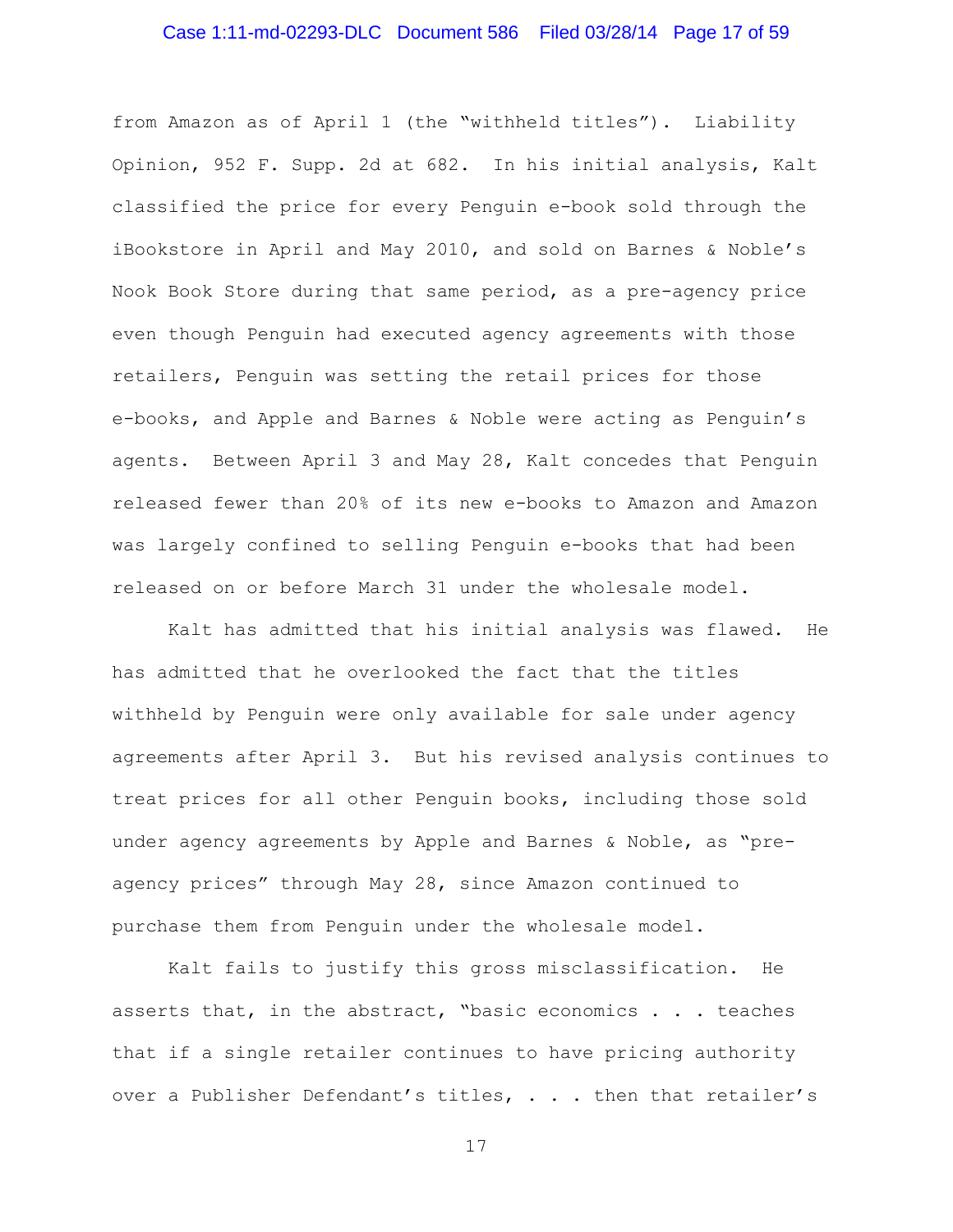from Amazon as of April 1 (the "withheld titles"). Liability Opinion, 952 F. Supp. 2d at 682. In his initial analysis, Kalt classified the price for every Penguin e-book sold through the iBookstore in April and May 2010, and sold on Barnes & Noble's Nook Book Store during that same period, as a pre-agency price even though Penguin had executed agency agreements with those retailers, Penguin was setting the retail prices for those e-books, and Apple and Barnes & Noble were acting as Penguin's agents. Between April 3 and May 28, Kalt concedes that Penguin released fewer than 20% of its new e-books to Amazon and Amazon was largely confined to selling Penguin e-books that had been released on or before March 31 under the wholesale model.

Kalt has admitted that his initial analysis was flawed. He has admitted that he overlooked the fact that the titles withheld by Penguin were only available for sale under agency agreements after April 3. But his revised analysis continues to treat prices for all other Penguin books, including those sold under agency agreements by Apple and Barnes & Noble, as "pre-agency prices" through May 28, since Amazon continued to purchase them from Penguin under the wholesale model.

Kalt fails to justify this gross misclassification. He asserts that, in the abstract, "basic economics . . . teaches that if a single retailer continues to have pricing authority over a Publisher Defendant's titles, . . . then that retailer's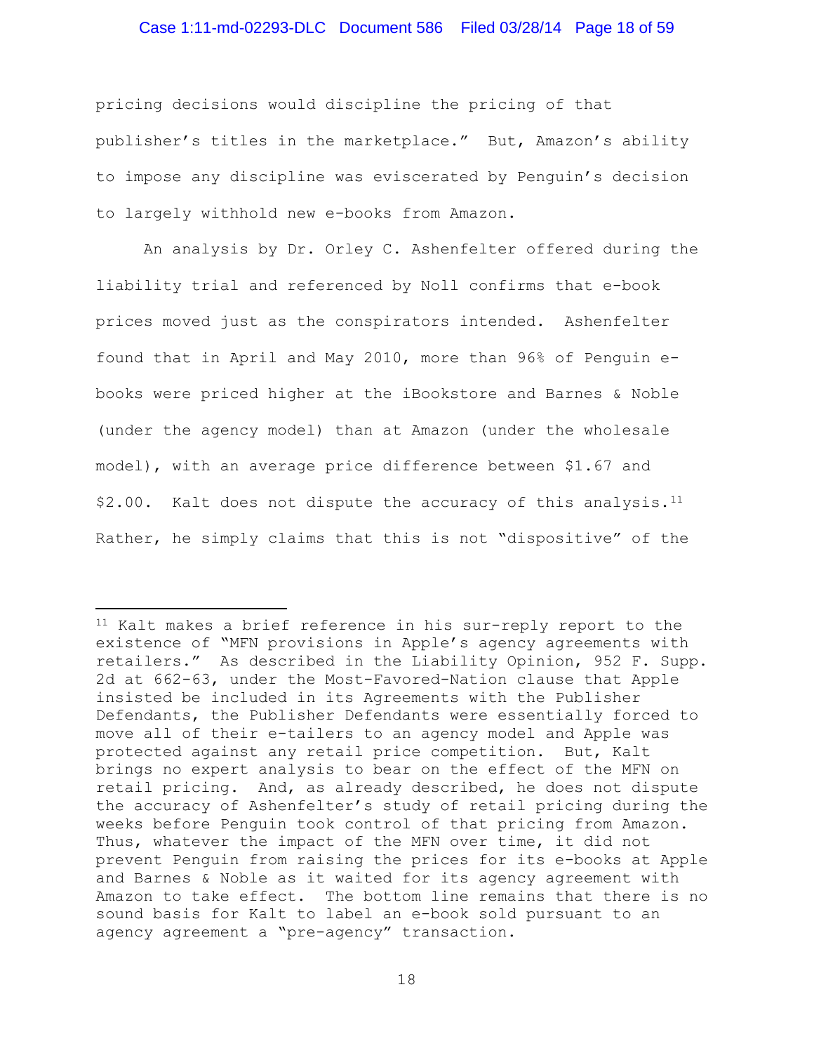pricing decisions would discipline the pricing of that publisher's titles in the marketplace." But, Amazon's ability to impose any discipline was eviscerated by Penguin's decision to largely withhold new e-books from Amazon.

An analysis by Dr. Orley C. Ashenfelter offered during the liability trial and referenced by Noll confirms that e-book prices moved just as the conspirators intended. Ashenfelter found that in April and May 2010, more than 96% of Penguin e-books were priced higher at the iBookstore and Barnes & Noble (under the agency model) than at Amazon (under the wholesale model), with an average price difference between $1.67 and $2.00. Kalt does not dispute the accuracy of this analysis.[11] Rather, he simply claims that this is not "dispositive" of the

---

[11] Kalt makes a brief reference in his sur-reply report to the existence of "MFN provisions in Apple's agency agreements with retailers." As described in the Liability Opinion, 952 F. Supp. 2d at 662-63, under the Most-Favored-Nation clause that Apple insisted be included in its Agreements with the Publisher Defendants, the Publisher Defendants were essentially forced to move all of their e-tailers to an agency model and Apple was protected against any retail price competition. But, Kalt brings no expert analysis to bear on the effect of the MFN on retail pricing. And, as already described, he does not dispute the accuracy of Ashenfelter's study of retail pricing during the weeks before Penguin took control of that pricing from Amazon. Thus, whatever the impact of the MFN over time, it did not prevent Penguin from raising the prices for its e-books at Apple and Barnes & Noble as it waited for its agency agreement with Amazon to take effect. The bottom line remains that there is no sound basis for Kalt to label an e-book sold pursuant to an agency agreement a "pre-agency" transaction.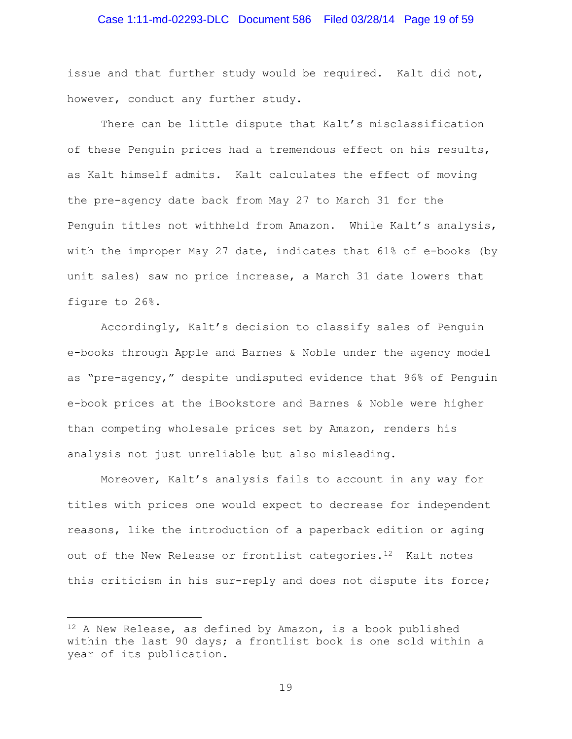issue and that further study would be required. Kalt did not, however, conduct any further study.

There can be little dispute that Kalt's misclassification of these Penguin prices had a tremendous effect on his results, as Kalt himself admits. Kalt calculates the effect of moving the pre-agency date back from May 27 to March 31 for the Penguin titles not withheld from Amazon. While Kalt's analysis, with the improper May 27 date, indicates that 61% of e-books (by unit sales) saw no price increase, a March 31 date lowers that figure to 26%.

Accordingly, Kalt's decision to classify sales of Penguin e-books through Apple and Barnes & Noble under the agency model as "pre-agency," despite undisputed evidence that 96% of Penguin e-book prices at the iBookstore and Barnes & Noble were higher than competing wholesale prices set by Amazon, renders his analysis not just unreliable but also misleading.

Moreover, Kalt's analysis fails to account in any way for titles with prices one would expect to decrease for independent reasons, like the introduction of a paperback edition or aging out of the New Release or frontlist categories.[12] Kalt notes this criticism in his sur-reply and does not dispute its force;

---

[12] A New Release, as defined by Amazon, is a book published within the last 90 days; a frontlist book is one sold within a year of its publication.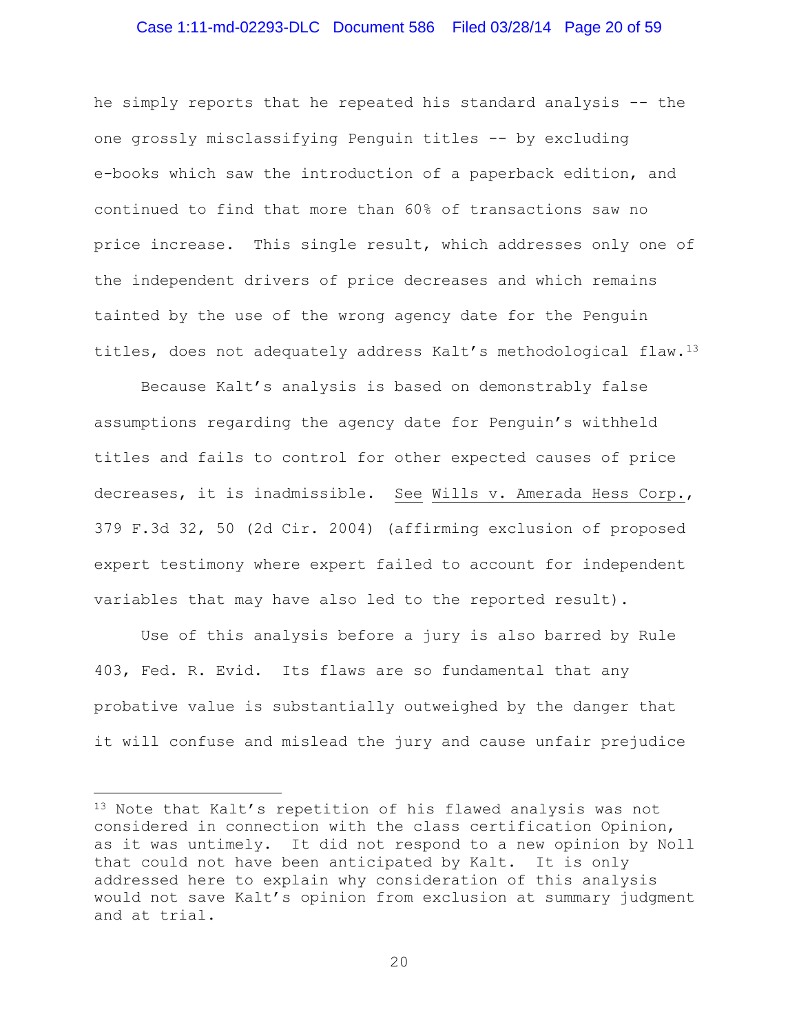he simply reports that he repeated his standard analysis -- the one grossly misclassifying Penguin titles -- by excluding e-books which saw the introduction of a paperback edition, and continued to find that more than 60% of transactions saw no price increase. This single result, which addresses only one of the independent drivers of price decreases and which remains tainted by the use of the wrong agency date for the Penguin titles, does not adequately address Kalt's methodological flaw.[13]

Because Kalt's analysis is based on demonstrably false assumptions regarding the agency date for Penguin's withheld titles and fails to control for other expected causes of price decreases, it is inadmissible. See Wills v. Amerada Hess Corp., 379 F.3d 32, 50 (2d Cir. 2004) (affirming exclusion of proposed expert testimony where expert failed to account for independent variables that may have also led to the reported result).

Use of this analysis before a jury is also barred by Rule 403, Fed. R. Evid. Its flaws are so fundamental that any probative value is substantially outweighed by the danger that it will confuse and mislead the jury and cause unfair prejudice

---

[13] Note that Kalt's repetition of his flawed analysis was not considered in connection with the class certification Opinion, as it was untimely. It did not respond to a new opinion by Noll that could not have been anticipated by Kalt. It is only addressed here to explain why consideration of this analysis would not save Kalt's opinion from exclusion at summary judgment and at trial.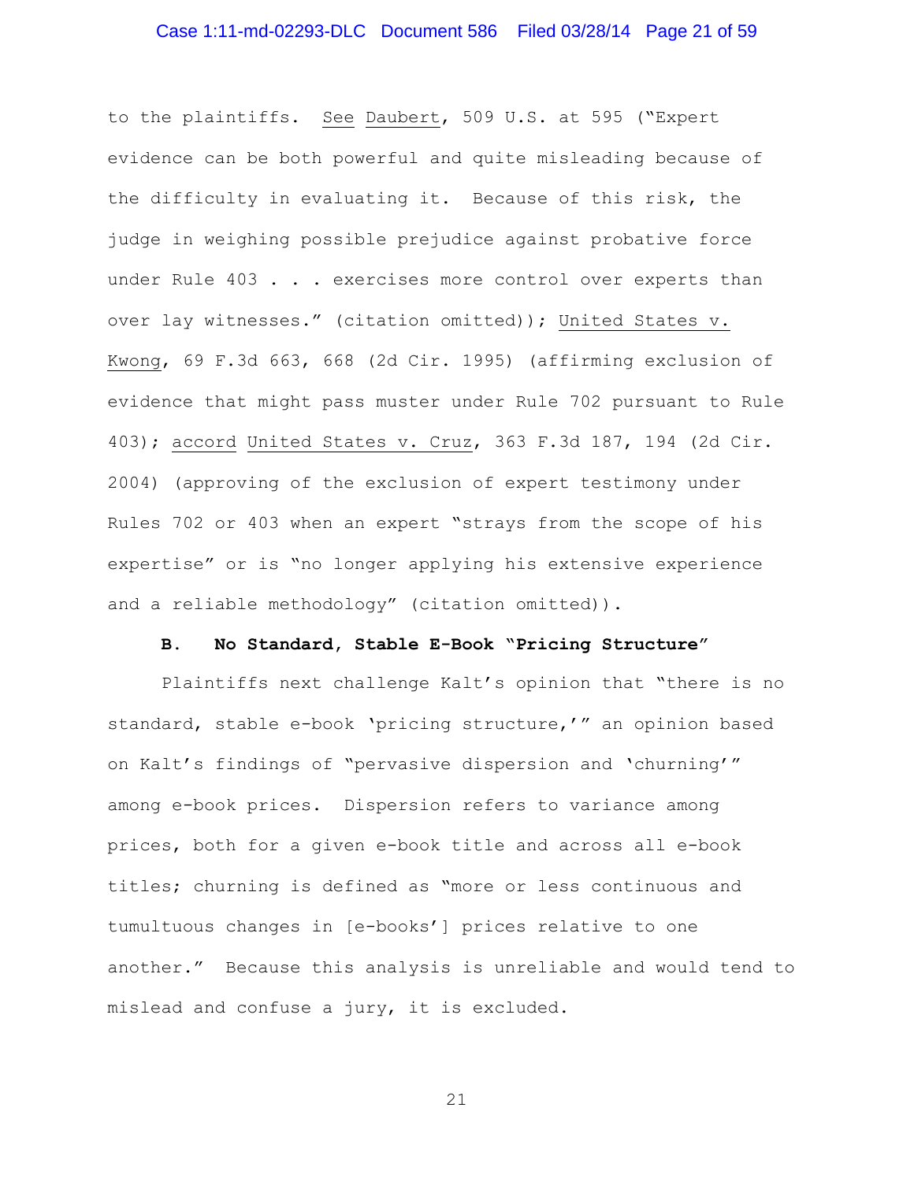to the plaintiffs. See Daubert, 509 U.S. at 595 ("Expert evidence can be both powerful and quite misleading because of the difficulty in evaluating it. Because of this risk, the judge in weighing possible prejudice against probative force under Rule 403 . . . exercises more control over experts than over lay witnesses." (citation omitted)); United States v. Kwong, 69 F.3d 663, 668 (2d Cir. 1995) (affirming exclusion of evidence that might pass muster under Rule 702 pursuant to Rule 403); accord United States v. Cruz, 363 F.3d 187, 194 (2d Cir. 2004) (approving of the exclusion of expert testimony under Rules 702 or 403 when an expert "strays from the scope of his expertise" or is "no longer applying his extensive experience and a reliable methodology" (citation omitted)).

### B. No Standard, Stable E-Book "Pricing Structure"

Plaintiffs next challenge Kalt's opinion that "there is no standard, stable e-book 'pricing structure,'" an opinion based on Kalt's findings of "pervasive dispersion and 'churning'" among e-book prices. Dispersion refers to variance among prices, both for a given e-book title and across all e-book titles; churning is defined as "more or less continuous and tumultuous changes in [e-books'] prices relative to one another." Because this analysis is unreliable and would tend to mislead and confuse a jury, it is excluded.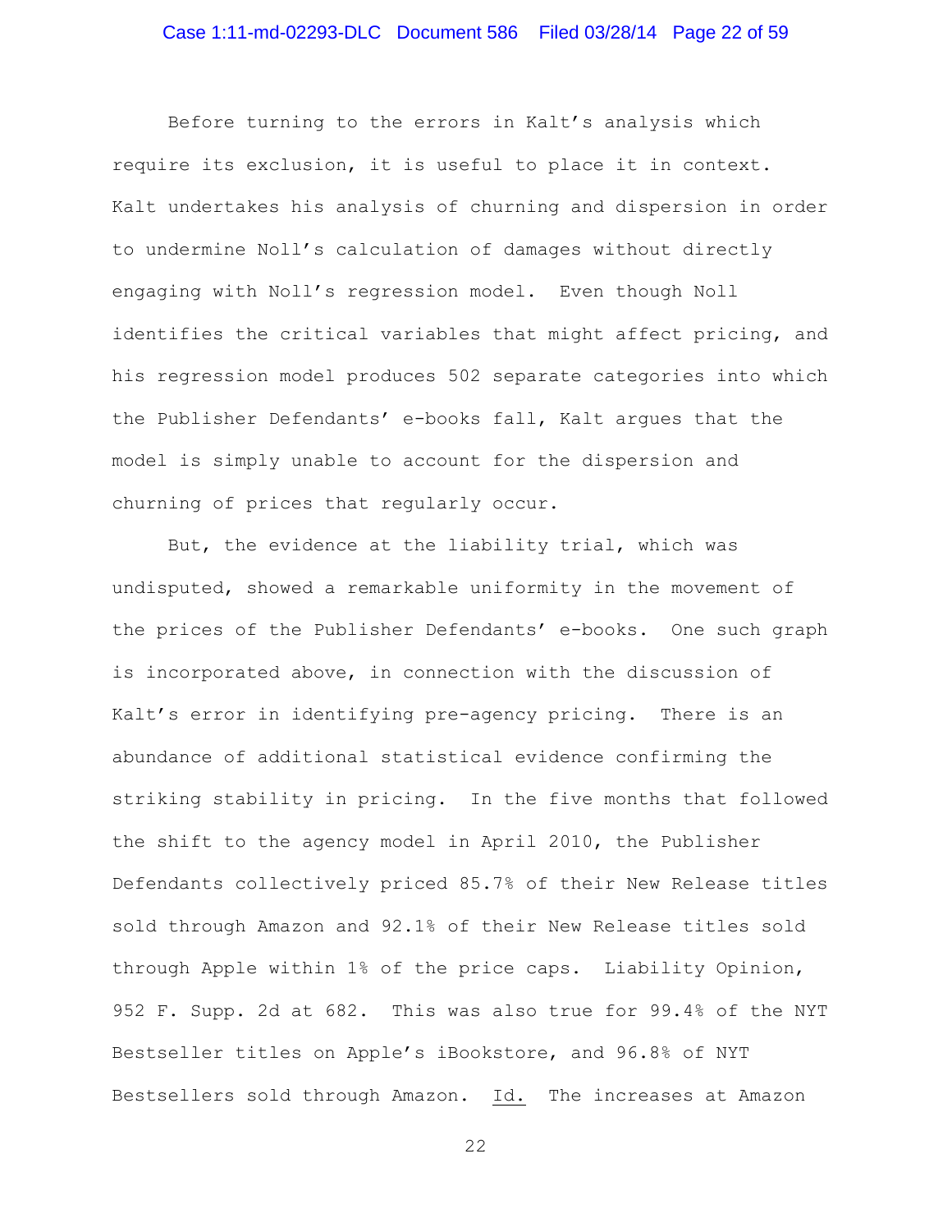Before turning to the errors in Kalt's analysis which require its exclusion, it is useful to place it in context. Kalt undertakes his analysis of churning and dispersion in order to undermine Noll's calculation of damages without directly engaging with Noll's regression model. Even though Noll identifies the critical variables that might affect pricing, and his regression model produces 502 separate categories into which the Publisher Defendants' e-books fall, Kalt argues that the model is simply unable to account for the dispersion and churning of prices that regularly occur.

But, the evidence at the liability trial, which was undisputed, showed a remarkable uniformity in the movement of the prices of the Publisher Defendants' e-books. One such graph is incorporated above, in connection with the discussion of Kalt's error in identifying pre-agency pricing. There is an abundance of additional statistical evidence confirming the striking stability in pricing. In the five months that followed the shift to the agency model in April 2010, the Publisher Defendants collectively priced 85.7% of their New Release titles sold through Amazon and 92.1% of their New Release titles sold through Apple within 1% of the price caps. Liability Opinion, 952 F. Supp. 2d at 682. This was also true for 99.4% of the NYT Bestseller titles on Apple's iBookstore, and 96.8% of NYT Bestsellers sold through Amazon. Id. The increases at Amazon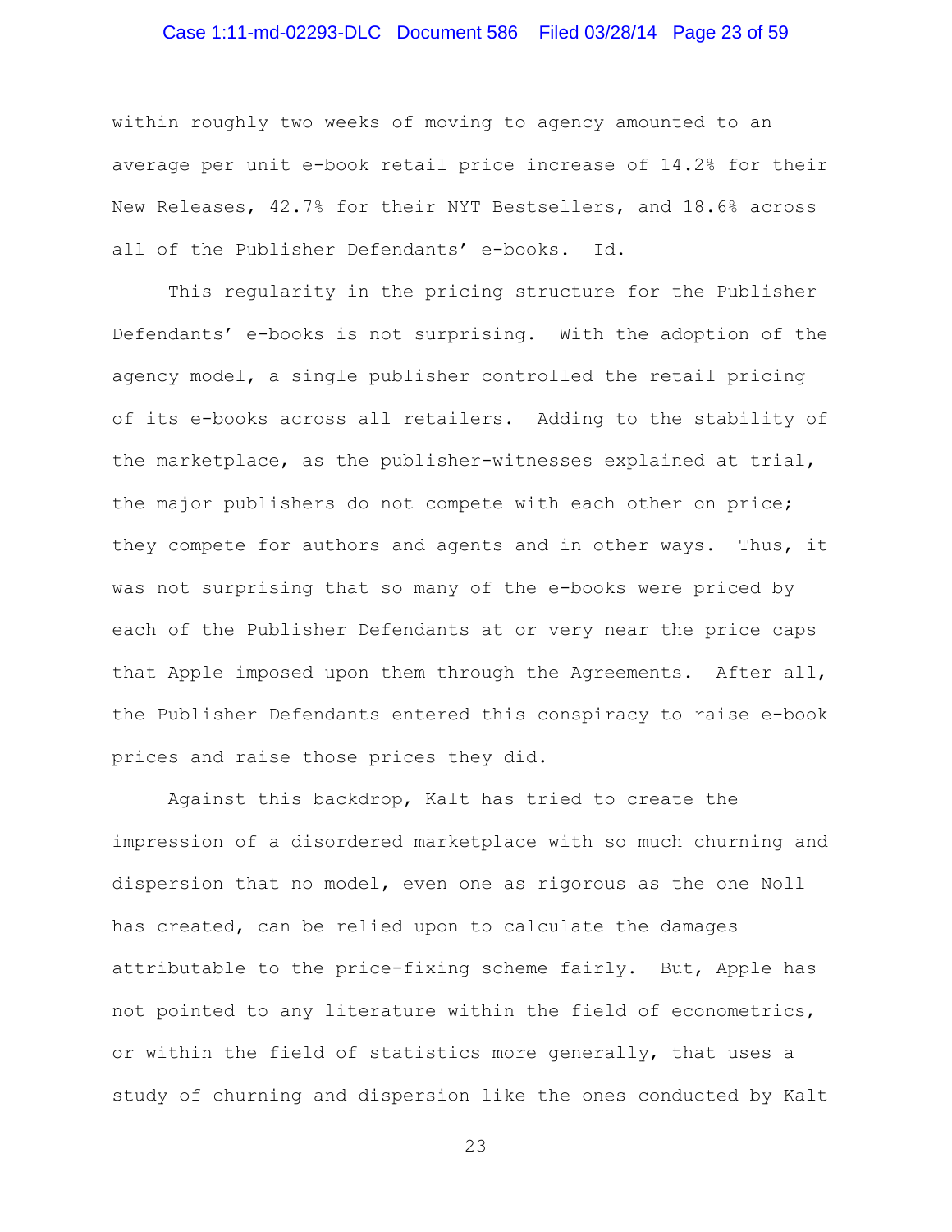within roughly two weeks of moving to agency amounted to an average per unit e-book retail price increase of 14.2% for their New Releases, 42.7% for their NYT Bestsellers, and 18.6% across all of the Publisher Defendants' e-books. Id.

This regularity in the pricing structure for the Publisher Defendants' e-books is not surprising. With the adoption of the agency model, a single publisher controlled the retail pricing of its e-books across all retailers. Adding to the stability of the marketplace, as the publisher-witnesses explained at trial, the major publishers do not compete with each other on price; they compete for authors and agents and in other ways. Thus, it was not surprising that so many of the e-books were priced by each of the Publisher Defendants at or very near the price caps that Apple imposed upon them through the Agreements. After all, the Publisher Defendants entered this conspiracy to raise e-book prices and raise those prices they did.

Against this backdrop, Kalt has tried to create the impression of a disordered marketplace with so much churning and dispersion that no model, even one as rigorous as the one Noll has created, can be relied upon to calculate the damages attributable to the price-fixing scheme fairly. But, Apple has not pointed to any literature within the field of econometrics, or within the field of statistics more generally, that uses a study of churning and dispersion like the ones conducted by Kalt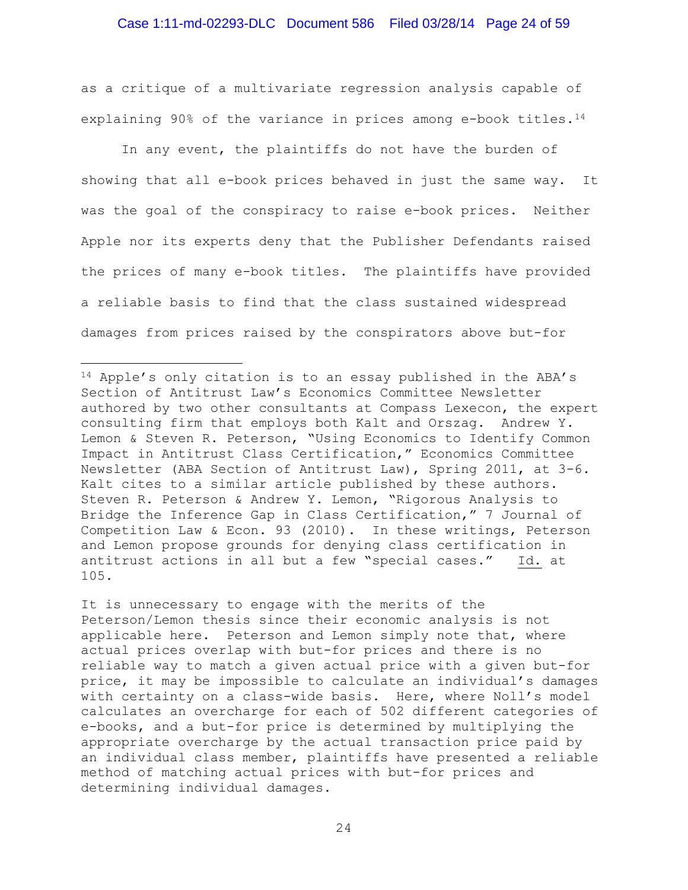as a critique of a multivariate regression analysis capable of explaining 90% of the variance in prices among e-book titles.[14]

In any event, the plaintiffs do not have the burden of showing that all e-book prices behaved in just the same way. It was the goal of the conspiracy to raise e-book prices. Neither Apple nor its experts deny that the Publisher Defendants raised the prices of many e-book titles. The plaintiffs have provided a reliable basis to find that the class sustained widespread damages from prices raised by the conspirators above but-for

---

[14] Apple's only citation is to an essay published in the ABA's Section of Antitrust Law's Economics Committee Newsletter authored by two other consultants at Compass Lexecon, the expert consulting firm that employs both Kalt and Orszag. Andrew Y. Lemon & Steven R. Peterson, "Using Economics to Identify Common Impact in Antitrust Class Certification," Economics Committee Newsletter (ABA Section of Antitrust Law), Spring 2011, at 3-6. Kalt cites to a similar article published by these authors. Steven R. Peterson & Andrew Y. Lemon, "Rigorous Analysis to Bridge the Inference Gap in Class Certification," 7 Journal of Competition Law & Econ. 93 (2010). In these writings, Peterson and Lemon propose grounds for denying class certification in antitrust actions in all but a few "special cases." Id. at 105.

It is unnecessary to engage with the merits of the Peterson/Lemon thesis since their economic analysis is not applicable here. Peterson and Lemon simply note that, where actual prices overlap with but-for prices and there is no reliable way to match a given actual price with a given but-for price, it may be impossible to calculate an individual's damages with certainty on a class-wide basis. Here, where Noll's model calculates an overcharge for each of 502 different categories of e-books, and a but-for price is determined by multiplying the appropriate overcharge by the actual transaction price paid by an individual class member, plaintiffs have presented a reliable method of matching actual prices with but-for prices and determining individual damages.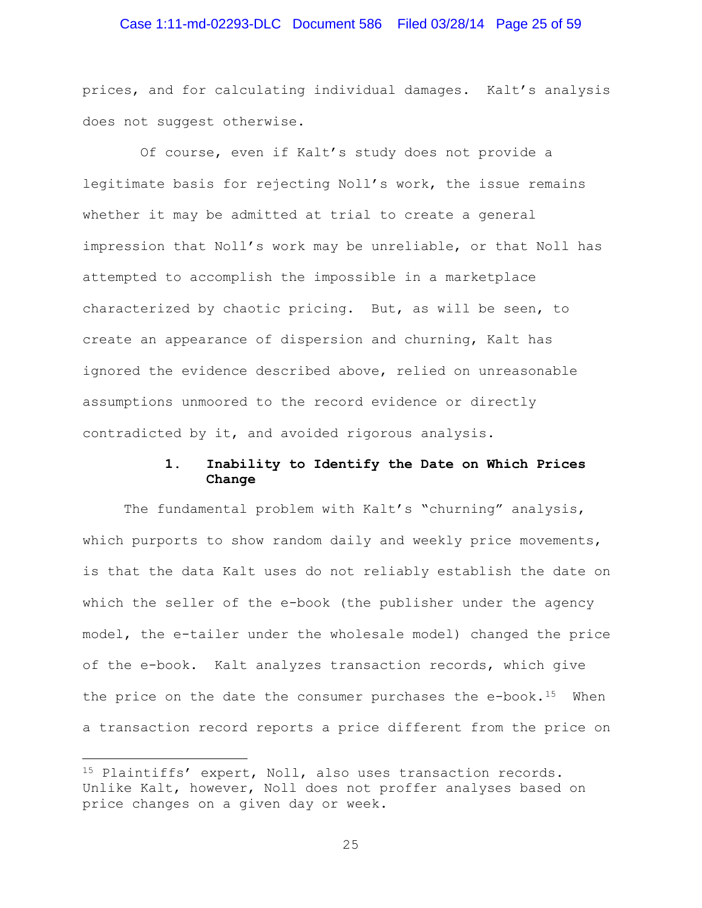prices, and for calculating individual damages. Kalt's analysis does not suggest otherwise.

Of course, even if Kalt's study does not provide a legitimate basis for rejecting Noll's work, the issue remains whether it may be admitted at trial to create a general impression that Noll's work may be unreliable, or that Noll has attempted to accomplish the impossible in a marketplace characterized by chaotic pricing. But, as will be seen, to create an appearance of dispersion and churning, Kalt has ignored the evidence described above, relied on unreasonable assumptions unmoored to the record evidence or directly contradicted by it, and avoided rigorous analysis.

### 1. Inability to Identify the Date on Which Prices Change

The fundamental problem with Kalt's "churning" analysis, which purports to show random daily and weekly price movements, is that the data Kalt uses do not reliably establish the date on which the seller of the e-book (the publisher under the agency model, the e-tailer under the wholesale model) changed the price of the e-book. Kalt analyzes transaction records, which give the price on the date the consumer purchases the e-book.[15] When a transaction record reports a price different from the price on

---

[15] Plaintiffs' expert, Noll, also uses transaction records. Unlike Kalt, however, Noll does not proffer analyses based on price changes on a given day or week.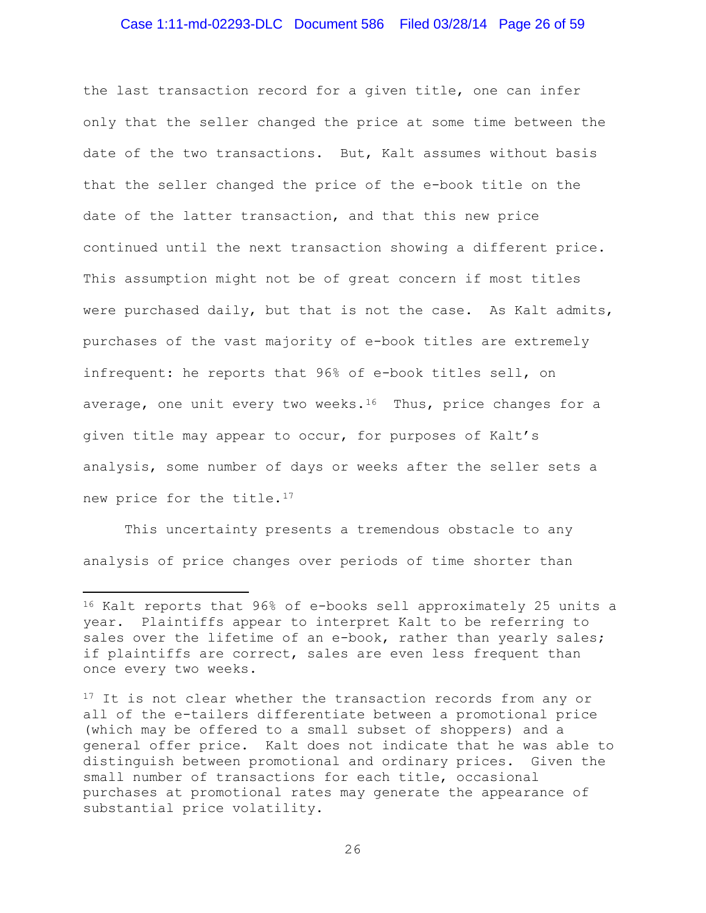the last transaction record for a given title, one can infer only that the seller changed the price at some time between the date of the two transactions. But, Kalt assumes without basis that the seller changed the price of the e-book title on the date of the latter transaction, and that this new price continued until the next transaction showing a different price. This assumption might not be of great concern if most titles were purchased daily, but that is not the case. As Kalt admits, purchases of the vast majority of e-book titles are extremely infrequent: he reports that 96% of e-book titles sell, on average, one unit every two weeks.[16] Thus, price changes for a given title may appear to occur, for purposes of Kalt's analysis, some number of days or weeks after the seller sets a new price for the title.[17]

This uncertainty presents a tremendous obstacle to any analysis of price changes over periods of time shorter than

---

[16] Kalt reports that 96% of e-books sell approximately 25 units a year. Plaintiffs appear to interpret Kalt to be referring to sales over the lifetime of an e-book, rather than yearly sales; if plaintiffs are correct, sales are even less frequent than once every two weeks.

[17] It is not clear whether the transaction records from any or all of the e-tailers differentiate between a promotional price (which may be offered to a small subset of shoppers) and a general offer price. Kalt does not indicate that he was able to distinguish between promotional and ordinary prices. Given the small number of transactions for each title, occasional purchases at promotional rates may generate the appearance of substantial price volatility.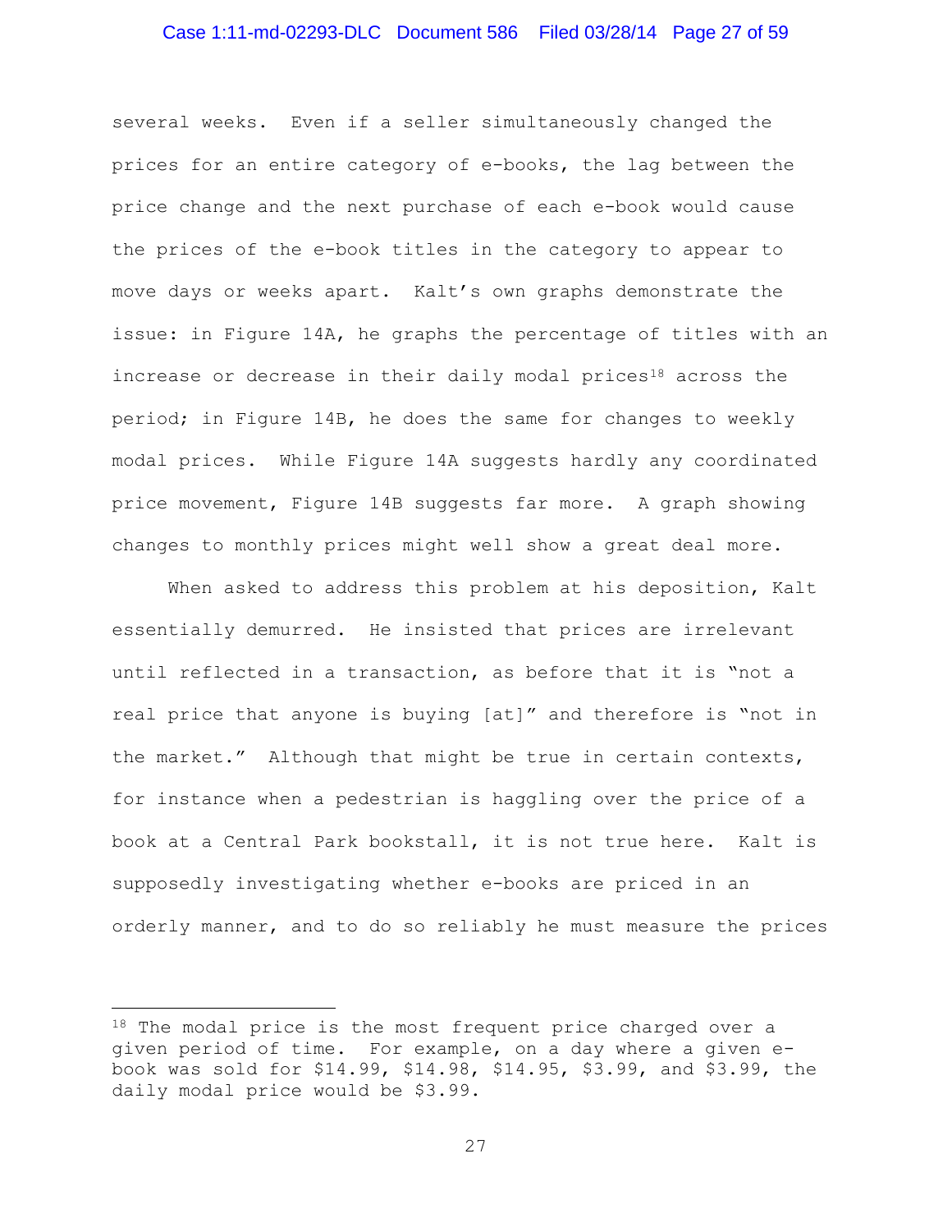several weeks. Even if a seller simultaneously changed the prices for an entire category of e-books, the lag between the price change and the next purchase of each e-book would cause the prices of the e-book titles in the category to appear to move days or weeks apart. Kalt's own graphs demonstrate the issue: in Figure 14A, he graphs the percentage of titles with an increase or decrease in their daily modal prices[18] across the period; in Figure 14B, he does the same for changes to weekly modal prices. While Figure 14A suggests hardly any coordinated price movement, Figure 14B suggests far more. A graph showing changes to monthly prices might well show a great deal more.

When asked to address this problem at his deposition, Kalt essentially demurred. He insisted that prices are irrelevant until reflected in a transaction, as before that it is "not a real price that anyone is buying [at]" and therefore is "not in the market." Although that might be true in certain contexts, for instance when a pedestrian is haggling over the price of a book at a Central Park bookstall, it is not true here. Kalt is supposedly investigating whether e-books are priced in an orderly manner, and to do so reliably he must measure the prices

---

[18] The modal price is the most frequent price charged over a given period of time. For example, on a day where a given e-book was sold for $14.99, $14.98, $14.95, $3.99, and $3.99, the daily modal price would be $3.99.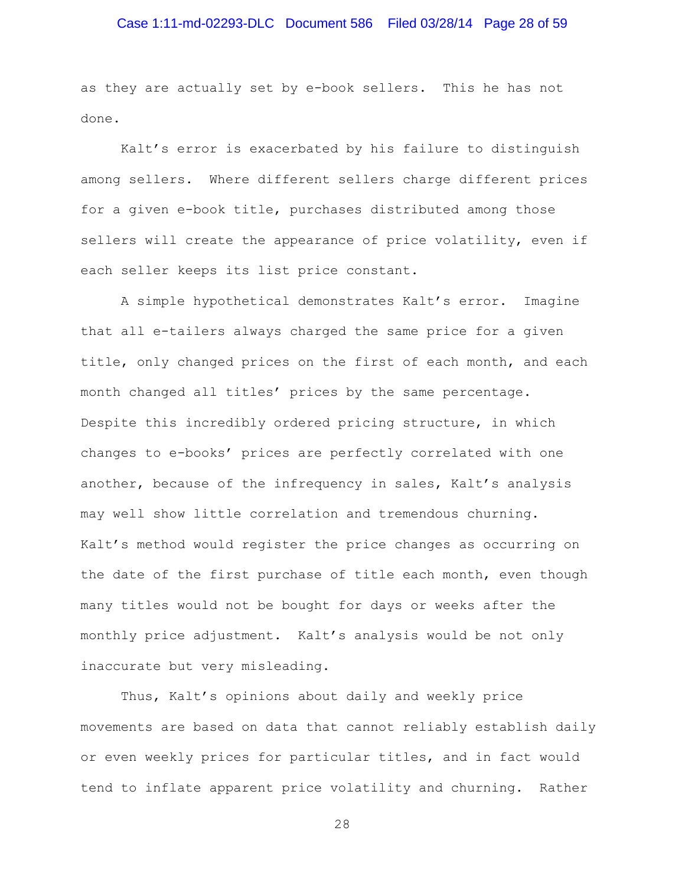as they are actually set by e-book sellers. This he has not done.

Kalt's error is exacerbated by his failure to distinguish among sellers. Where different sellers charge different prices for a given e-book title, purchases distributed among those sellers will create the appearance of price volatility, even if each seller keeps its list price constant.

A simple hypothetical demonstrates Kalt's error. Imagine that all e-tailers always charged the same price for a given title, only changed prices on the first of each month, and each month changed all titles' prices by the same percentage. Despite this incredibly ordered pricing structure, in which changes to e-books' prices are perfectly correlated with one another, because of the infrequency in sales, Kalt's analysis may well show little correlation and tremendous churning. Kalt's method would register the price changes as occurring on the date of the first purchase of title each month, even though many titles would not be bought for days or weeks after the monthly price adjustment. Kalt's analysis would be not only inaccurate but very misleading.

Thus, Kalt's opinions about daily and weekly price movements are based on data that cannot reliably establish daily or even weekly prices for particular titles, and in fact would tend to inflate apparent price volatility and churning. Rather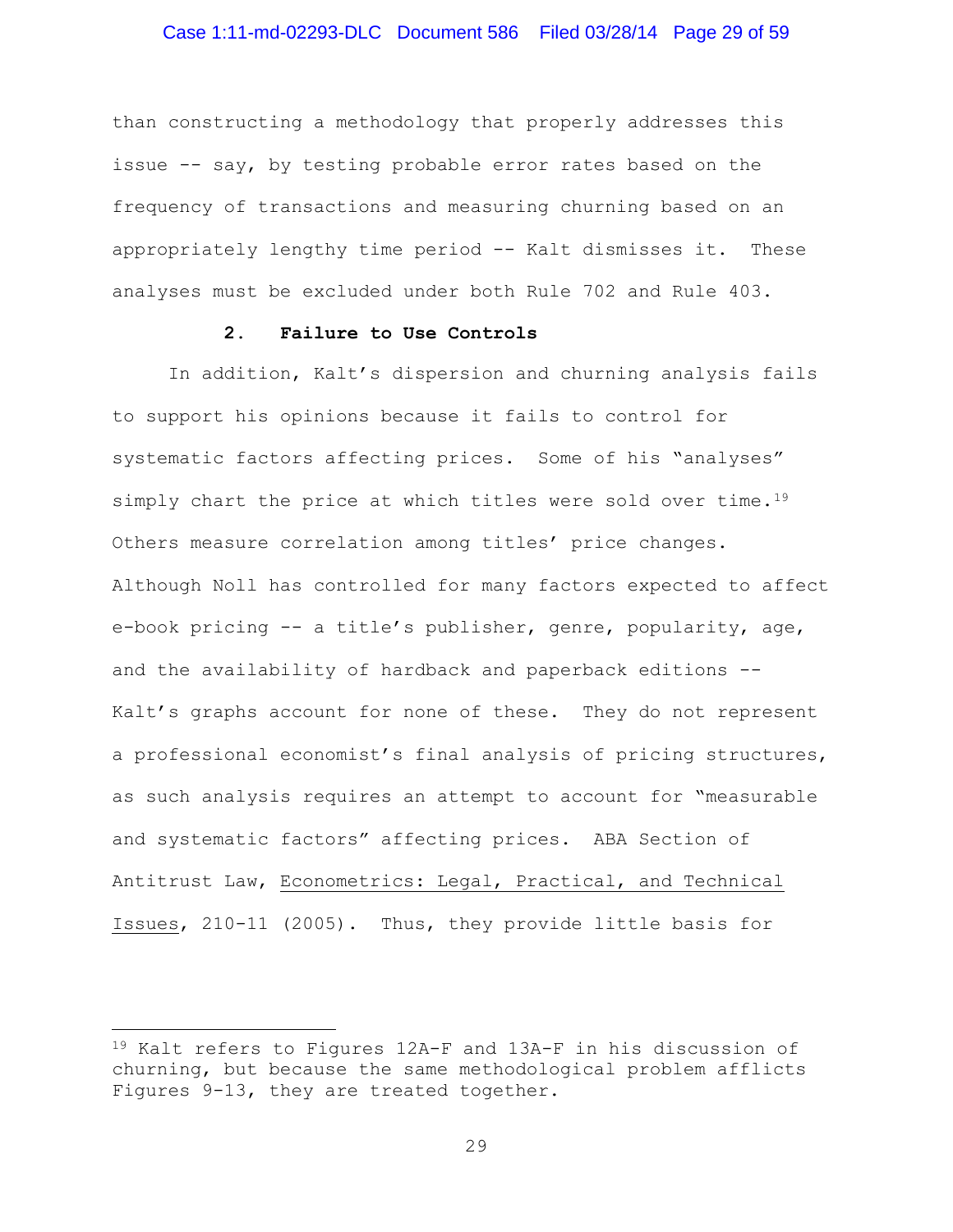than constructing a methodology that properly addresses this issue -- say, by testing probable error rates based on the frequency of transactions and measuring churning based on an appropriately lengthy time period -- Kalt dismisses it. These analyses must be excluded under both Rule 702 and Rule 403.

**2. Failure to Use Controls**

In addition, Kalt's dispersion and churning analysis fails to support his opinions because it fails to control for systematic factors affecting prices. Some of his "analyses" simply chart the price at which titles were sold over time.[19] Others measure correlation among titles' price changes. Although Noll has controlled for many factors expected to affect e-book pricing -- a title's publisher, genre, popularity, age, and the availability of hardback and paperback editions -- Kalt's graphs account for none of these. They do not represent a professional economist's final analysis of pricing structures, as such analysis requires an attempt to account for "measurable and systematic factors" affecting prices. ABA Section of Antitrust Law, Econometrics: Legal, Practical, and Technical Issues, 210-11 (2005). Thus, they provide little basis for

---

[19] Kalt refers to Figures 12A-F and 13A-F in his discussion of churning, but because the same methodological problem afflicts Figures 9-13, they are treated together.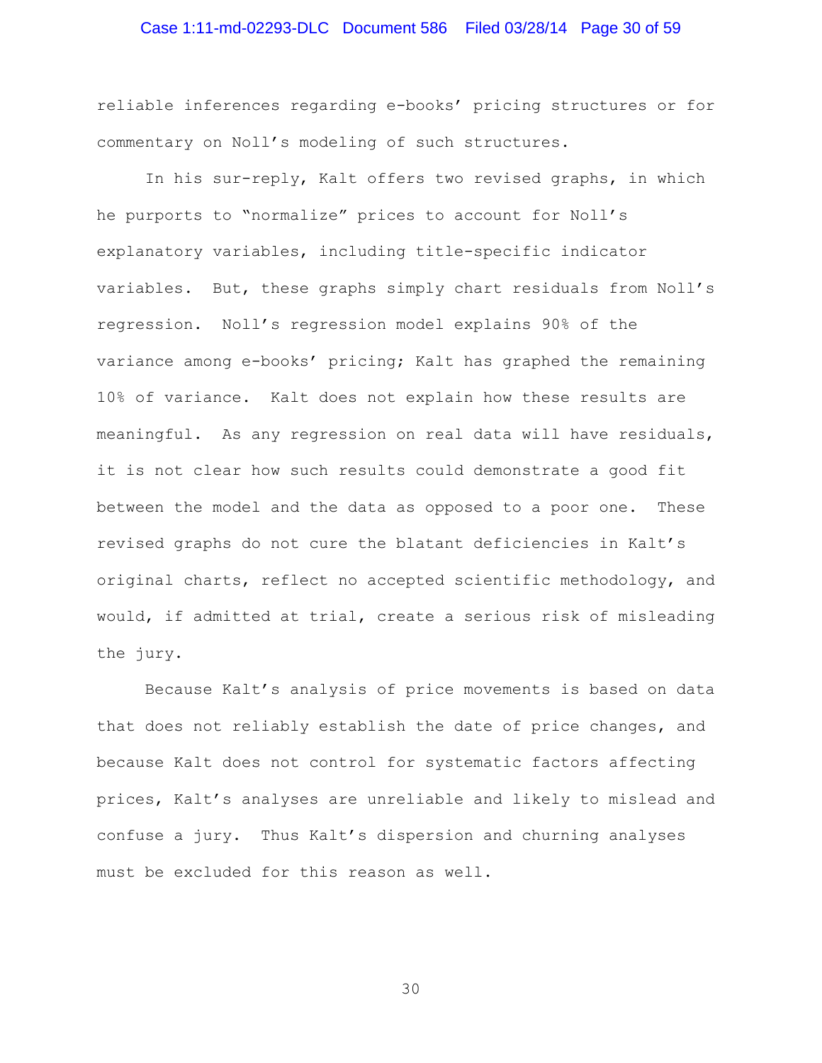reliable inferences regarding e-books' pricing structures or for commentary on Noll's modeling of such structures.

In his sur-reply, Kalt offers two revised graphs, in which he purports to "normalize" prices to account for Noll's explanatory variables, including title-specific indicator variables. But, these graphs simply chart residuals from Noll's regression. Noll's regression model explains 90% of the variance among e-books' pricing; Kalt has graphed the remaining 10% of variance. Kalt does not explain how these results are meaningful. As any regression on real data will have residuals, it is not clear how such results could demonstrate a good fit between the model and the data as opposed to a poor one. These revised graphs do not cure the blatant deficiencies in Kalt's original charts, reflect no accepted scientific methodology, and would, if admitted at trial, create a serious risk of misleading the jury.

Because Kalt's analysis of price movements is based on data that does not reliably establish the date of price changes, and because Kalt does not control for systematic factors affecting prices, Kalt's analyses are unreliable and likely to mislead and confuse a jury. Thus Kalt's dispersion and churning analyses must be excluded for this reason as well.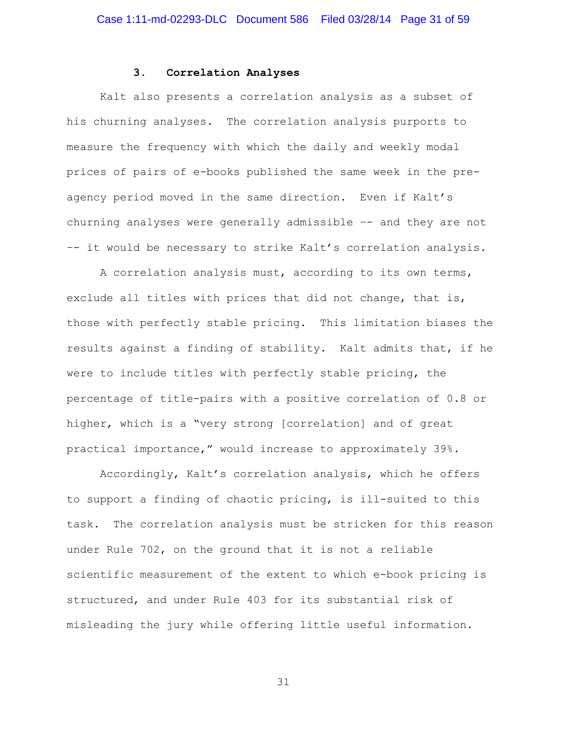### 3. Correlation Analyses

Kalt also presents a correlation analysis as a subset of his churning analyses. The correlation analysis purports to measure the frequency with which the daily and weekly modal prices of pairs of e-books published the same week in the pre-agency period moved in the same direction. Even if Kalt's churning analyses were generally admissible -- and they are not -- it would be necessary to strike Kalt's correlation analysis.

A correlation analysis must, according to its own terms, exclude all titles with prices that did not change, that is, those with perfectly stable pricing. This limitation biases the results against a finding of stability. Kalt admits that, if he were to include titles with perfectly stable pricing, the percentage of title-pairs with a positive correlation of 0.8 or higher, which is a "very strong [correlation] and of great practical importance," would increase to approximately 39%.

Accordingly, Kalt's correlation analysis, which he offers to support a finding of chaotic pricing, is ill-suited to this task. The correlation analysis must be stricken for this reason under Rule 702, on the ground that it is not a reliable scientific measurement of the extent to which e-book pricing is structured, and under Rule 403 for its substantial risk of misleading the jury while offering little useful information.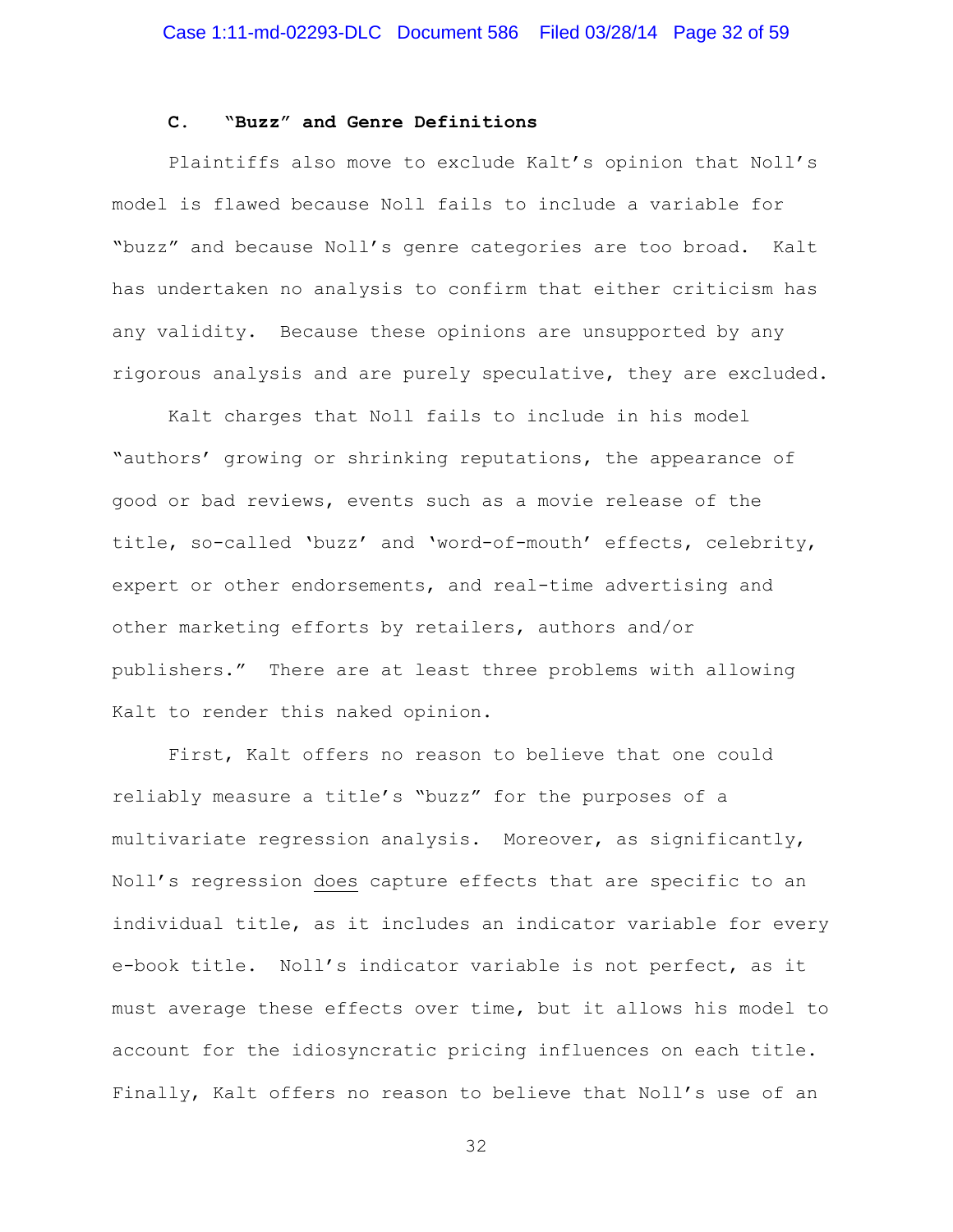### C. "Buzz" and Genre Definitions

Plaintiffs also move to exclude Kalt's opinion that Noll's model is flawed because Noll fails to include a variable for "buzz" and because Noll's genre categories are too broad. Kalt has undertaken no analysis to confirm that either criticism has any validity. Because these opinions are unsupported by any rigorous analysis and are purely speculative, they are excluded.

Kalt charges that Noll fails to include in his model "authors' growing or shrinking reputations, the appearance of good or bad reviews, events such as a movie release of the title, so-called 'buzz' and 'word-of-mouth' effects, celebrity, expert or other endorsements, and real-time advertising and other marketing efforts by retailers, authors and/or publishers." There are at least three problems with allowing Kalt to render this naked opinion.

First, Kalt offers no reason to believe that one could reliably measure a title's "buzz" for the purposes of a multivariate regression analysis. Moreover, as significantly, Noll's regression <u>does</u> capture effects that are specific to an individual title, as it includes an indicator variable for every e-book title. Noll's indicator variable is not perfect, as it must average these effects over time, but it allows his model to account for the idiosyncratic pricing influences on each title. Finally, Kalt offers no reason to believe that Noll's use of an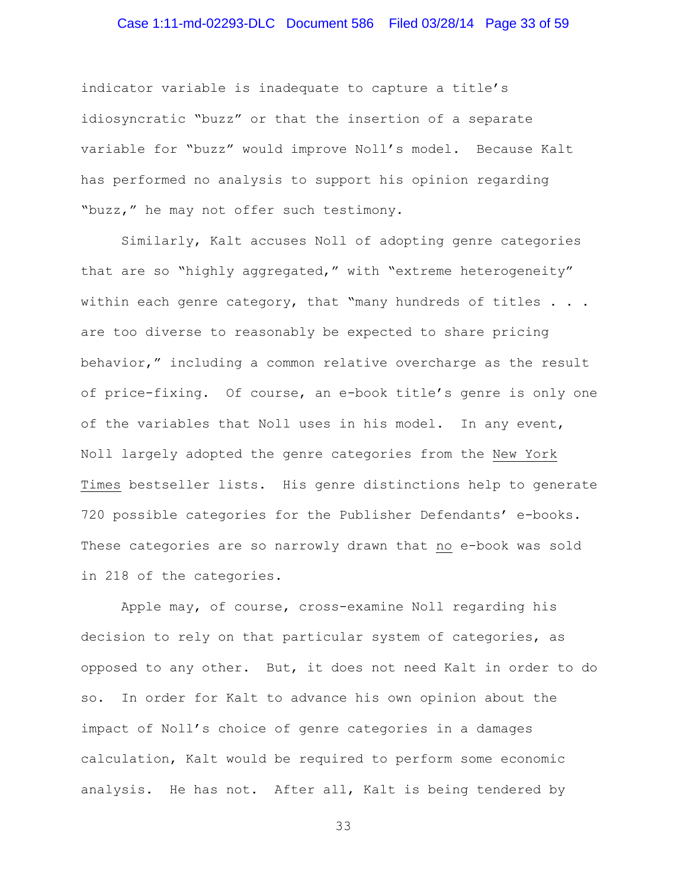indicator variable is inadequate to capture a title's idiosyncratic "buzz" or that the insertion of a separate variable for "buzz" would improve Noll's model. Because Kalt has performed no analysis to support his opinion regarding "buzz," he may not offer such testimony.

Similarly, Kalt accuses Noll of adopting genre categories that are so "highly aggregated," with "extreme heterogeneity" within each genre category, that "many hundreds of titles . . . are too diverse to reasonably be expected to share pricing behavior," including a common relative overcharge as the result of price-fixing. Of course, an e-book title's genre is only one of the variables that Noll uses in his model. In any event, Noll largely adopted the genre categories from the New York Times bestseller lists. His genre distinctions help to generate 720 possible categories for the Publisher Defendants' e-books. These categories are so narrowly drawn that no e-book was sold in 218 of the categories.

Apple may, of course, cross-examine Noll regarding his decision to rely on that particular system of categories, as opposed to any other. But, it does not need Kalt in order to do so. In order for Kalt to advance his own opinion about the impact of Noll's choice of genre categories in a damages calculation, Kalt would be required to perform some economic analysis. He has not. After all, Kalt is being tendered by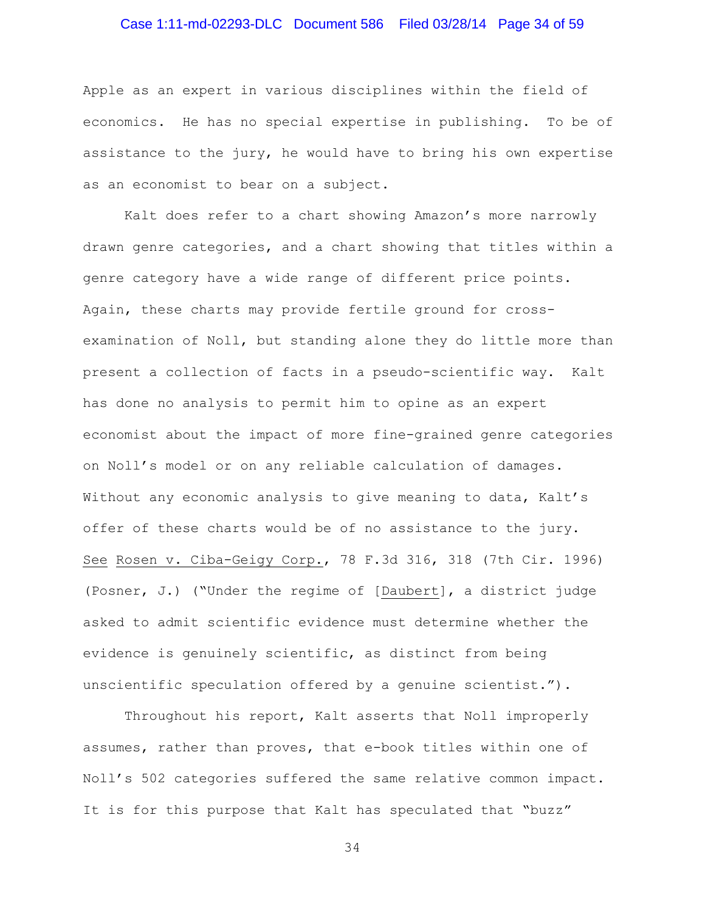Apple as an expert in various disciplines within the field of economics. He has no special expertise in publishing. To be of assistance to the jury, he would have to bring his own expertise as an economist to bear on a subject.

Kalt does refer to a chart showing Amazon's more narrowly drawn genre categories, and a chart showing that titles within a genre category have a wide range of different price points. Again, these charts may provide fertile ground for cross-examination of Noll, but standing alone they do little more than present a collection of facts in a pseudo-scientific way. Kalt has done no analysis to permit him to opine as an expert economist about the impact of more fine-grained genre categories on Noll's model or on any reliable calculation of damages. Without any economic analysis to give meaning to data, Kalt's offer of these charts would be of no assistance to the jury. See Rosen v. Ciba-Geigy Corp., 78 F.3d 316, 318 (7th Cir. 1996) (Posner, J.) ("Under the regime of [Daubert], a district judge asked to admit scientific evidence must determine whether the evidence is genuinely scientific, as distinct from being unscientific speculation offered by a genuine scientist.").

Throughout his report, Kalt asserts that Noll improperly assumes, rather than proves, that e-book titles within one of Noll's 502 categories suffered the same relative common impact. It is for this purpose that Kalt has speculated that "buzz"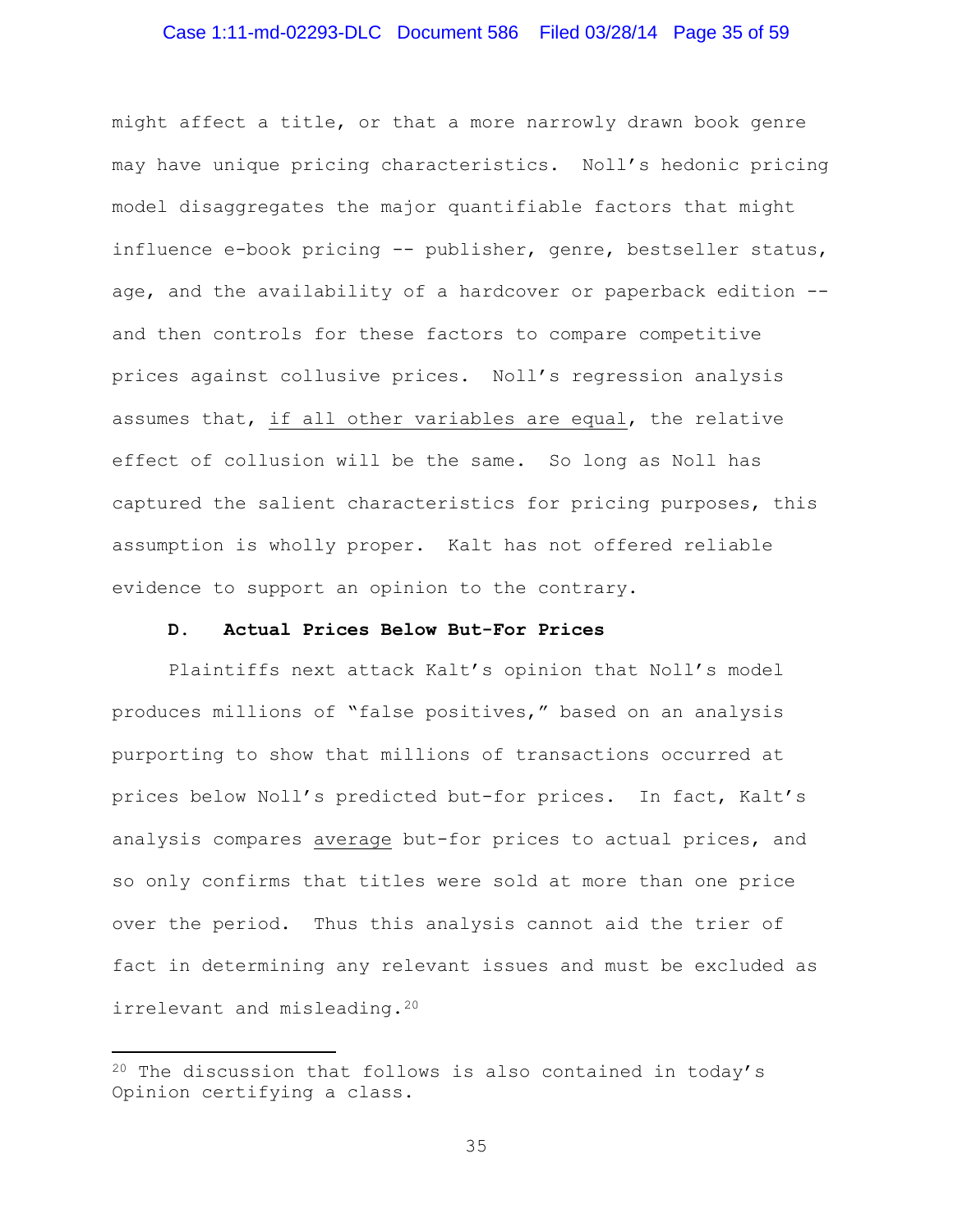might affect a title, or that a more narrowly drawn book genre may have unique pricing characteristics. Noll's hedonic pricing model disaggregates the major quantifiable factors that might influence e-book pricing -- publisher, genre, bestseller status, age, and the availability of a hardcover or paperback edition -- and then controls for these factors to compare competitive prices against collusive prices. Noll's regression analysis assumes that, <u>if all other variables are equal</u>, the relative effect of collusion will be the same. So long as Noll has captured the salient characteristics for pricing purposes, this assumption is wholly proper. Kalt has not offered reliable evidence to support an opinion to the contrary.

### D. Actual Prices Below But-For Prices

Plaintiffs next attack Kalt's opinion that Noll's model produces millions of "false positives," based on an analysis purporting to show that millions of transactions occurred at prices below Noll's predicted but-for prices. In fact, Kalt's analysis compares <u>average</u> but-for prices to actual prices, and so only confirms that titles were sold at more than one price over the period. Thus this analysis cannot aid the trier of fact in determining any relevant issues and must be excluded as irrelevant and misleading.[20]

---

[20] The discussion that follows is also contained in today's Opinion certifying a class.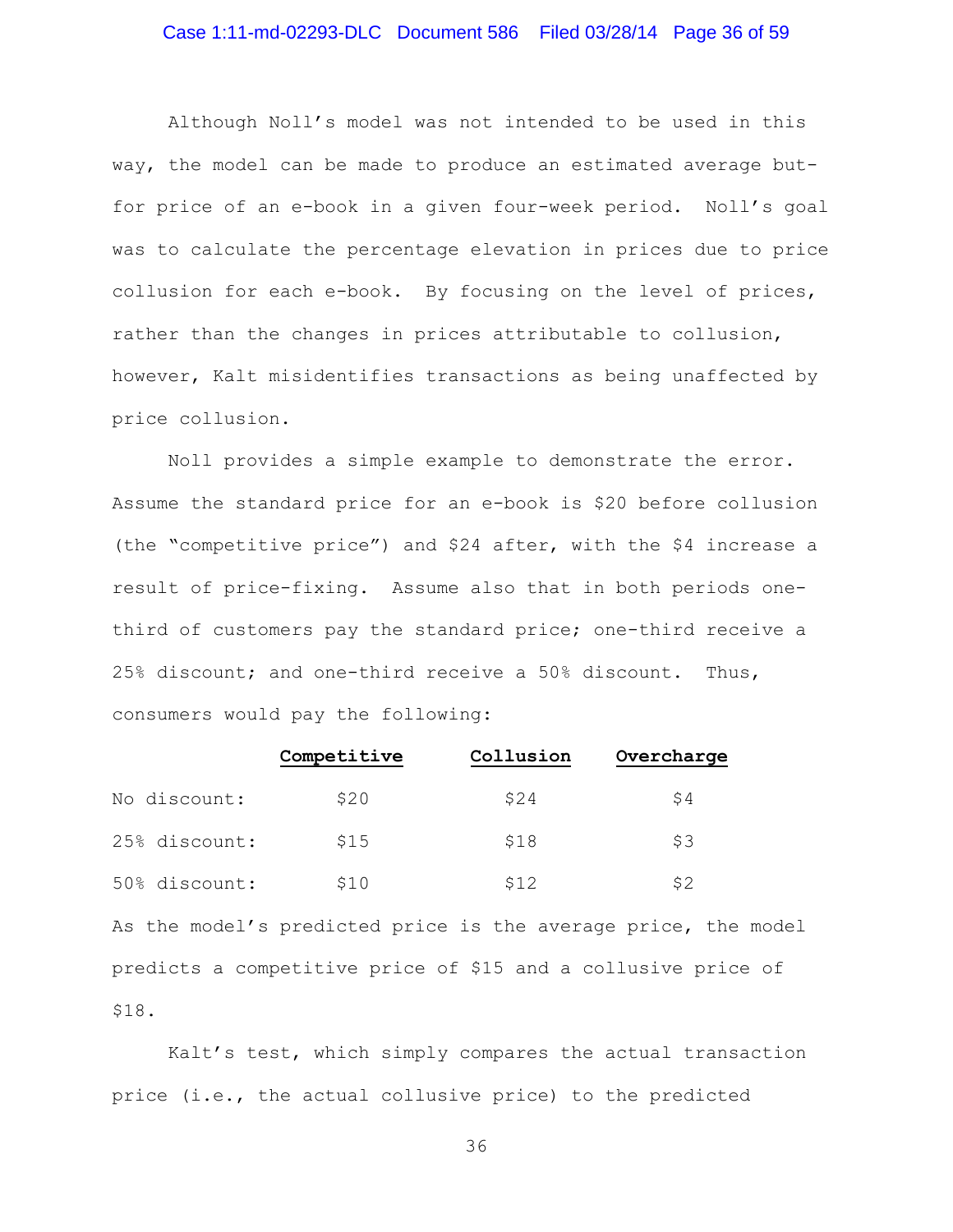Although Noll's model was not intended to be used in this way, the model can be made to produce an estimated average but-for price of an e-book in a given four-week period. Noll's goal was to calculate the percentage elevation in prices due to price collusion for each e-book. By focusing on the level of prices, rather than the changes in prices attributable to collusion, however, Kalt misidentifies transactions as being unaffected by price collusion.

Noll provides a simple example to demonstrate the error. Assume the standard price for an e-book is $20 before collusion (the "competitive price") and $24 after, with the $4 increase a result of price-fixing. Assume also that in both periods one-third of customers pay the standard price; one-third receive a 25% discount; and one-third receive a 50% discount. Thus, consumers would pay the following:

| | **Competitive** | **Collusion** | **Overcharge** |
|---|---|---|---|
| No discount: | $20 | $24 | $4 |
| 25% discount: | $15 | $18 | $3 |
| 50% discount: | $10 | $12 | $2 |

As the model's predicted price is the average price, the model predicts a competitive price of $15 and a collusive price of $18.

Kalt's test, which simply compares the actual transaction price (i.e., the actual collusive price) to the predicted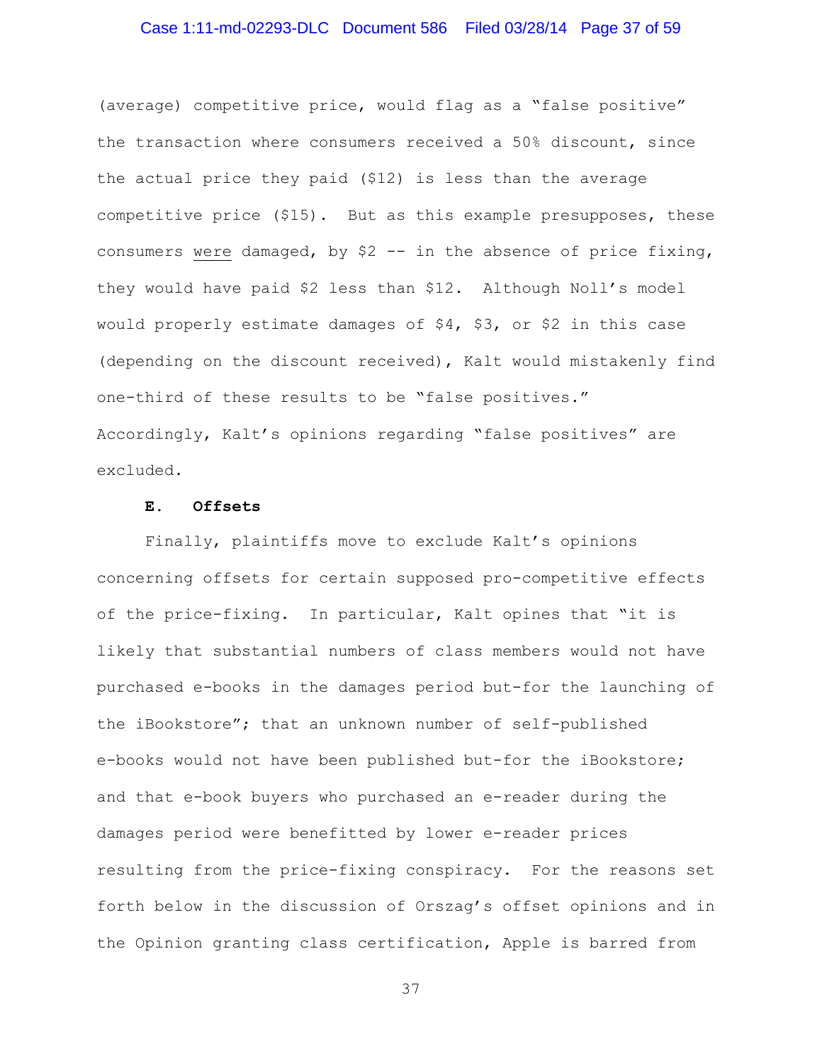(average) competitive price, would flag as a "false positive" the transaction where consumers received a 50% discount, since the actual price they paid ($12) is less than the average competitive price ($15). But as this example presupposes, these consumers were damaged, by $2 -- in the absence of price fixing, they would have paid $2 less than $12. Although Noll's model would properly estimate damages of $4, $3, or $2 in this case (depending on the discount received), Kalt would mistakenly find one-third of these results to be "false positives." Accordingly, Kalt's opinions regarding "false positives" are excluded.

**E. Offsets**

Finally, plaintiffs move to exclude Kalt's opinions concerning offsets for certain supposed pro-competitive effects of the price-fixing. In particular, Kalt opines that "it is likely that substantial numbers of class members would not have purchased e-books in the damages period but-for the launching of the iBookstore"; that an unknown number of self-published e-books would not have been published but-for the iBookstore; and that e-book buyers who purchased an e-reader during the damages period were benefitted by lower e-reader prices resulting from the price-fixing conspiracy. For the reasons set forth below in the discussion of Orszag's offset opinions and in the Opinion granting class certification, Apple is barred from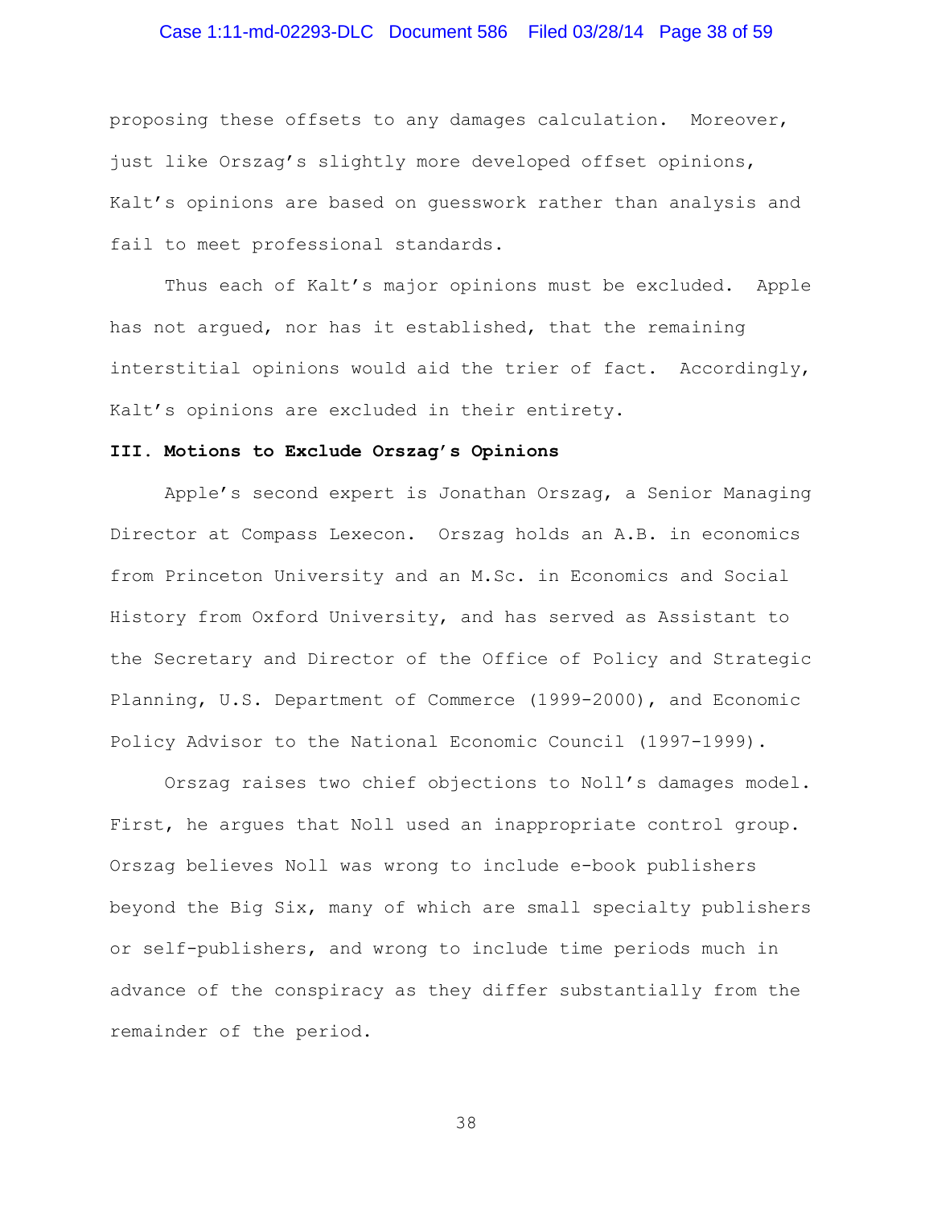proposing these offsets to any damages calculation. Moreover, just like Orszag's slightly more developed offset opinions, Kalt's opinions are based on guesswork rather than analysis and fail to meet professional standards.

Thus each of Kalt's major opinions must be excluded. Apple has not argued, nor has it established, that the remaining interstitial opinions would aid the trier of fact. Accordingly, Kalt's opinions are excluded in their entirety.

### III. Motions to Exclude Orszag's Opinions

Apple's second expert is Jonathan Orszag, a Senior Managing Director at Compass Lexecon. Orszag holds an A.B. in economics from Princeton University and an M.Sc. in Economics and Social History from Oxford University, and has served as Assistant to the Secretary and Director of the Office of Policy and Strategic Planning, U.S. Department of Commerce (1999-2000), and Economic Policy Advisor to the National Economic Council (1997-1999).

Orszag raises two chief objections to Noll's damages model. First, he argues that Noll used an inappropriate control group. Orszag believes Noll was wrong to include e-book publishers beyond the Big Six, many of which are small specialty publishers or self-publishers, and wrong to include time periods much in advance of the conspiracy as they differ substantially from the remainder of the period.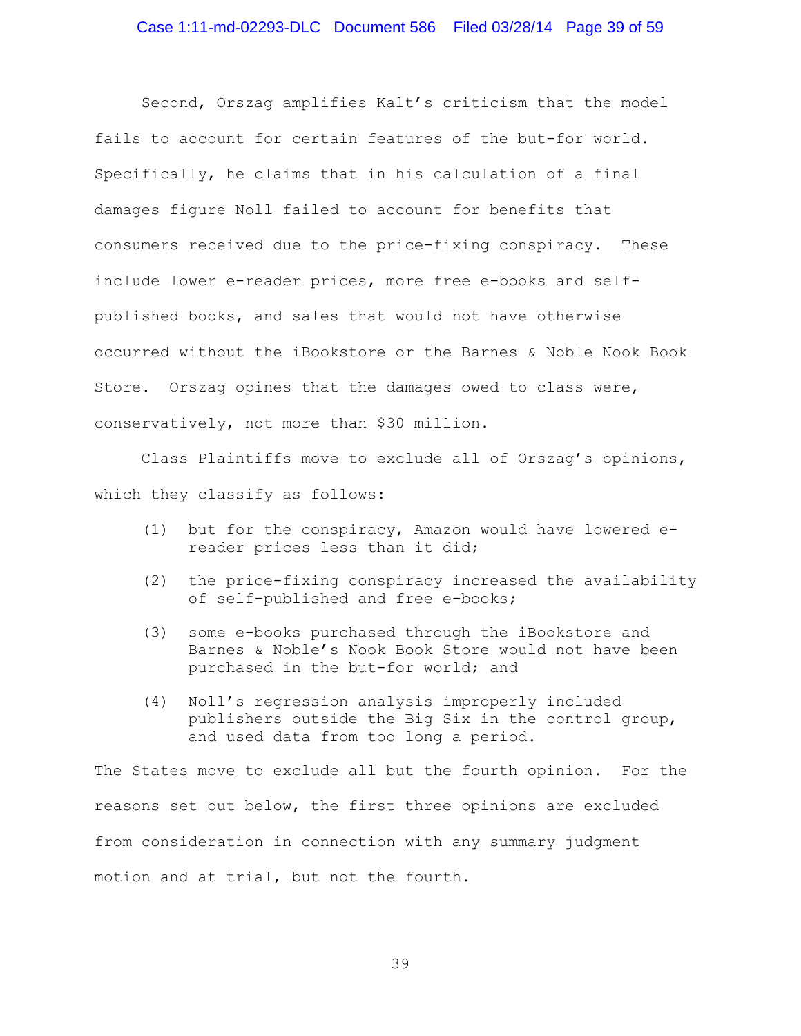Second, Orszag amplifies Kalt's criticism that the model fails to account for certain features of the but-for world. Specifically, he claims that in his calculation of a final damages figure Noll failed to account for benefits that consumers received due to the price-fixing conspiracy. These include lower e-reader prices, more free e-books and self-published books, and sales that would not have otherwise occurred without the iBookstore or the Barnes & Noble Nook Book Store. Orszag opines that the damages owed to class were, conservatively, not more than $30 million.

Class Plaintiffs move to exclude all of Orszag's opinions, which they classify as follows:

(1) but for the conspiracy, Amazon would have lowered e-reader prices less than it did;

(2) the price-fixing conspiracy increased the availability of self-published and free e-books;

(3) some e-books purchased through the iBookstore and Barnes & Noble's Nook Book Store would not have been purchased in the but-for world; and

(4) Noll's regression analysis improperly included publishers outside the Big Six in the control group, and used data from too long a period.

The States move to exclude all but the fourth opinion. For the reasons set out below, the first three opinions are excluded from consideration in connection with any summary judgment motion and at trial, but not the fourth.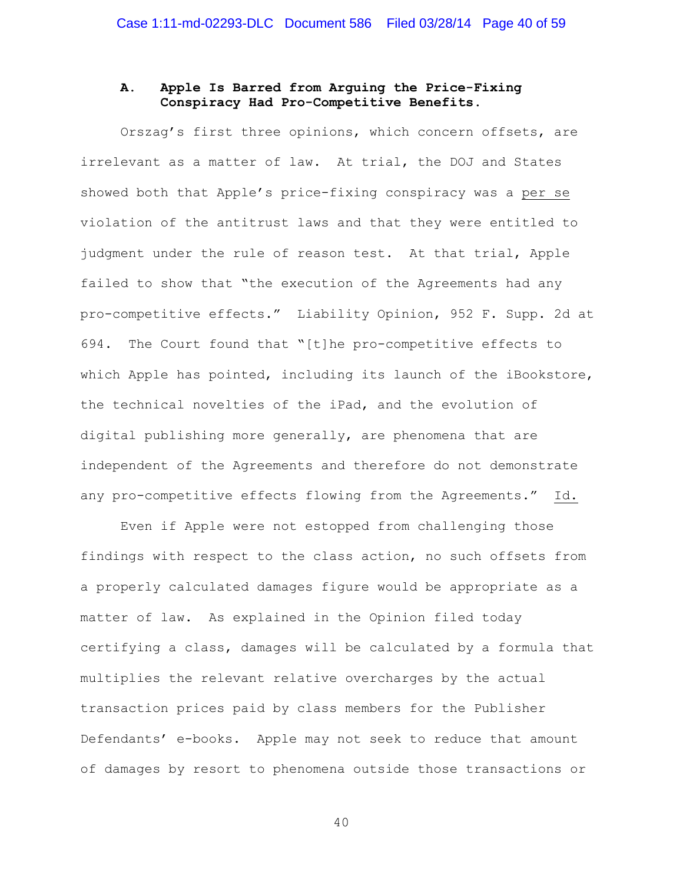### A. Apple Is Barred from Arguing the Price-Fixing Conspiracy Had Pro-Competitive Benefits.

Orszag's first three opinions, which concern offsets, are irrelevant as a matter of law. At trial, the DOJ and States showed both that Apple's price-fixing conspiracy was a per se violation of the antitrust laws and that they were entitled to judgment under the rule of reason test. At that trial, Apple failed to show that "the execution of the Agreements had any pro-competitive effects." Liability Opinion, 952 F. Supp. 2d at 694. The Court found that "[t]he pro-competitive effects to which Apple has pointed, including its launch of the iBookstore, the technical novelties of the iPad, and the evolution of digital publishing more generally, are phenomena that are independent of the Agreements and therefore do not demonstrate any pro-competitive effects flowing from the Agreements." Id.

Even if Apple were not estopped from challenging those findings with respect to the class action, no such offsets from a properly calculated damages figure would be appropriate as a matter of law. As explained in the Opinion filed today certifying a class, damages will be calculated by a formula that multiplies the relevant relative overcharges by the actual transaction prices paid by class members for the Publisher Defendants' e-books. Apple may not seek to reduce that amount of damages by resort to phenomena outside those transactions or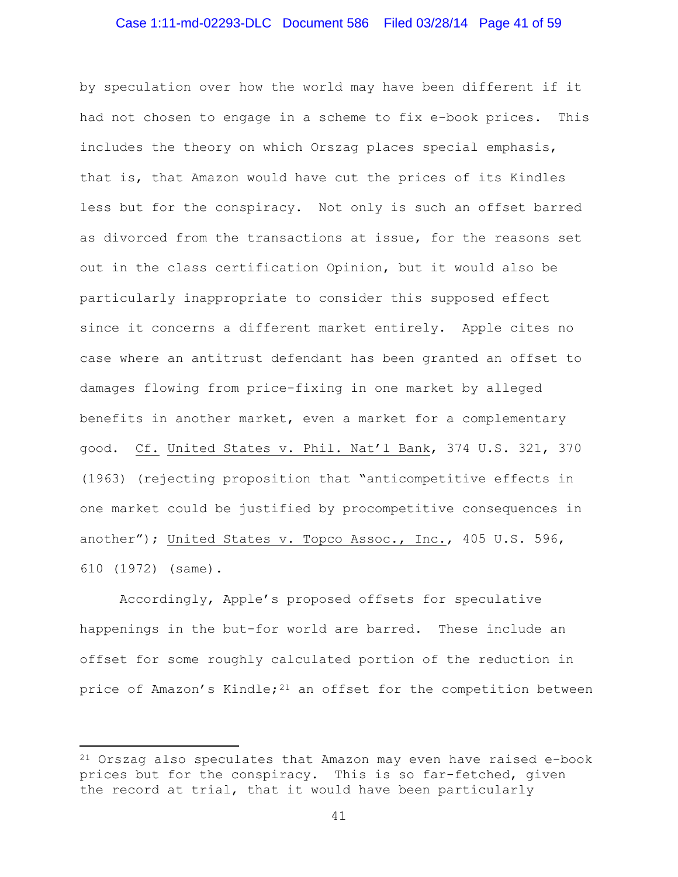by speculation over how the world may have been different if it had not chosen to engage in a scheme to fix e-book prices. This includes the theory on which Orszag places special emphasis, that is, that Amazon would have cut the prices of its Kindles less but for the conspiracy. Not only is such an offset barred as divorced from the transactions at issue, for the reasons set out in the class certification Opinion, but it would also be particularly inappropriate to consider this supposed effect since it concerns a different market entirely. Apple cites no case where an antitrust defendant has been granted an offset to damages flowing from price-fixing in one market by alleged benefits in another market, even a market for a complementary good. Cf. United States v. Phil. Nat'l Bank, 374 U.S. 321, 370 (1963) (rejecting proposition that "anticompetitive effects in one market could be justified by procompetitive consequences in another"); United States v. Topco Assoc., Inc., 405 U.S. 596, 610 (1972) (same).

Accordingly, Apple's proposed offsets for speculative happenings in the but-for world are barred. These include an offset for some roughly calculated portion of the reduction in price of Amazon's Kindle;[21] an offset for the competition between

---

[21] Orszag also speculates that Amazon may even have raised e-book prices but for the conspiracy. This is so far-fetched, given the record at trial, that it would have been particularly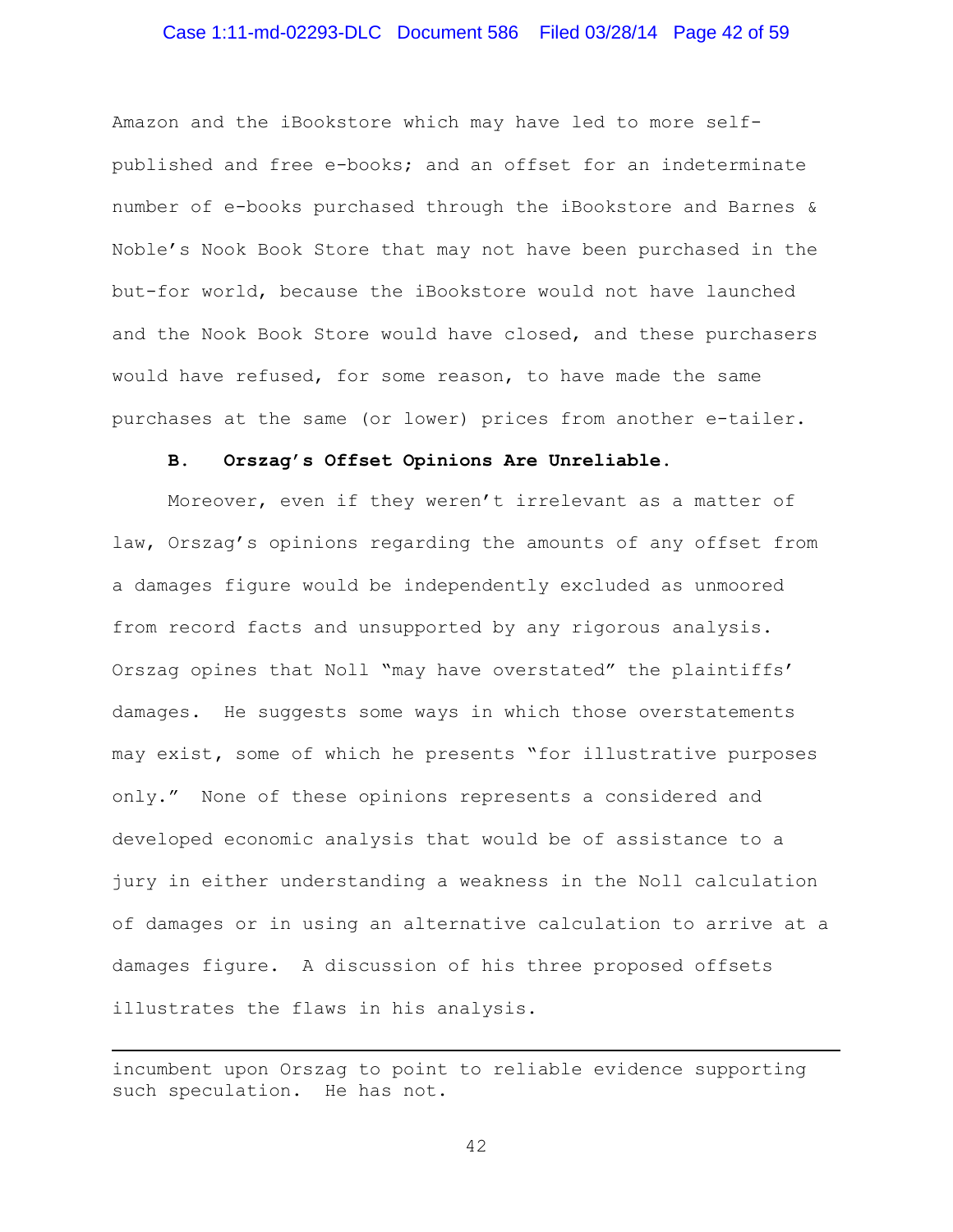Amazon and the iBookstore which may have led to more self-published and free e-books; and an offset for an indeterminate number of e-books purchased through the iBookstore and Barnes & Noble's Nook Book Store that may not have been purchased in the but-for world, because the iBookstore would not have launched and the Nook Book Store would have closed, and these purchasers would have refused, for some reason, to have made the same purchases at the same (or lower) prices from another e-tailer.

**B. Orszag's Offset Opinions Are Unreliable.**

Moreover, even if they weren't irrelevant as a matter of law, Orszag's opinions regarding the amounts of any offset from a damages figure would be independently excluded as unmoored from record facts and unsupported by any rigorous analysis. Orszag opines that Noll "may have overstated" the plaintiffs' damages. He suggests some ways in which those overstatements may exist, some of which he presents "for illustrative purposes only." None of these opinions represents a considered and developed economic analysis that would be of assistance to a jury in either understanding a weakness in the Noll calculation of damages or in using an alternative calculation to arrive at a damages figure. A discussion of his three proposed offsets illustrates the flaws in his analysis.

---

incumbent upon Orszag to point to reliable evidence supporting such speculation. He has not.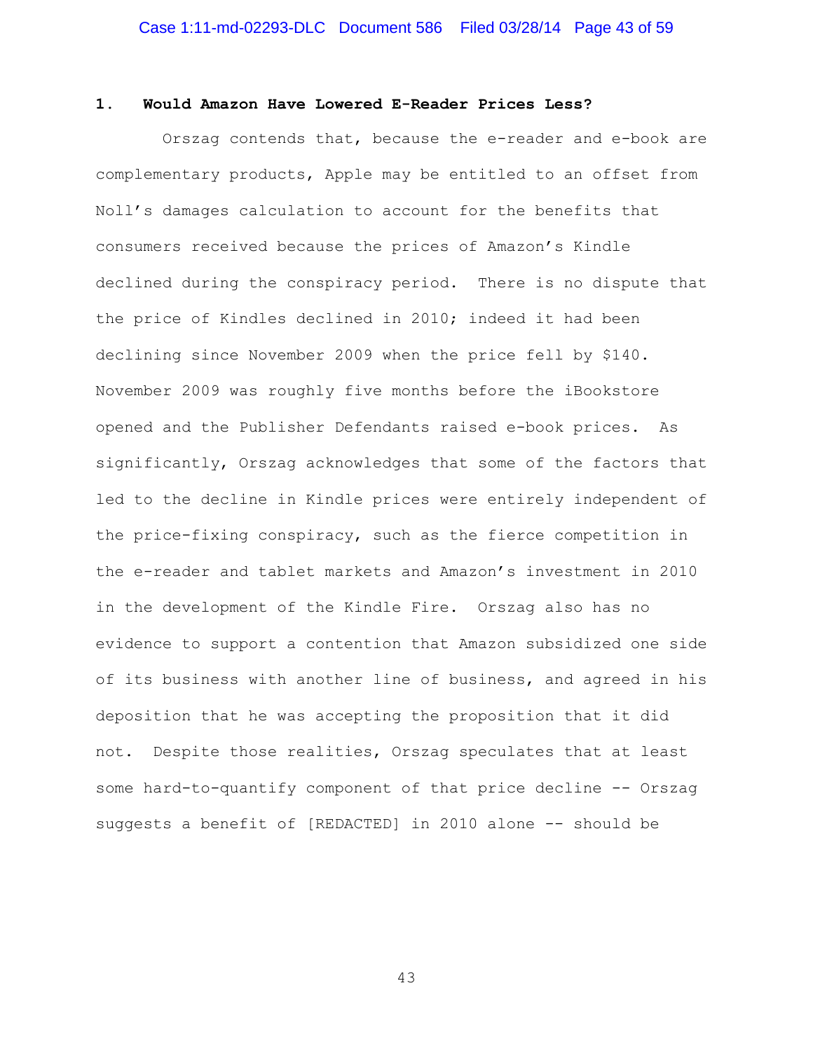### 1. Would Amazon Have Lowered E-Reader Prices Less?

Orszag contends that, because the e-reader and e-book are complementary products, Apple may be entitled to an offset from Noll's damages calculation to account for the benefits that consumers received because the prices of Amazon's Kindle declined during the conspiracy period. There is no dispute that the price of Kindles declined in 2010; indeed it had been declining since November 2009 when the price fell by $140. November 2009 was roughly five months before the iBookstore opened and the Publisher Defendants raised e-book prices. As significantly, Orszag acknowledges that some of the factors that led to the decline in Kindle prices were entirely independent of the price-fixing conspiracy, such as the fierce competition in the e-reader and tablet markets and Amazon's investment in 2010 in the development of the Kindle Fire. Orszag also has no evidence to support a contention that Amazon subsidized one side of its business with another line of business, and agreed in his deposition that he was accepting the proposition that it did not. Despite those realities, Orszag speculates that at least some hard-to-quantify component of that price decline -- Orszag suggests a benefit of [REDACTED] in 2010 alone -- should be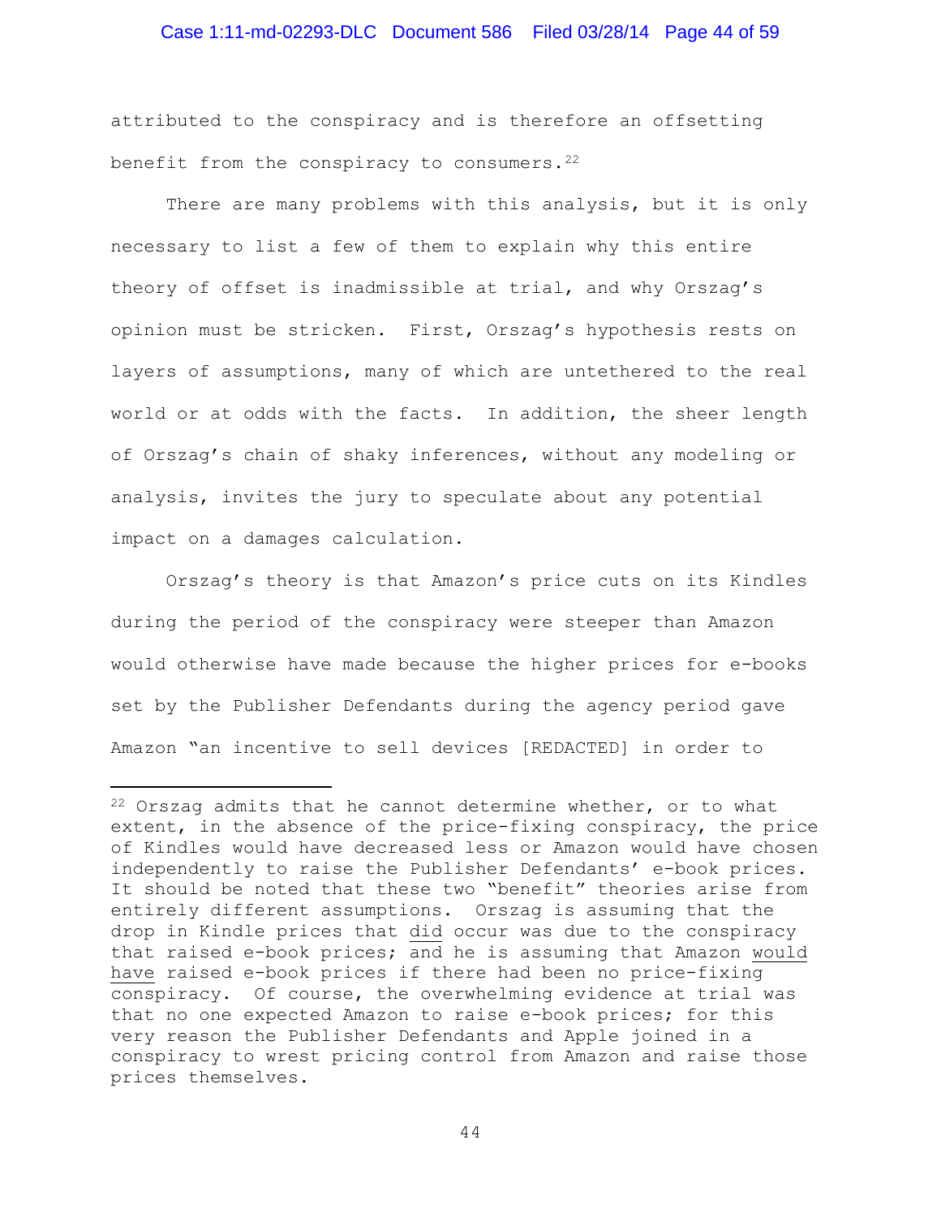attributed to the conspiracy and is therefore an offsetting benefit from the conspiracy to consumers.[22]

There are many problems with this analysis, but it is only necessary to list a few of them to explain why this entire theory of offset is inadmissible at trial, and why Orszag's opinion must be stricken. First, Orszag's hypothesis rests on layers of assumptions, many of which are untethered to the real world or at odds with the facts. In addition, the sheer length of Orszag's chain of shaky inferences, without any modeling or analysis, invites the jury to speculate about any potential impact on a damages calculation.

Orszag's theory is that Amazon's price cuts on its Kindles during the period of the conspiracy were steeper than Amazon would otherwise have made because the higher prices for e-books set by the Publisher Defendants during the agency period gave Amazon "an incentive to sell devices [REDACTED] in order to

---

[22] Orszag admits that he cannot determine whether, or to what extent, in the absence of the price-fixing conspiracy, the price of Kindles would have decreased less or Amazon would have chosen independently to raise the Publisher Defendants' e-book prices. It should be noted that these two "benefit" theories arise from entirely different assumptions. Orszag is assuming that the drop in Kindle prices that did occur was due to the conspiracy that raised e-book prices; and he is assuming that Amazon would have raised e-book prices if there had been no price-fixing conspiracy. Of course, the overwhelming evidence at trial was that no one expected Amazon to raise e-book prices; for this very reason the Publisher Defendants and Apple joined in a conspiracy to wrest pricing control from Amazon and raise those prices themselves.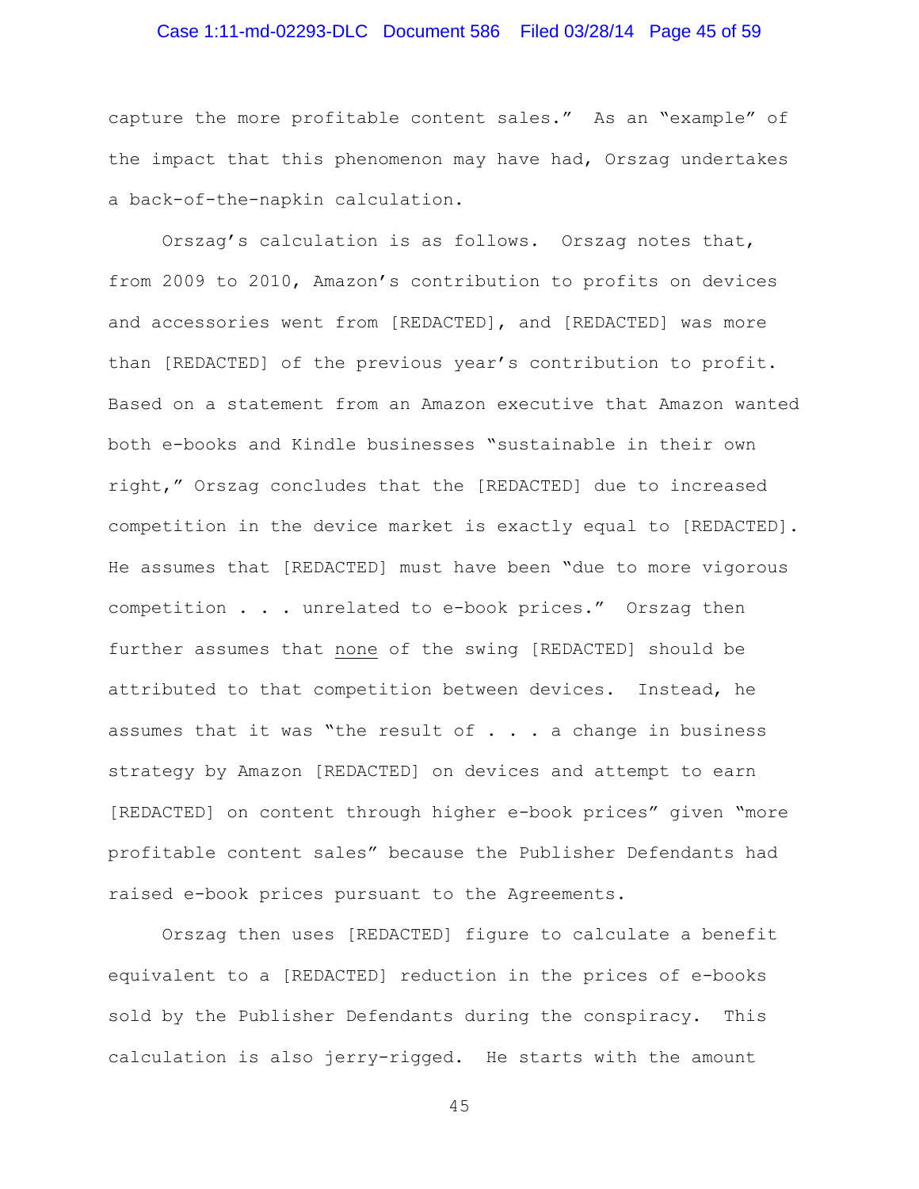capture the more profitable content sales." As an "example" of the impact that this phenomenon may have had, Orszag undertakes a back-of-the-napkin calculation.

Orszag's calculation is as follows. Orszag notes that, from 2009 to 2010, Amazon's contribution to profits on devices and accessories went from [REDACTED], and [REDACTED] was more than [REDACTED] of the previous year's contribution to profit. Based on a statement from an Amazon executive that Amazon wanted both e-books and Kindle businesses "sustainable in their own right," Orszag concludes that the [REDACTED] due to increased competition in the device market is exactly equal to [REDACTED]. He assumes that [REDACTED] must have been "due to more vigorous competition . . . unrelated to e-book prices." Orszag then further assumes that <u>none</u> of the swing [REDACTED] should be attributed to that competition between devices. Instead, he assumes that it was "the result of . . . a change in business strategy by Amazon [REDACTED] on devices and attempt to earn [REDACTED] on content through higher e-book prices" given "more profitable content sales" because the Publisher Defendants had raised e-book prices pursuant to the Agreements.

Orszag then uses [REDACTED] figure to calculate a benefit equivalent to a [REDACTED] reduction in the prices of e-books sold by the Publisher Defendants during the conspiracy. This calculation is also jerry-rigged. He starts with the amount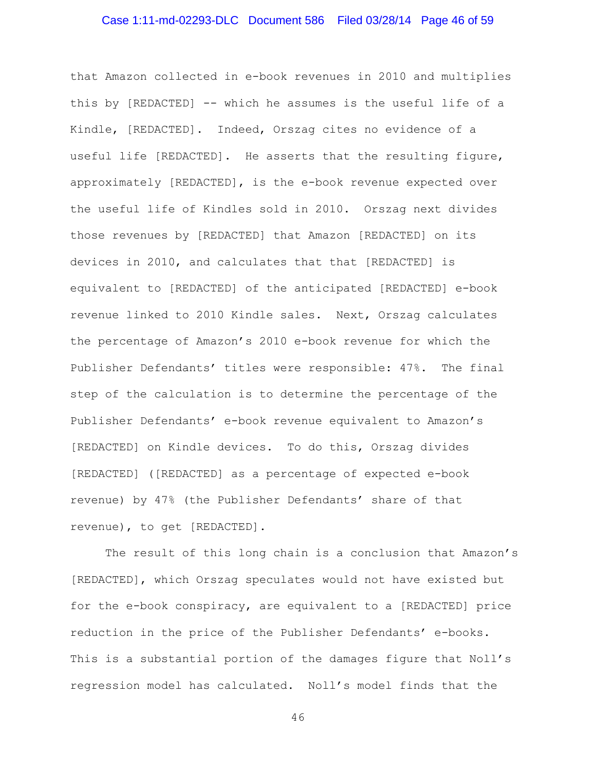that Amazon collected in e-book revenues in 2010 and multiplies this by [REDACTED] -- which he assumes is the useful life of a Kindle, [REDACTED]. Indeed, Orszag cites no evidence of a useful life [REDACTED]. He asserts that the resulting figure, approximately [REDACTED], is the e-book revenue expected over the useful life of Kindles sold in 2010. Orszag next divides those revenues by [REDACTED] that Amazon [REDACTED] on its devices in 2010, and calculates that that [REDACTED] is equivalent to [REDACTED] of the anticipated [REDACTED] e-book revenue linked to 2010 Kindle sales. Next, Orszag calculates the percentage of Amazon's 2010 e-book revenue for which the Publisher Defendants' titles were responsible: 47%. The final step of the calculation is to determine the percentage of the Publisher Defendants' e-book revenue equivalent to Amazon's [REDACTED] on Kindle devices. To do this, Orszag divides [REDACTED] ([REDACTED] as a percentage of expected e-book revenue) by 47% (the Publisher Defendants' share of that revenue), to get [REDACTED].

The result of this long chain is a conclusion that Amazon's [REDACTED], which Orszag speculates would not have existed but for the e-book conspiracy, are equivalent to a [REDACTED] price reduction in the price of the Publisher Defendants' e-books. This is a substantial portion of the damages figure that Noll's regression model has calculated. Noll's model finds that the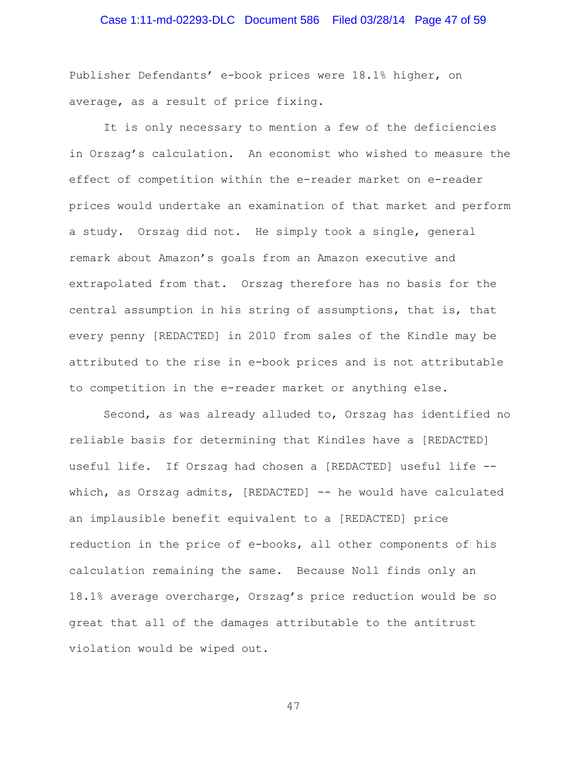Publisher Defendants' e-book prices were 18.1% higher, on average, as a result of price fixing.

It is only necessary to mention a few of the deficiencies in Orszag's calculation. An economist who wished to measure the effect of competition within the e-reader market on e-reader prices would undertake an examination of that market and perform a study. Orszag did not. He simply took a single, general remark about Amazon's goals from an Amazon executive and extrapolated from that. Orszag therefore has no basis for the central assumption in his string of assumptions, that is, that every penny [REDACTED] in 2010 from sales of the Kindle may be attributed to the rise in e-book prices and is not attributable to competition in the e-reader market or anything else.

Second, as was already alluded to, Orszag has identified no reliable basis for determining that Kindles have a [REDACTED] useful life. If Orszag had chosen a [REDACTED] useful life -- which, as Orszag admits, [REDACTED] -- he would have calculated an implausible benefit equivalent to a [REDACTED] price reduction in the price of e-books, all other components of his calculation remaining the same. Because Noll finds only an 18.1% average overcharge, Orszag's price reduction would be so great that all of the damages attributable to the antitrust violation would be wiped out.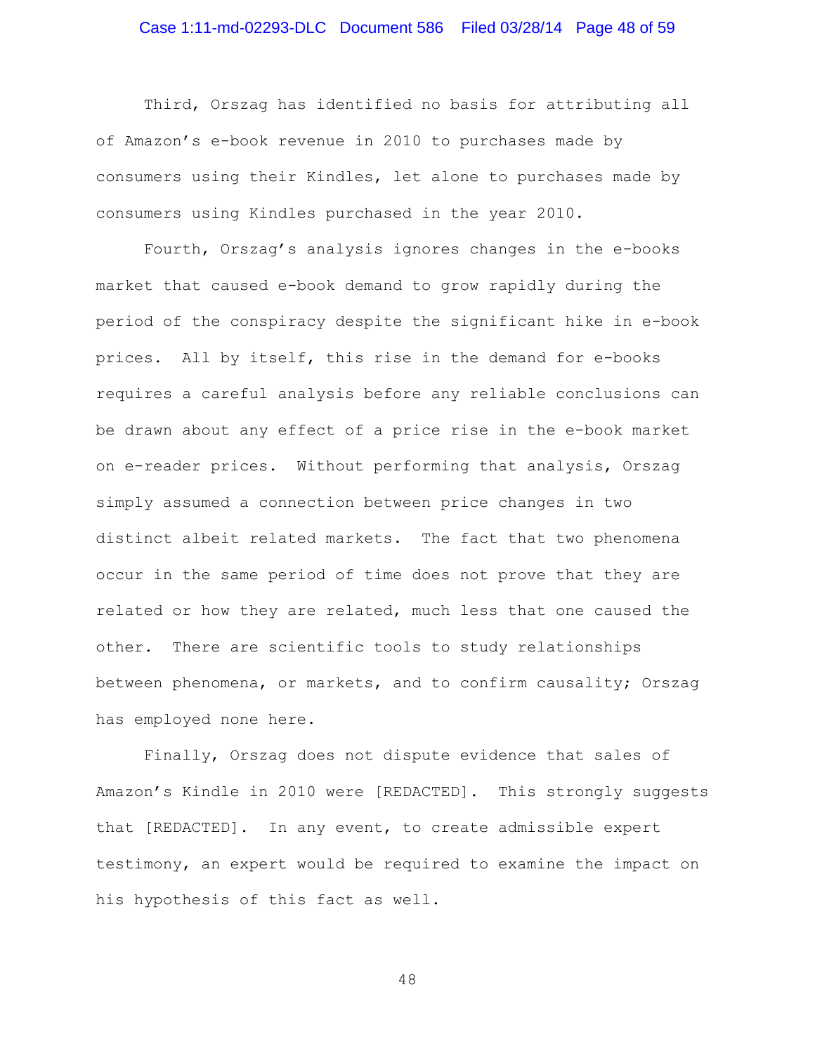Third, Orszag has identified no basis for attributing all of Amazon's e-book revenue in 2010 to purchases made by consumers using their Kindles, let alone to purchases made by consumers using Kindles purchased in the year 2010.

Fourth, Orszag's analysis ignores changes in the e-books market that caused e-book demand to grow rapidly during the period of the conspiracy despite the significant hike in e-book prices. All by itself, this rise in the demand for e-books requires a careful analysis before any reliable conclusions can be drawn about any effect of a price rise in the e-book market on e-reader prices. Without performing that analysis, Orszag simply assumed a connection between price changes in two distinct albeit related markets. The fact that two phenomena occur in the same period of time does not prove that they are related or how they are related, much less that one caused the other. There are scientific tools to study relationships between phenomena, or markets, and to confirm causality; Orszag has employed none here.

Finally, Orszag does not dispute evidence that sales of Amazon's Kindle in 2010 were [REDACTED]. This strongly suggests that [REDACTED]. In any event, to create admissible expert testimony, an expert would be required to examine the impact on his hypothesis of this fact as well.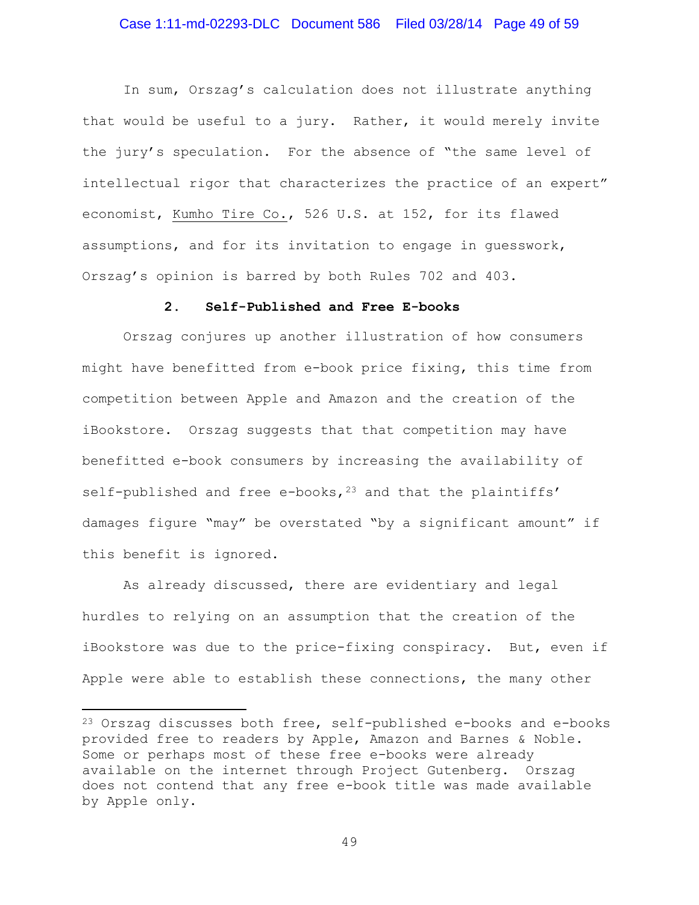In sum, Orszag's calculation does not illustrate anything that would be useful to a jury. Rather, it would merely invite the jury's speculation. For the absence of "the same level of intellectual rigor that characterizes the practice of an expert" economist, Kumho Tire Co., 526 U.S. at 152, for its flawed assumptions, and for its invitation to engage in guesswork, Orszag's opinion is barred by both Rules 702 and 403.

### 2. Self-Published and Free E-books

Orszag conjures up another illustration of how consumers might have benefitted from e-book price fixing, this time from competition between Apple and Amazon and the creation of the iBookstore. Orszag suggests that that competition may have benefitted e-book consumers by increasing the availability of self-published and free e-books,[23] and that the plaintiffs' damages figure "may" be overstated "by a significant amount" if this benefit is ignored.

As already discussed, there are evidentiary and legal hurdles to relying on an assumption that the creation of the iBookstore was due to the price-fixing conspiracy. But, even if Apple were able to establish these connections, the many other

[23] Orszag discusses both free, self-published e-books and e-books provided free to readers by Apple, Amazon and Barnes & Noble. Some or perhaps most of these free e-books were already available on the internet through Project Gutenberg. Orszag does not contend that any free e-book title was made available by Apple only.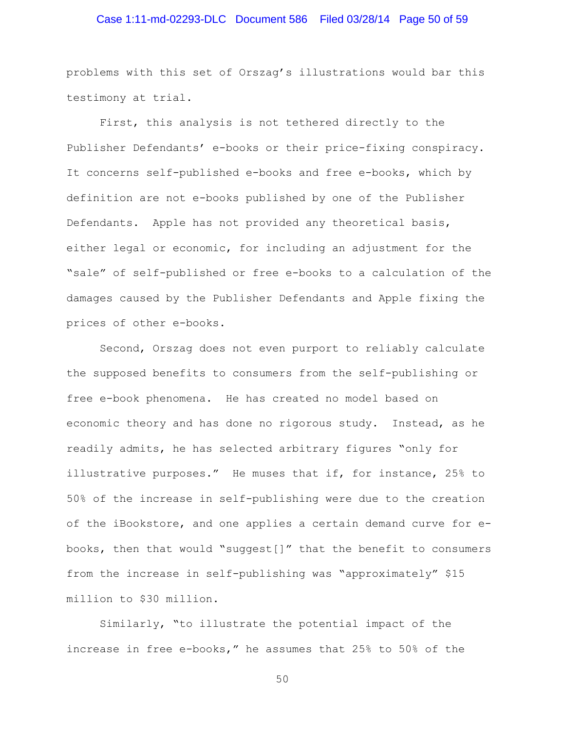problems with this set of Orszag's illustrations would bar this testimony at trial.

First, this analysis is not tethered directly to the Publisher Defendants' e-books or their price-fixing conspiracy. It concerns self-published e-books and free e-books, which by definition are not e-books published by one of the Publisher Defendants. Apple has not provided any theoretical basis, either legal or economic, for including an adjustment for the "sale" of self-published or free e-books to a calculation of the damages caused by the Publisher Defendants and Apple fixing the prices of other e-books.

Second, Orszag does not even purport to reliably calculate the supposed benefits to consumers from the self-publishing or free e-book phenomena. He has created no model based on economic theory and has done no rigorous study. Instead, as he readily admits, he has selected arbitrary figures "only for illustrative purposes." He muses that if, for instance, 25% to 50% of the increase in self-publishing were due to the creation of the iBookstore, and one applies a certain demand curve for e-books, then that would "suggest[]" that the benefit to consumers from the increase in self-publishing was "approximately" $15 million to $30 million.

Similarly, "to illustrate the potential impact of the increase in free e-books," he assumes that 25% to 50% of the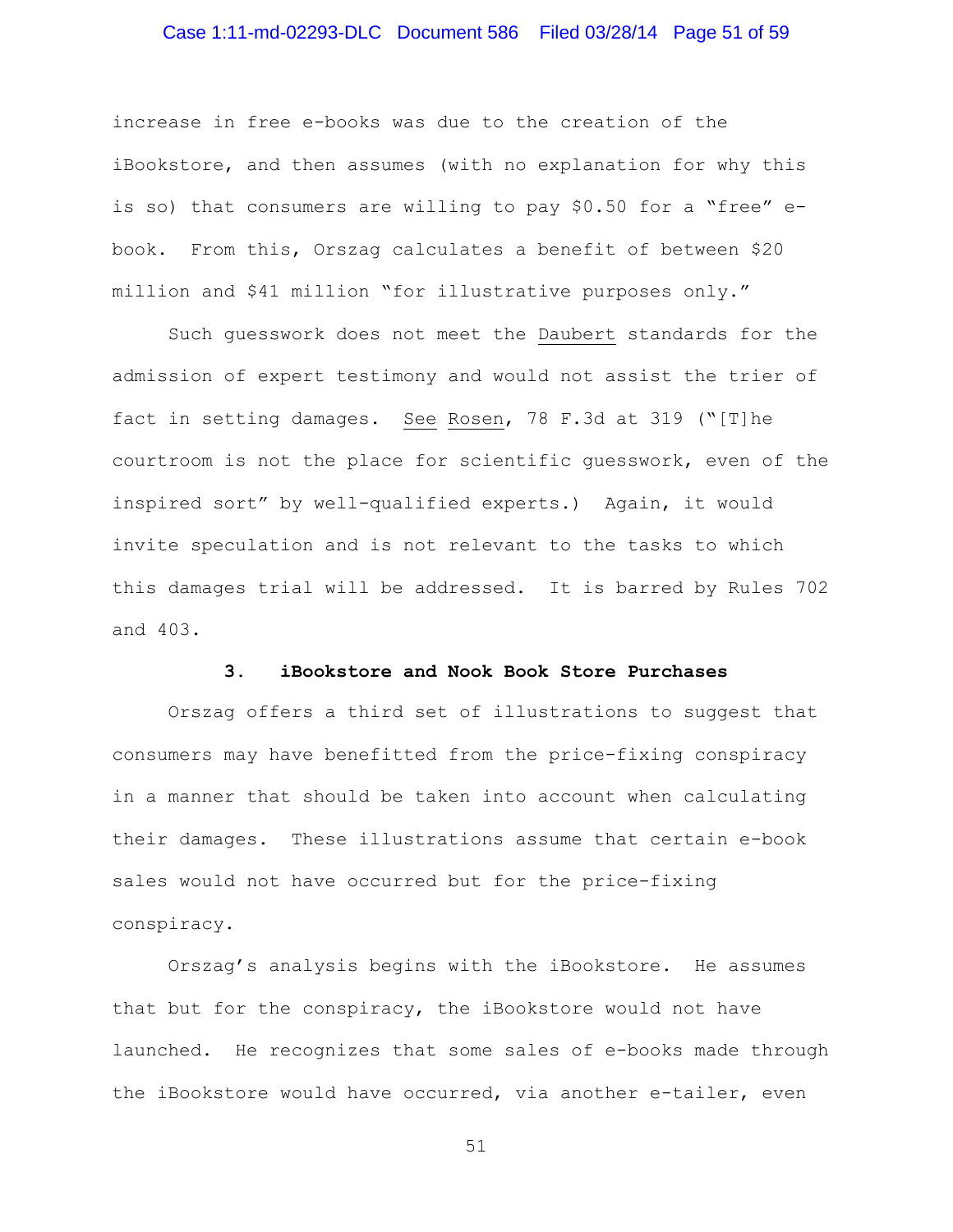increase in free e-books was due to the creation of the iBookstore, and then assumes (with no explanation for why this is so) that consumers are willing to pay $0.50 for a "free" e-book. From this, Orszag calculates a benefit of between $20 million and $41 million "for illustrative purposes only."

Such guesswork does not meet the Daubert standards for the admission of expert testimony and would not assist the trier of fact in setting damages. See Rosen, 78 F.3d at 319 ("[T]he courtroom is not the place for scientific guesswork, even of the inspired sort" by well-qualified experts.) Again, it would invite speculation and is not relevant to the tasks to which this damages trial will be addressed. It is barred by Rules 702 and 403.

### 3. iBookstore and Nook Book Store Purchases

Orszag offers a third set of illustrations to suggest that consumers may have benefitted from the price-fixing conspiracy in a manner that should be taken into account when calculating their damages. These illustrations assume that certain e-book sales would not have occurred but for the price-fixing conspiracy.

Orszag's analysis begins with the iBookstore. He assumes that but for the conspiracy, the iBookstore would not have launched. He recognizes that some sales of e-books made through the iBookstore would have occurred, via another e-tailer, even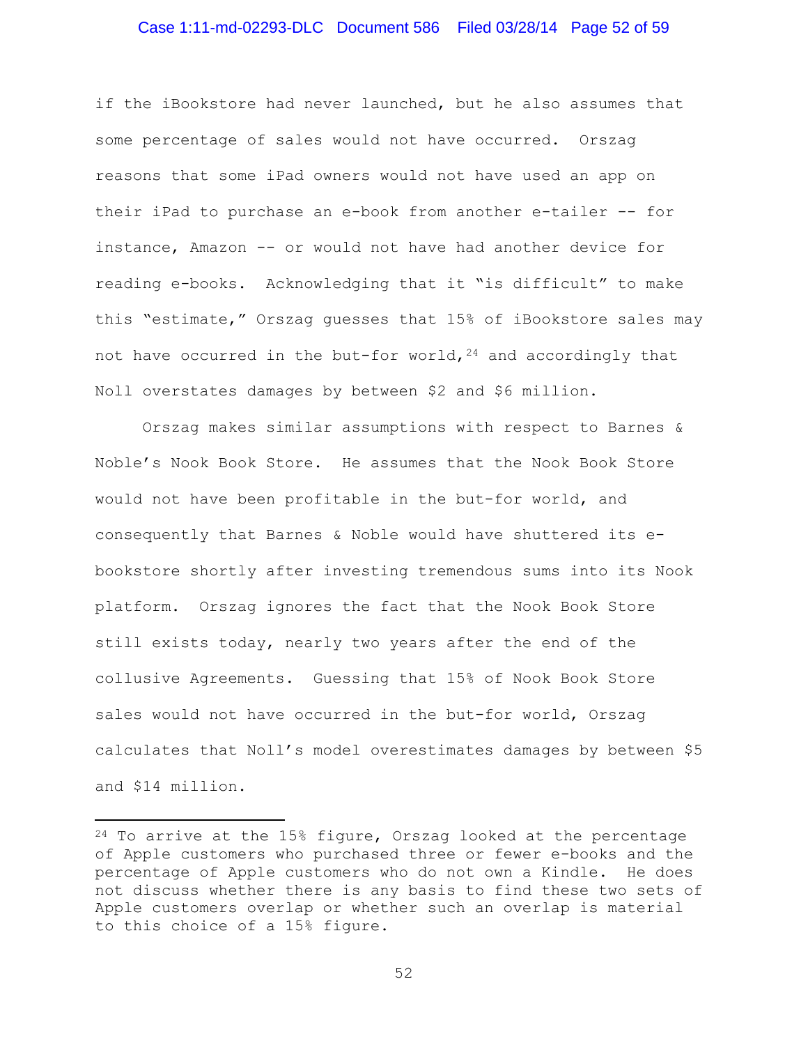if the iBookstore had never launched, but he also assumes that some percentage of sales would not have occurred. Orszag reasons that some iPad owners would not have used an app on their iPad to purchase an e-book from another e-tailer -- for instance, Amazon -- or would not have had another device for reading e-books. Acknowledging that it "is difficult" to make this "estimate," Orszag guesses that 15% of iBookstore sales may not have occurred in the but-for world,[24] and accordingly that Noll overstates damages by between $2 and $6 million.

Orszag makes similar assumptions with respect to Barnes & Noble's Nook Book Store. He assumes that the Nook Book Store would not have been profitable in the but-for world, and consequently that Barnes & Noble would have shuttered its e-bookstore shortly after investing tremendous sums into its Nook platform. Orszag ignores the fact that the Nook Book Store still exists today, nearly two years after the end of the collusive Agreements. Guessing that 15% of Nook Book Store sales would not have occurred in the but-for world, Orszag calculates that Noll's model overestimates damages by between $5 and $14 million.

---

[24] To arrive at the 15% figure, Orszag looked at the percentage of Apple customers who purchased three or fewer e-books and the percentage of Apple customers who do not own a Kindle. He does not discuss whether there is any basis to find these two sets of Apple customers overlap or whether such an overlap is material to this choice of a 15% figure.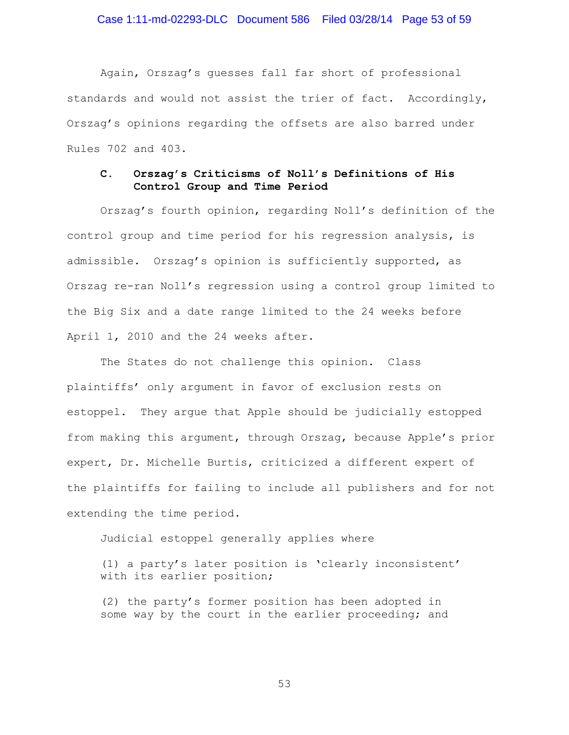Again, Orszag's guesses fall far short of professional standards and would not assist the trier of fact. Accordingly, Orszag's opinions regarding the offsets are also barred under Rules 702 and 403.

### C. Orszag's Criticisms of Noll's Definitions of His Control Group and Time Period

Orszag's fourth opinion, regarding Noll's definition of the control group and time period for his regression analysis, is admissible. Orszag's opinion is sufficiently supported, as Orszag re-ran Noll's regression using a control group limited to the Big Six and a date range limited to the 24 weeks before April 1, 2010 and the 24 weeks after.

The States do not challenge this opinion. Class plaintiffs' only argument in favor of exclusion rests on estoppel. They argue that Apple should be judicially estopped from making this argument, through Orszag, because Apple's prior expert, Dr. Michelle Burtis, criticized a different expert of the plaintiffs for failing to include all publishers and for not extending the time period.

Judicial estoppel generally applies where

> (1) a party's later position is 'clearly inconsistent' with its earlier position;
>
> (2) the party's former position has been adopted in some way by the court in the earlier proceeding; and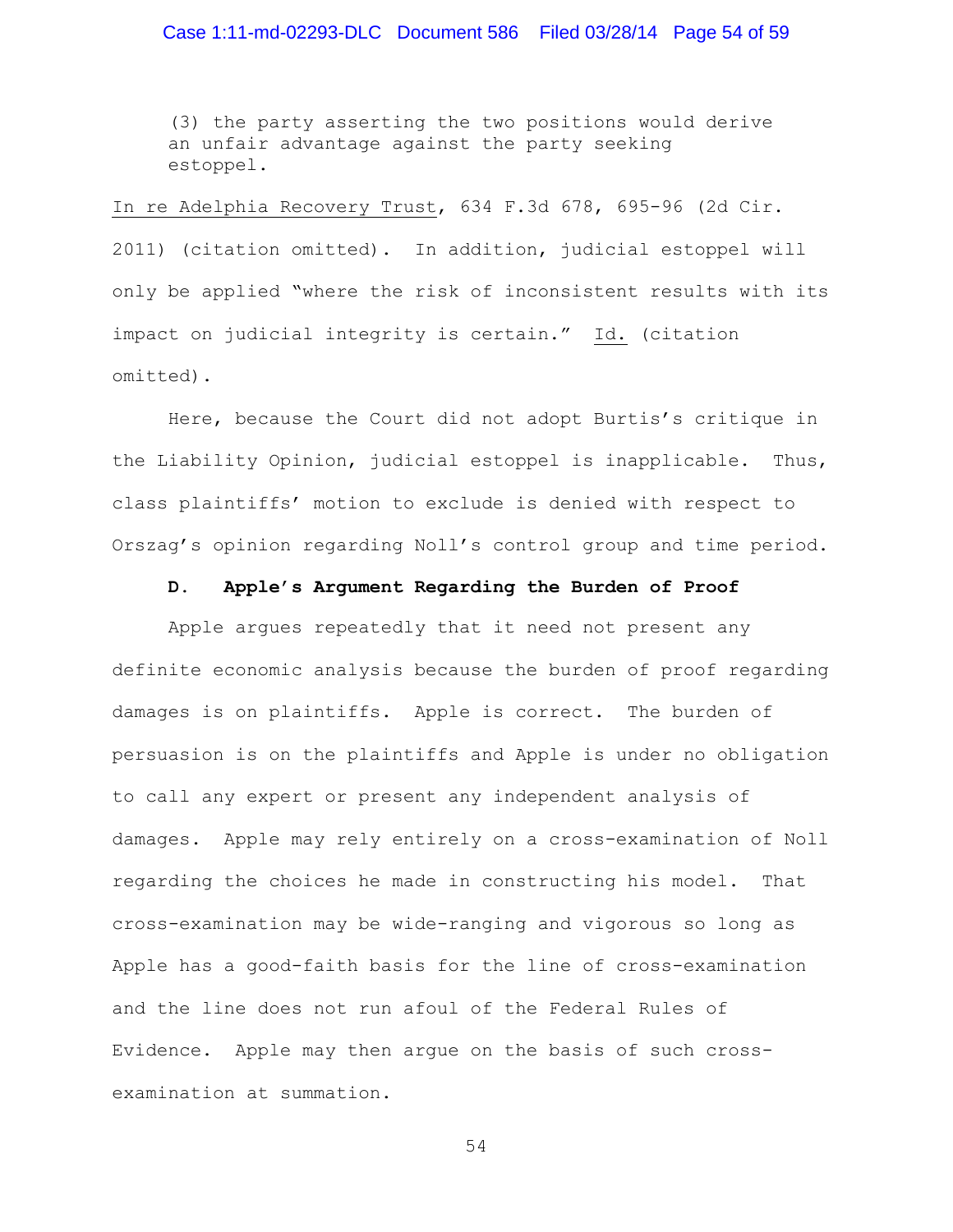> (3) the party asserting the two positions would derive an unfair advantage against the party seeking estoppel.

In re Adelphia Recovery Trust, 634 F.3d 678, 695-96 (2d Cir. 2011) (citation omitted). In addition, judicial estoppel will only be applied "where the risk of inconsistent results with its impact on judicial integrity is certain." Id. (citation omitted).

Here, because the Court did not adopt Burtis's critique in the Liability Opinion, judicial estoppel is inapplicable. Thus, class plaintiffs' motion to exclude is denied with respect to Orszag's opinion regarding Noll's control group and time period.

### D. Apple's Argument Regarding the Burden of Proof

Apple argues repeatedly that it need not present any definite economic analysis because the burden of proof regarding damages is on plaintiffs. Apple is correct. The burden of persuasion is on the plaintiffs and Apple is under no obligation to call any expert or present any independent analysis of damages. Apple may rely entirely on a cross-examination of Noll regarding the choices he made in constructing his model. That cross-examination may be wide-ranging and vigorous so long as Apple has a good-faith basis for the line of cross-examination and the line does not run afoul of the Federal Rules of Evidence. Apple may then argue on the basis of such cross-examination at summation.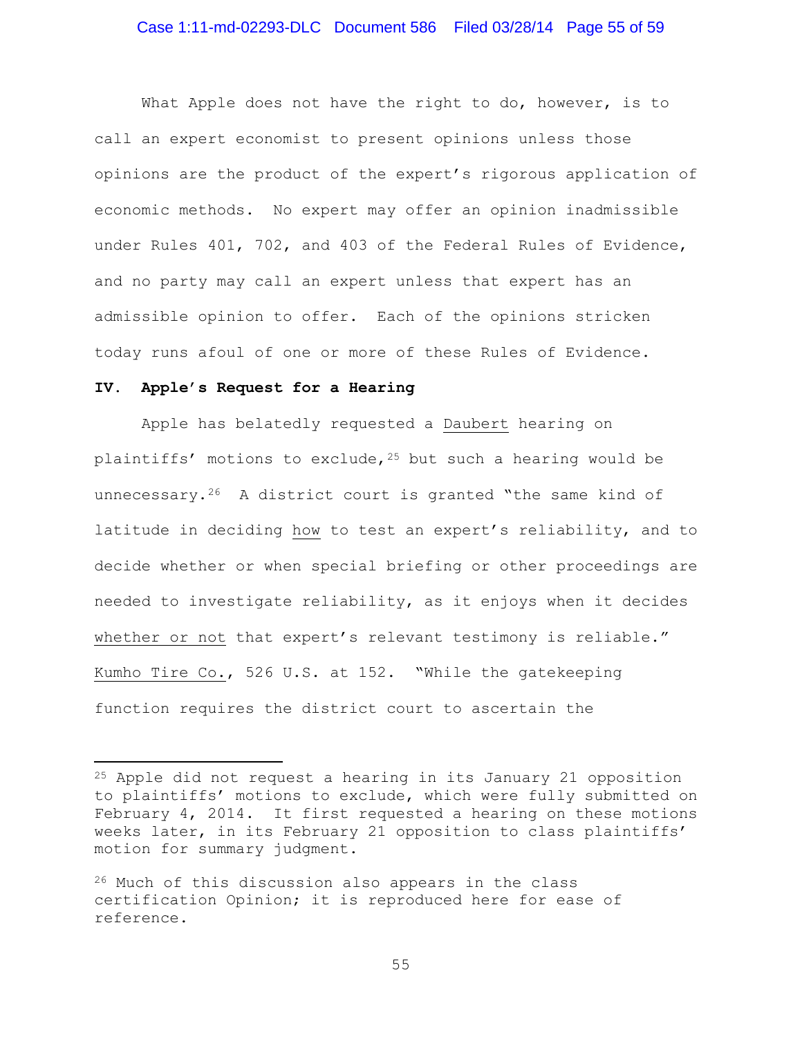What Apple does not have the right to do, however, is to call an expert economist to present opinions unless those opinions are the product of the expert's rigorous application of economic methods. No expert may offer an opinion inadmissible under Rules 401, 702, and 403 of the Federal Rules of Evidence, and no party may call an expert unless that expert has an admissible opinion to offer. Each of the opinions stricken today runs afoul of one or more of these Rules of Evidence.

**IV. Apple's Request for a Hearing**

Apple has belatedly requested a Daubert hearing on plaintiffs' motions to exclude,[25] but such a hearing would be unnecessary.[26] A district court is granted "the same kind of latitude in deciding how to test an expert's reliability, and to decide whether or when special briefing or other proceedings are needed to investigate reliability, as it enjoys when it decides whether or not that expert's relevant testimony is reliable." Kumho Tire Co., 526 U.S. at 152. "While the gatekeeping function requires the district court to ascertain the

---

[25] Apple did not request a hearing in its January 21 opposition to plaintiffs' motions to exclude, which were fully submitted on February 4, 2014. It first requested a hearing on these motions weeks later, in its February 21 opposition to class plaintiffs' motion for summary judgment.

[26] Much of this discussion also appears in the class certification Opinion; it is reproduced here for ease of reference.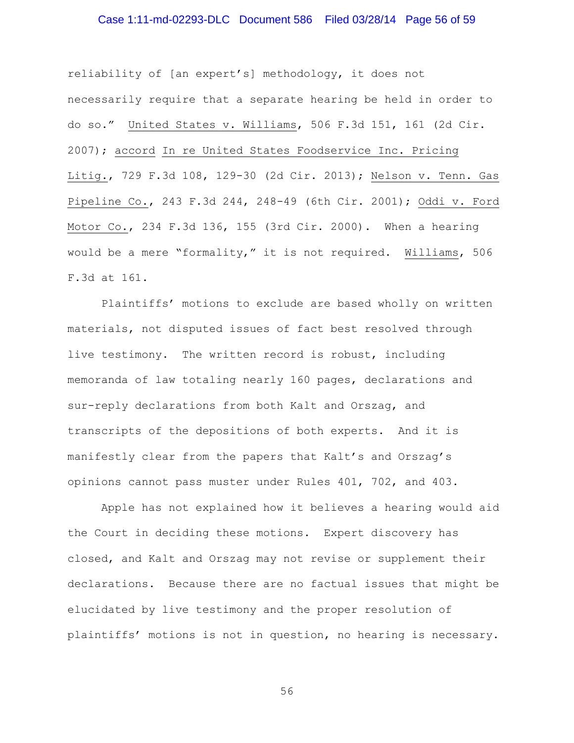reliability of [an expert's] methodology, it does not necessarily require that a separate hearing be held in order to do so." United States v. Williams, 506 F.3d 151, 161 (2d Cir. 2007); accord In re United States Foodservice Inc. Pricing Litig., 729 F.3d 108, 129-30 (2d Cir. 2013); Nelson v. Tenn. Gas Pipeline Co., 243 F.3d 244, 248-49 (6th Cir. 2001); Oddi v. Ford Motor Co., 234 F.3d 136, 155 (3rd Cir. 2000). When a hearing would be a mere "formality," it is not required. Williams, 506 F.3d at 161.

Plaintiffs' motions to exclude are based wholly on written materials, not disputed issues of fact best resolved through live testimony. The written record is robust, including memoranda of law totaling nearly 160 pages, declarations and sur-reply declarations from both Kalt and Orszag, and transcripts of the depositions of both experts. And it is manifestly clear from the papers that Kalt's and Orszag's opinions cannot pass muster under Rules 401, 702, and 403.

Apple has not explained how it believes a hearing would aid the Court in deciding these motions. Expert discovery has closed, and Kalt and Orszag may not revise or supplement their declarations. Because there are no factual issues that might be elucidated by live testimony and the proper resolution of plaintiffs' motions is not in question, no hearing is necessary.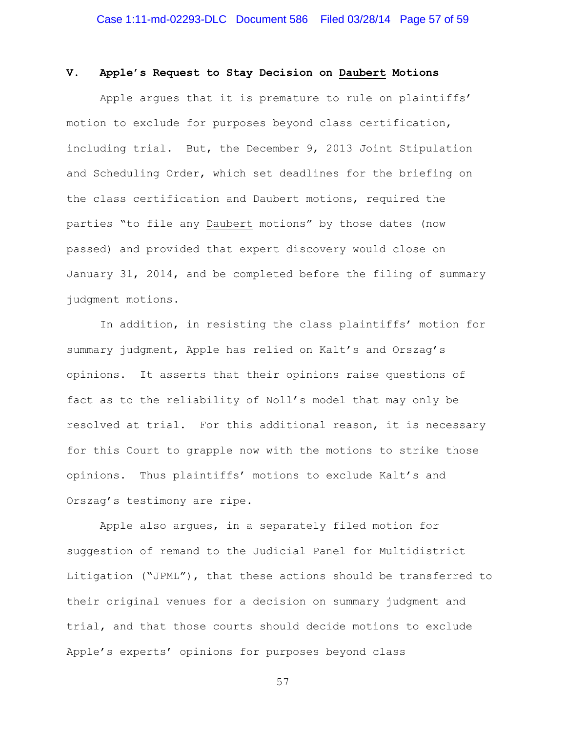## V. Apple's Request to Stay Decision on *Daubert* Motions

Apple argues that it is premature to rule on plaintiffs' motion to exclude for purposes beyond class certification, including trial. But, the December 9, 2013 Joint Stipulation and Scheduling Order, which set deadlines for the briefing on the class certification and *Daubert* motions, required the parties "to file any *Daubert* motions" by those dates (now passed) and provided that expert discovery would close on January 31, 2014, and be completed before the filing of summary judgment motions.

In addition, in resisting the class plaintiffs' motion for summary judgment, Apple has relied on Kalt's and Orszag's opinions. It asserts that their opinions raise questions of fact as to the reliability of Noll's model that may only be resolved at trial. For this additional reason, it is necessary for this Court to grapple now with the motions to strike those opinions. Thus plaintiffs' motions to exclude Kalt's and Orszag's testimony are ripe.

Apple also argues, in a separately filed motion for suggestion of remand to the Judicial Panel for Multidistrict Litigation ("JPML"), that these actions should be transferred to their original venues for a decision on summary judgment and trial, and that those courts should decide motions to exclude Apple's experts' opinions for purposes beyond class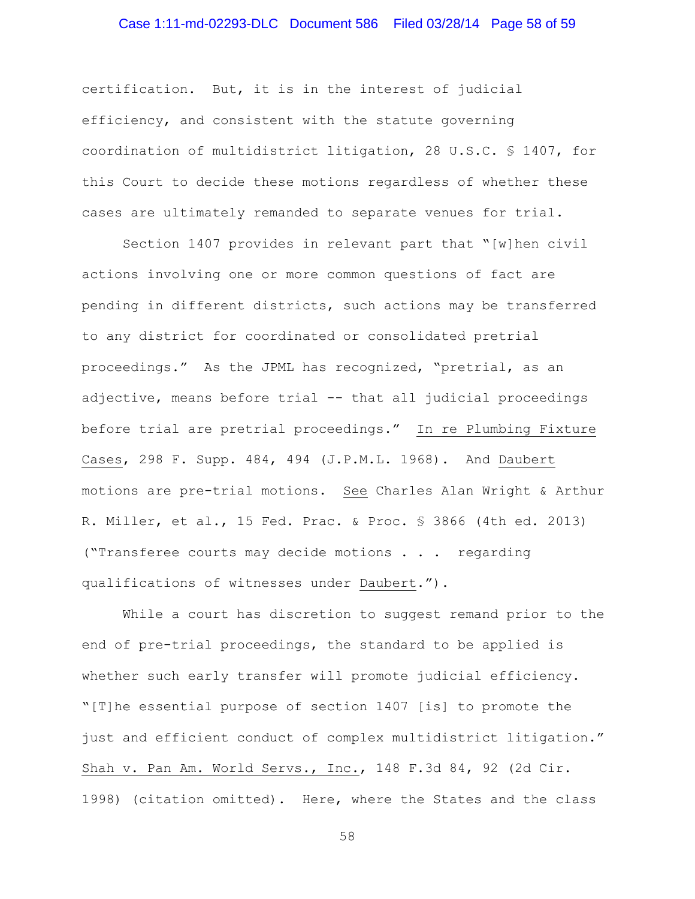certification. But, it is in the interest of judicial efficiency, and consistent with the statute governing coordination of multidistrict litigation, 28 U.S.C. § 1407, for this Court to decide these motions regardless of whether these cases are ultimately remanded to separate venues for trial.

Section 1407 provides in relevant part that "[w]hen civil actions involving one or more common questions of fact are pending in different districts, such actions may be transferred to any district for coordinated or consolidated pretrial proceedings." As the JPML has recognized, "pretrial, as an adjective, means before trial -- that all judicial proceedings before trial are pretrial proceedings." In re Plumbing Fixture Cases, 298 F. Supp. 484, 494 (J.P.M.L. 1968). And Daubert motions are pre-trial motions. See Charles Alan Wright & Arthur R. Miller, et al., 15 Fed. Prac. & Proc. § 3866 (4th ed. 2013) ("Transferee courts may decide motions . . . regarding qualifications of witnesses under Daubert.").

While a court has discretion to suggest remand prior to the end of pre-trial proceedings, the standard to be applied is whether such early transfer will promote judicial efficiency. "[T]he essential purpose of section 1407 [is] to promote the just and efficient conduct of complex multidistrict litigation." Shah v. Pan Am. World Servs., Inc., 148 F.3d 84, 92 (2d Cir. 1998) (citation omitted). Here, where the States and the class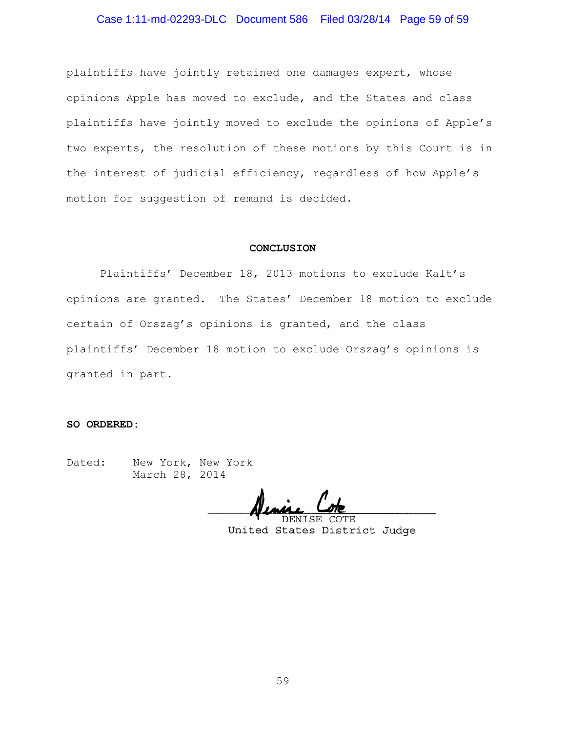plaintiffs have jointly retained one damages expert, whose opinions Apple has moved to exclude, and the States and class plaintiffs have jointly moved to exclude the opinions of Apple's two experts, the resolution of these motions by this Court is in the interest of judicial efficiency, regardless of how Apple's motion for suggestion of remand is decided.

## CONCLUSION

Plaintiffs' December 18, 2013 motions to exclude Kalt's opinions are granted. The States' December 18 motion to exclude certain of Orszag's opinions is granted, and the class plaintiffs' December 18 motion to exclude Orszag's opinions is granted in part.

**SO ORDERED:**

Dated: New York, New York
March 28, 2014

DENISE COTE
United States District Judge